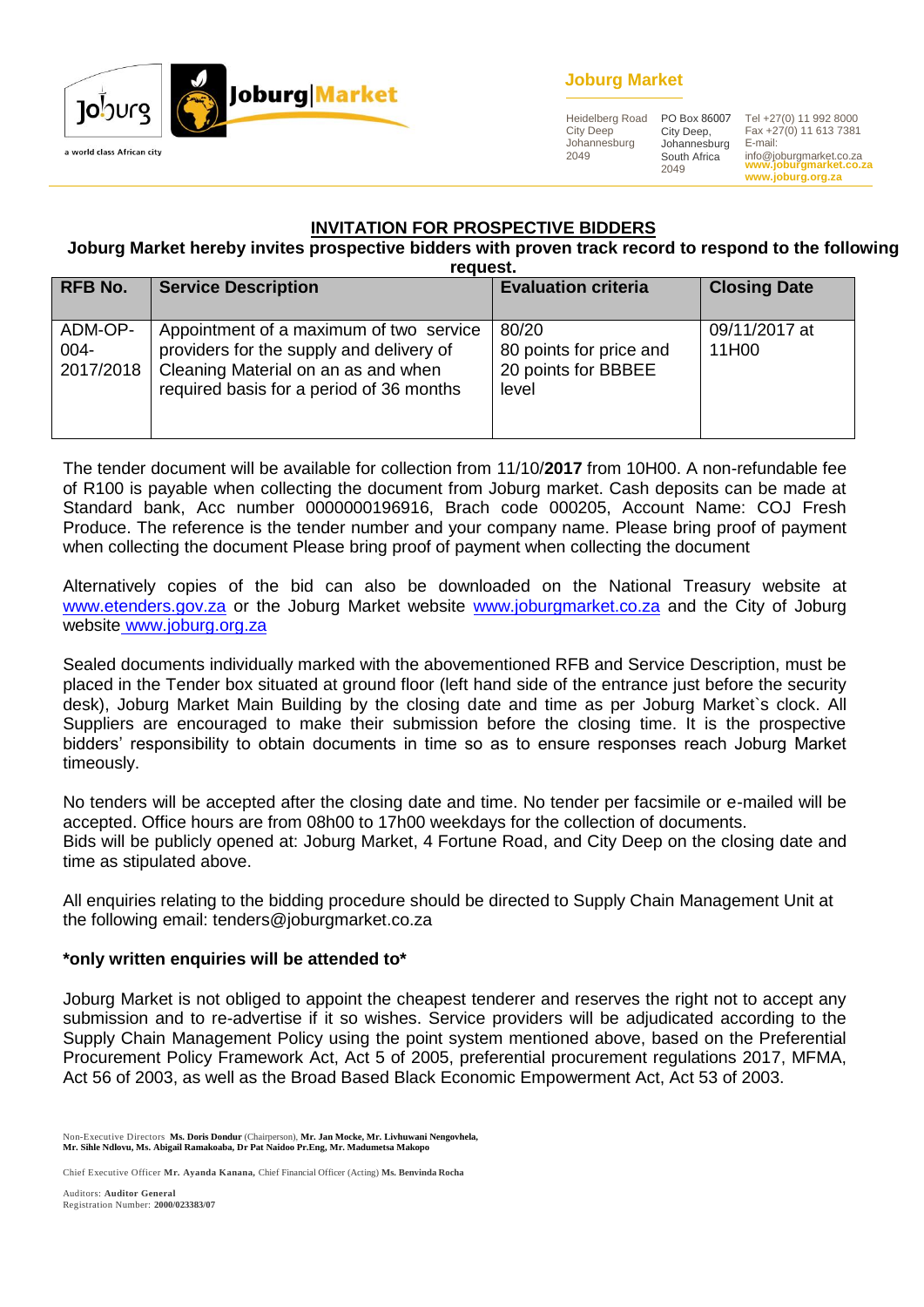**Joburg Market**

| Heidelberg Road<br>City Deep<br>Johannesburg<br>2049 | PO Box 86007<br>City Deep,<br>Johannesburg<br>South Africa<br>2049 | Tel +27(0) 11 992 8000<br>Fax +27(0) 11 613 7381<br>E-mail:<br>info@joburgmarket.co.za<br>www.joburgmarket.co.za<br>www.joburg.org.za |
|---|---|---|

a world class African city

## INVITATION FOR PROSPECTIVE BIDDERS

**Joburg Market hereby invites prospective bidders with proven track record to respond to the following request.**

| RFB No. | Service Description | Evaluation criteria | Closing Date |
|---|---|---|---|
| ADM-OP-004-2017/2018 | Appointment of a maximum of two service providers for the supply and delivery of Cleaning Material on an as and when required basis for a period of 36 months | 80/20<br>80 points for price and 20 points for BBBEE level | 09/11/2017 at 11H00 |

The tender document will be available for collection from 11/10/**2017** from 10H00. A non-refundable fee of R100 is payable when collecting the document from Joburg market. Cash deposits can be made at Standard bank, Acc number 0000000196916, Brach code 000205, Account Name: COJ Fresh Produce. The reference is the tender number and your company name. Please bring proof of payment when collecting the document Please bring proof of payment when collecting the document

Alternatively copies of the bid can also be downloaded on the National Treasury website at www.etenders.gov.za or the Joburg Market website www.joburgmarket.co.za and the City of Joburg website www.joburg.org.za

Sealed documents individually marked with the abovementioned RFB and Service Description, must be placed in the Tender box situated at ground floor (left hand side of the entrance just before the security desk), Joburg Market Main Building by the closing date and time as per Joburg Market`s clock. All Suppliers are encouraged to make their submission before the closing time. It is the prospective bidders' responsibility to obtain documents in time so as to ensure responses reach Joburg Market timeously.

No tenders will be accepted after the closing date and time. No tender per facsimile or e-mailed will be accepted. Office hours are from 08h00 to 17h00 weekdays for the collection of documents.
Bids will be publicly opened at: Joburg Market, 4 Fortune Road, and City Deep on the closing date and time as stipulated above.

All enquiries relating to the bidding procedure should be directed to Supply Chain Management Unit at the following email: tenders@joburgmarket.co.za

**\*only written enquiries will be attended to\***

Joburg Market is not obliged to appoint the cheapest tenderer and reserves the right not to accept any submission and to re-advertise if it so wishes. Service providers will be adjudicated according to the Supply Chain Management Policy using the point system mentioned above, based on the Preferential Procurement Policy Framework Act, Act 5 of 2005, preferential procurement regulations 2017, MFMA, Act 56 of 2003, as well as the Broad Based Black Economic Empowerment Act, Act 53 of 2003.

Non-Executive Directors **Ms. Doris Dondur** (Chairperson), **Mr. Jan Mocke, Mr. Livhuwani Nengovhela, Mr. Sihle Ndlovu, Ms. Abigail Ramakoaba, Dr Pat Naidoo Pr.Eng, Mr. Madumetsa Makopo**

Chief Executive Officer **Mr. Ayanda Kanana,** Chief Financial Officer (Acting) **Ms. Benvinda Rocha**

Auditors: **Auditor General**
Registration Number: **2000/023383/07**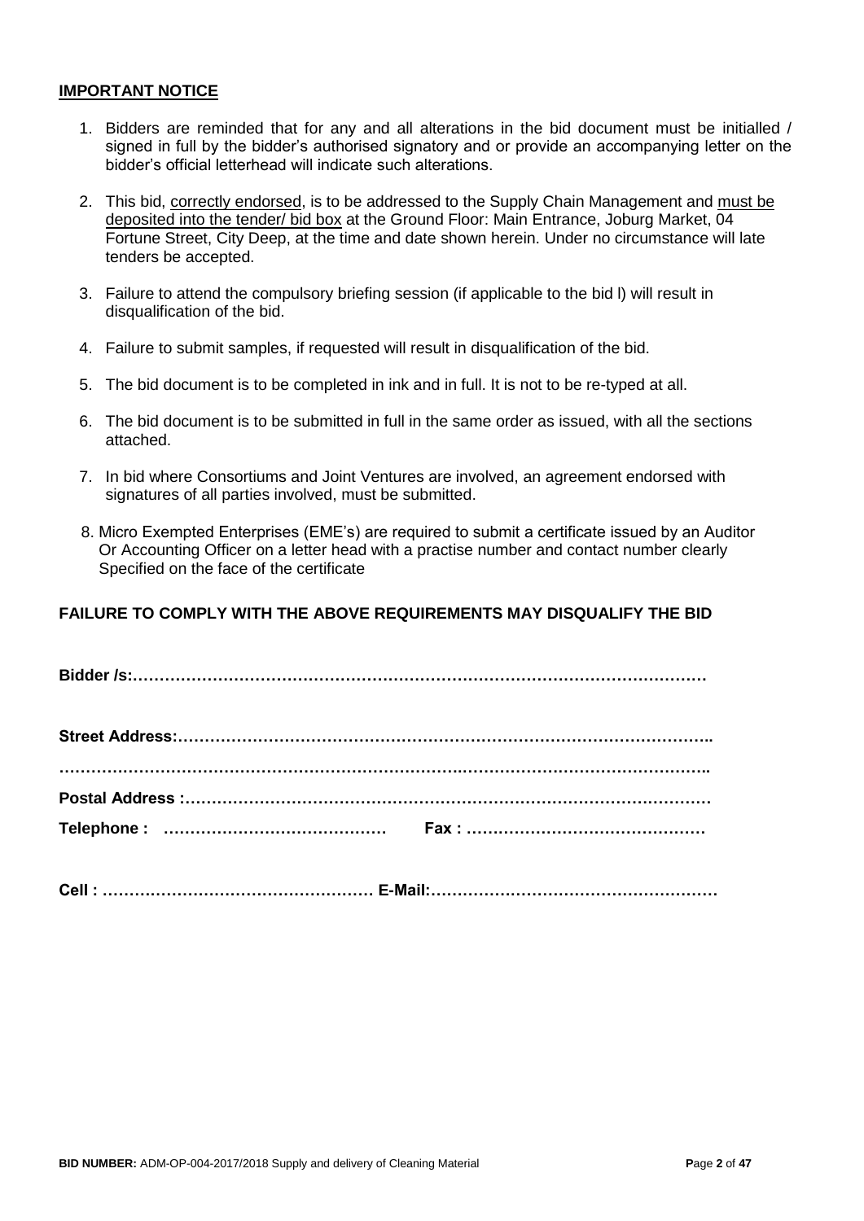**IMPORTANT NOTICE**

1. Bidders are reminded that for any and all alterations in the bid document must be initialled / signed in full by the bidder's authorised signatory and or provide an accompanying letter on the bidder's official letterhead will indicate such alterations.

2. This bid, correctly endorsed, is to be addressed to the Supply Chain Management and must be deposited into the tender/ bid box at the Ground Floor: Main Entrance, Joburg Market, 04 Fortune Street, City Deep, at the time and date shown herein. Under no circumstance will late tenders be accepted.

3. Failure to attend the compulsory briefing session (if applicable to the bid l) will result in disqualification of the bid.

4. Failure to submit samples, if requested will result in disqualification of the bid.

5. The bid document is to be completed in ink and in full. It is not to be re-typed at all.

6. The bid document is to be submitted in full in the same order as issued, with all the sections attached.

7. In bid where Consortiums and Joint Ventures are involved, an agreement endorsed with signatures of all parties involved, must be submitted.

8. Micro Exempted Enterprises (EME's) are required to submit a certificate issued by an Auditor Or Accounting Officer on a letter head with a practise number and contact number clearly Specified on the face of the certificate

**FAILURE TO COMPLY WITH THE ABOVE REQUIREMENTS MAY DISQUALIFY THE BID**

**Bidder /s:………………………………………………………………………………………………**

**Street Address:……………………………………………………………………………………..**

**………………………………………………………………………………………………………..**

**Postal Address :………………………………………………………………………………………**

**Telephone : …………………………………… Fax : ………………………………………**

**Cell : …………………………………………… E-Mail:………………………………………………**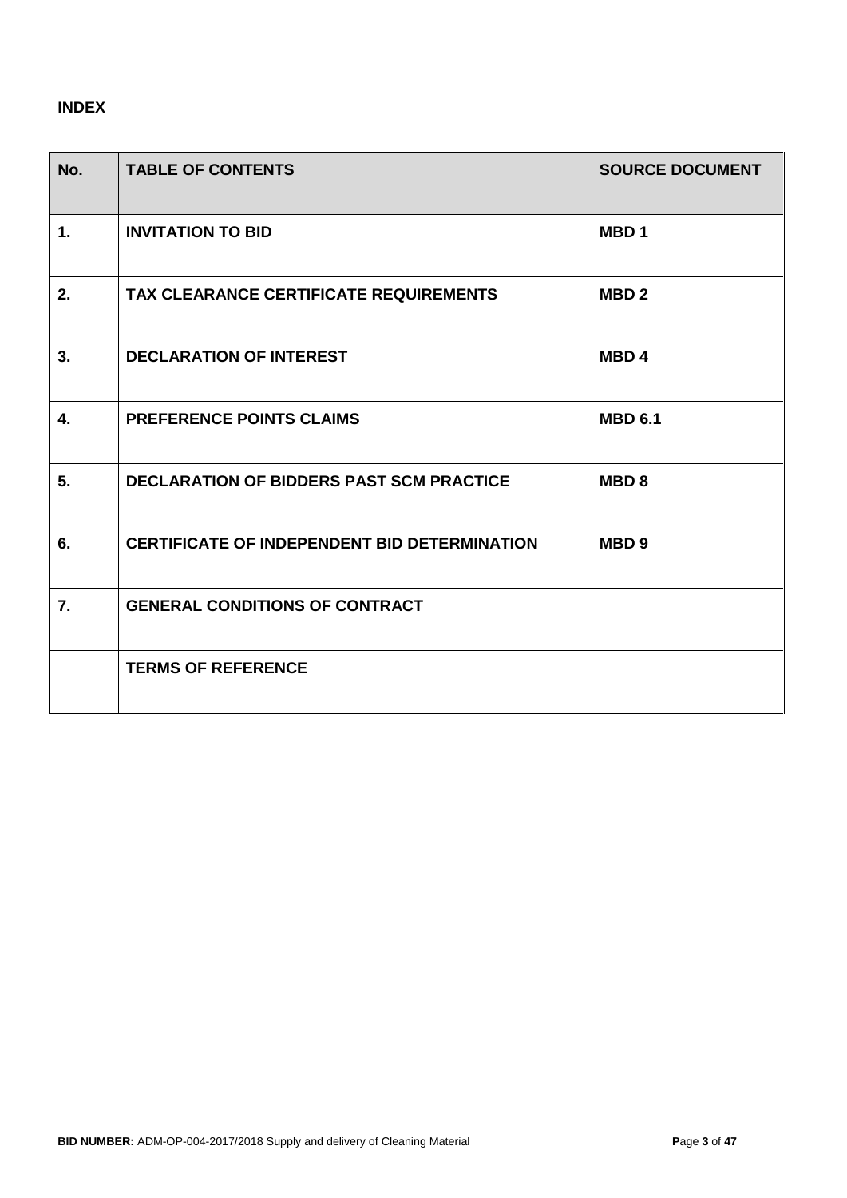**INDEX**

| No. | TABLE OF CONTENTS | SOURCE DOCUMENT |
|---|---|---|
| 1. | INVITATION TO BID | MBD 1 |
| 2. | TAX CLEARANCE CERTIFICATE REQUIREMENTS | MBD 2 |
| 3. | DECLARATION OF INTEREST | MBD 4 |
| 4. | PREFERENCE POINTS CLAIMS | MBD 6.1 |
| 5. | DECLARATION OF BIDDERS PAST SCM PRACTICE | MBD 8 |
| 6. | CERTIFICATE OF INDEPENDENT BID DETERMINATION | MBD 9 |
| 7. | GENERAL CONDITIONS OF CONTRACT | |
| | TERMS OF REFERENCE | |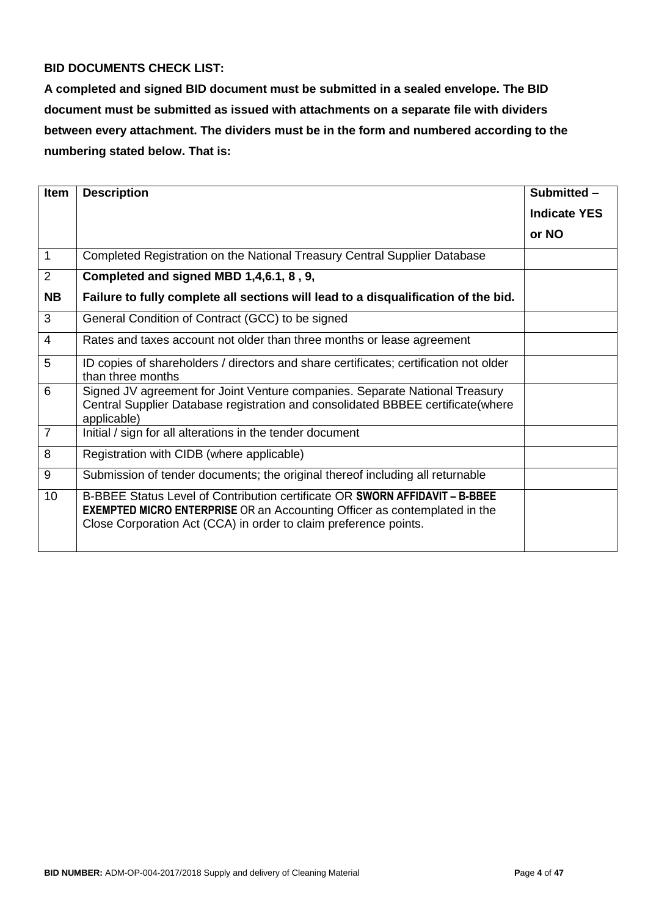**BID DOCUMENTS CHECK LIST:**

**A completed and signed BID document must be submitted in a sealed envelope. The BID document must be submitted as issued with attachments on a separate file with dividers between every attachment. The dividers must be in the form and numbered according to the numbering stated below. That is:**

| Item | Description | Submitted – Indicate YES or NO |
|---|---|---|
| 1 | Completed Registration on the National Treasury Central Supplier Database | |
| 2<br>**NB** | **Completed and signed MBD 1,4,6.1, 8 , 9,**<br>**Failure to fully complete all sections will lead to a disqualification of the bid.** | |
| 3 | General Condition of Contract (GCC) to be signed | |
| 4 | Rates and taxes account not older than three months or lease agreement | |
| 5 | ID copies of shareholders / directors and share certificates; certification not older than three months | |
| 6 | Signed JV agreement for Joint Venture companies. Separate National Treasury Central Supplier Database registration and consolidated BBBEE certificate(where applicable) | |
| 7 | Initial / sign for all alterations in the tender document | |
| 8 | Registration with CIDB (where applicable) | |
| 9 | Submission of tender documents; the original thereof including all returnable | |
| 10 | B-BBEE Status Level of Contribution certificate OR **SWORN AFFIDAVIT – B-BBEE EXEMPTED MICRO ENTERPRISE** OR an Accounting Officer as contemplated in the Close Corporation Act (CCA) in order to claim preference points. | |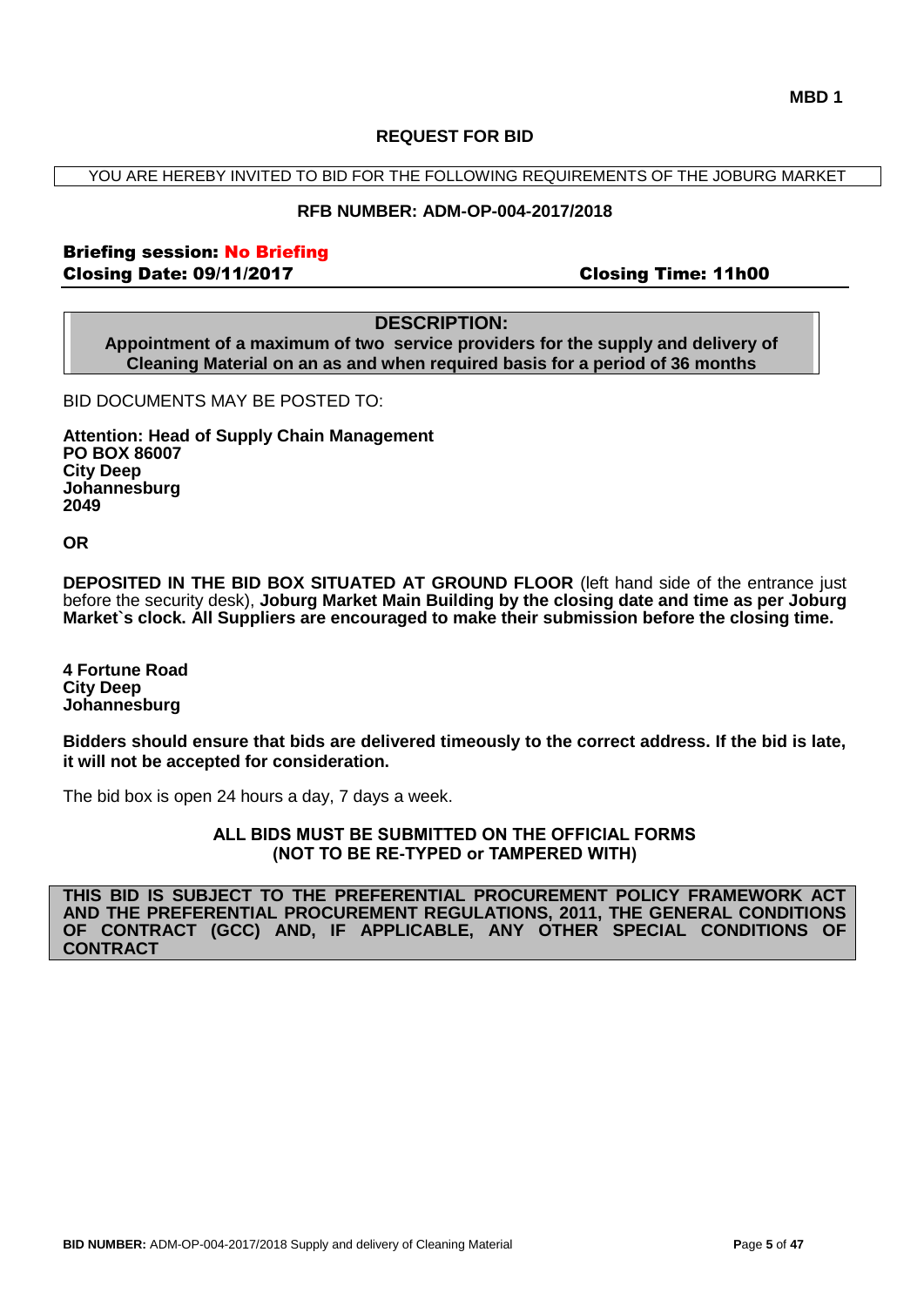**MBD 1**

## REQUEST FOR BID

YOU ARE HEREBY INVITED TO BID FOR THE FOLLOWING REQUIREMENTS OF THE JOBURG MARKET

**RFB NUMBER: ADM-OP-004-2017/2018**

**Briefing session: No Briefing**
**Closing Date: 09/11/2017** **Closing Time: 11h00**

**DESCRIPTION:**
**Appointment of a maximum of two service providers for the supply and delivery of Cleaning Material on an as and when required basis for a period of 36 months**

BID DOCUMENTS MAY BE POSTED TO:

**Attention: Head of Supply Chain Management**
**PO BOX 86007**
**City Deep**
**Johannesburg**
**2049**

**OR**

**DEPOSITED IN THE BID BOX SITUATED AT GROUND FLOOR** (left hand side of the entrance just before the security desk), **Joburg Market Main Building by the closing date and time as per Joburg Market`s clock. All Suppliers are encouraged to make their submission before the closing time.**

**4 Fortune Road**
**City Deep**
**Johannesburg**

**Bidders should ensure that bids are delivered timeously to the correct address. If the bid is late, it will not be accepted for consideration.**

The bid box is open 24 hours a day, 7 days a week.

**ALL BIDS MUST BE SUBMITTED ON THE OFFICIAL FORMS (NOT TO BE RE-TYPED or TAMPERED WITH)**

**THIS BID IS SUBJECT TO THE PREFERENTIAL PROCUREMENT POLICY FRAMEWORK ACT AND THE PREFERENTIAL PROCUREMENT REGULATIONS, 2011, THE GENERAL CONDITIONS OF CONTRACT (GCC) AND, IF APPLICABLE, ANY OTHER SPECIAL CONDITIONS OF CONTRACT**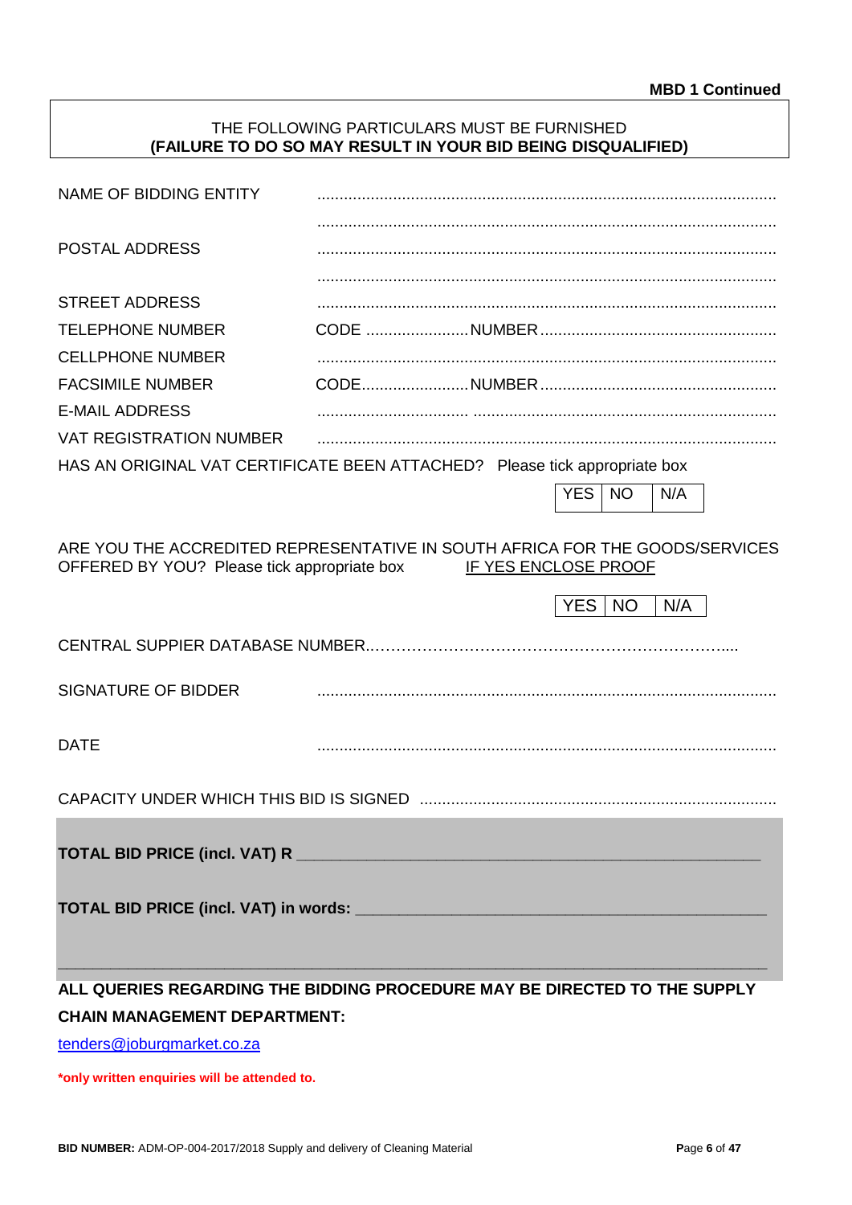**MBD 1 Continued**

THE FOLLOWING PARTICULARS MUST BE FURNISHED
**(FAILURE TO DO SO MAY RESULT IN YOUR BID BEING DISQUALIFIED)**

| | |
|---|---|
| NAME OF BIDDING ENTITY | ...................................................................................................... |
| | ...................................................................................................... |
| POSTAL ADDRESS | ...................................................................................................... |
| | ...................................................................................................... |
| STREET ADDRESS | ...................................................................................................... |
| TELEPHONE NUMBER | CODE .......................NUMBER.................................................... |
| CELLPHONE NUMBER | ...................................................................................................... |
| FACSIMILE NUMBER | CODE........................NUMBER.................................................... |
| E-MAIL ADDRESS | ................................. .................................................................... |
| VAT REGISTRATION NUMBER | ...................................................................................................... |

HAS AN ORIGINAL VAT CERTIFICATE BEEN ATTACHED? Please tick appropriate box

| YES | NO | N/A |
|---|---|---|

ARE YOU THE ACCREDITED REPRESENTATIVE IN SOUTH AFRICA FOR THE GOODS/SERVICES OFFERED BY YOU? Please tick appropriate box IF YES ENCLOSE PROOF

| YES | NO | N/A |
|---|---|---|

CENTRAL SUPPIER DATABASE NUMBER..……………………………………………………………....

SIGNATURE OF BIDDER ......................................................................................................

DATE ......................................................................................................

CAPACITY UNDER WHICH THIS BID IS SIGNED ...............................................................................

**TOTAL BID PRICE (incl. VAT) R** _______________________________________________________

**TOTAL BID PRICE (incl. VAT) in words:** ______________________________________________

_______________________________________________________________________________

**ALL QUERIES REGARDING THE BIDDING PROCEDURE MAY BE DIRECTED TO THE SUPPLY CHAIN MANAGEMENT DEPARTMENT:**

tenders@joburgmarket.co.za

***only written enquiries will be attended to.**

**BID NUMBER:** ADM-OP-004-2017/2018 Supply and delivery of Cleaning Material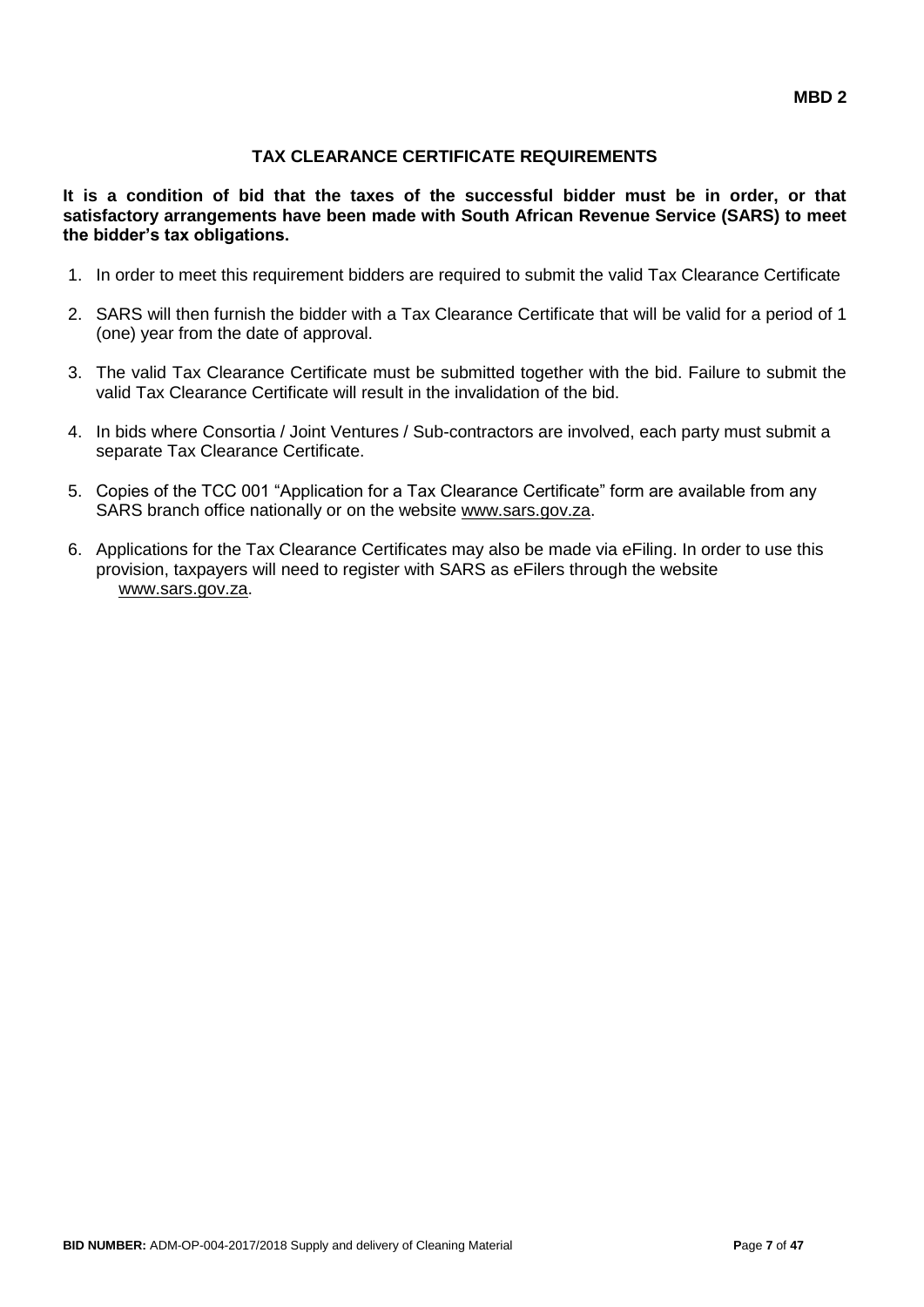**MBD 2**

## TAX CLEARANCE CERTIFICATE REQUIREMENTS

**It is a condition of bid that the taxes of the successful bidder must be in order, or that satisfactory arrangements have been made with South African Revenue Service (SARS) to meet the bidder's tax obligations.**

1. In order to meet this requirement bidders are required to submit the valid Tax Clearance Certificate
2. SARS will then furnish the bidder with a Tax Clearance Certificate that will be valid for a period of 1 (one) year from the date of approval.
3. The valid Tax Clearance Certificate must be submitted together with the bid. Failure to submit the valid Tax Clearance Certificate will result in the invalidation of the bid.
4. In bids where Consortia / Joint Ventures / Sub-contractors are involved, each party must submit a separate Tax Clearance Certificate.
5. Copies of the TCC 001 "Application for a Tax Clearance Certificate" form are available from any SARS branch office nationally or on the website www.sars.gov.za.
6. Applications for the Tax Clearance Certificates may also be made via eFiling. In order to use this provision, taxpayers will need to register with SARS as eFilers through the website www.sars.gov.za.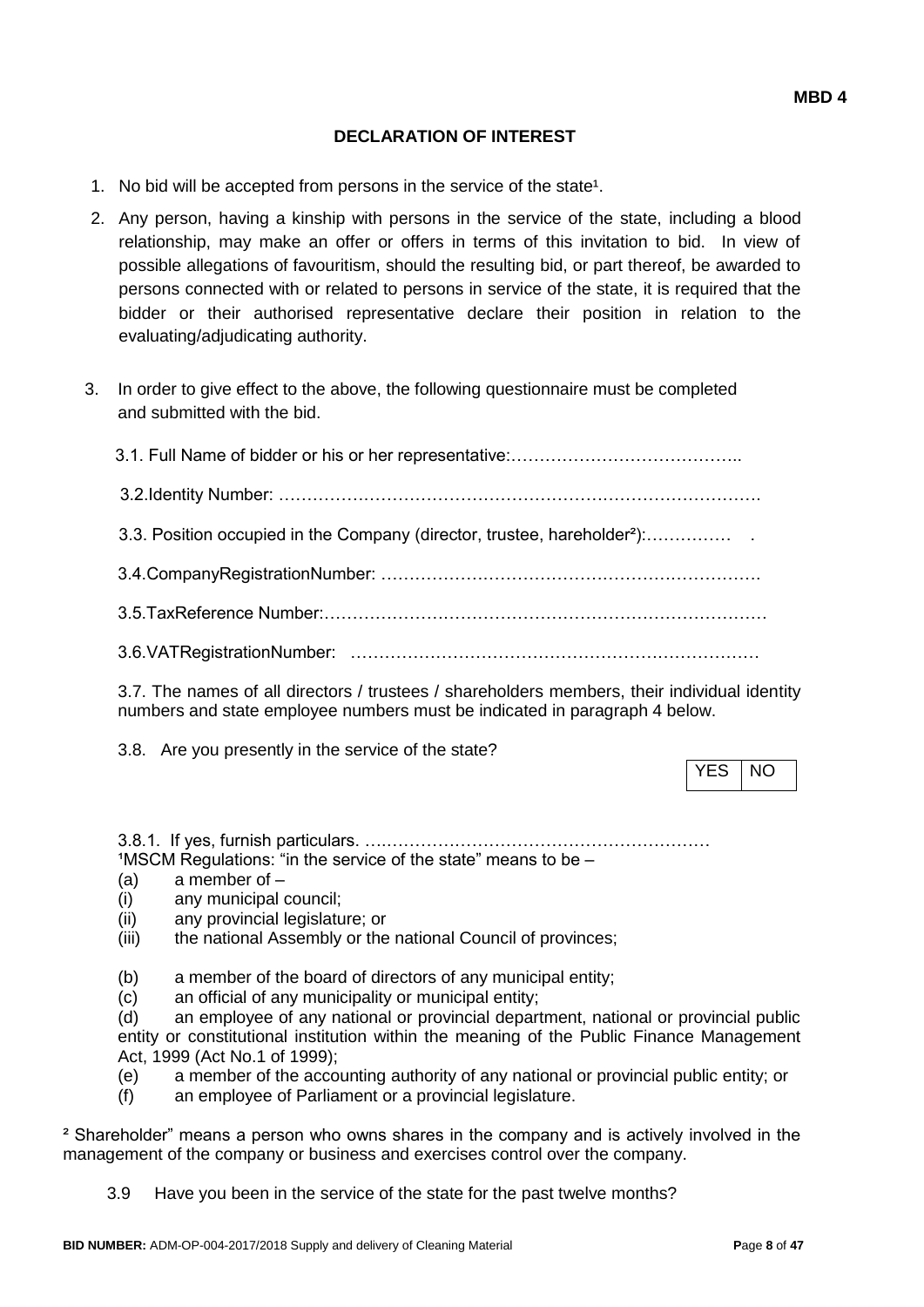**MBD 4**

## DECLARATION OF INTEREST

1. No bid will be accepted from persons in the service of the state[1].
2. Any person, having a kinship with persons in the service of the state, including a blood relationship, may make an offer or offers in terms of this invitation to bid. In view of possible allegations of favouritism, should the resulting bid, or part thereof, be awarded to persons connected with or related to persons in service of the state, it is required that the bidder or their authorised representative declare their position in relation to the evaluating/adjudicating authority.
3. In order to give effect to the above, the following questionnaire must be completed and submitted with the bid.

   3.1. Full Name of bidder or his or her representative:…………………………………..

   3.2.Identity Number: ……………………………………………………………………….

   3.3. Position occupied in the Company (director, trustee, hareholder[2]):…………… .

   3.4.CompanyRegistrationNumber: ………………………………………………………….

   3.5.TaxReference Number:…………………………………………………………………

   3.6.VATRegistrationNumber: ………………………………………………………………

   3.7. The names of all directors / trustees / shareholders members, their individual identity numbers and state employee numbers must be indicated in paragraph 4 below.

   3.8. Are you presently in the service of the state?

| YES | NO |
|---|---|

   3.8.1. If yes, furnish particulars. ….……………………………………………………

[1]MSCM Regulations: "in the service of the state" means to be –

(a) a member of –
(i) any municipal council;
(ii) any provincial legislature; or
(iii) the national Assembly or the national Council of provinces;

(b) a member of the board of directors of any municipal entity;
(c) an official of any municipality or municipal entity;
(d) an employee of any national or provincial department, national or provincial public entity or constitutional institution within the meaning of the Public Finance Management Act, 1999 (Act No.1 of 1999);
(e) a member of the accounting authority of any national or provincial public entity; or
(f) an employee of Parliament or a provincial legislature.

[2] Shareholder" means a person who owns shares in the company and is actively involved in the management of the company or business and exercises control over the company.

   3.9 Have you been in the service of the state for the past twelve months?

**BID NUMBER:** ADM-OP-004-2017/2018 Supply and delivery of Cleaning Material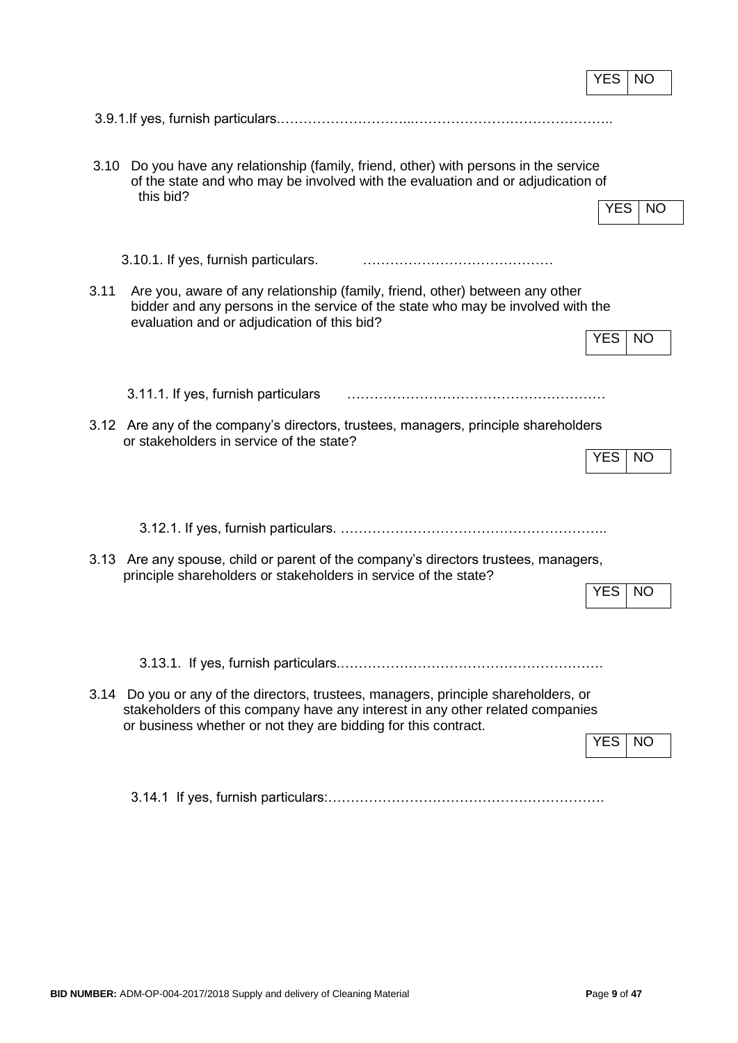| YES | NO |
|---|---|

3.9.1.If yes, furnish particulars.…………………………...……………………………………..

3.10 Do you have any relationship (family, friend, other) with persons in the service of the state and who may be involved with the evaluation and or adjudication of this bid?

| YES | NO |
|---|---|

3.10.1. If yes, furnish particulars. ……………………………………

3.11 Are you, aware of any relationship (family, friend, other) between any other bidder and any persons in the service of the state who may be involved with the evaluation and or adjudication of this bid?

| YES | NO |
|---|---|

3.11.1. If yes, furnish particulars …………………………………………………

3.12 Are any of the company's directors, trustees, managers, principle shareholders or stakeholders in service of the state?

| YES | NO |
|---|---|

3.12.1. If yes, furnish particulars. …………………………………………………..

3.13 Are any spouse, child or parent of the company's directors trustees, managers, principle shareholders or stakeholders in service of the state?

| YES | NO |
|---|---|

3.13.1. If yes, furnish particulars.………………………………………………….

3.14 Do you or any of the directors, trustees, managers, principle shareholders, or stakeholders of this company have any interest in any other related companies or business whether or not they are bidding for this contract.

| YES | NO |
|---|---|

3.14.1 If yes, furnish particulars:…………………………………………………….

**BID NUMBER:** ADM-OP-004-2017/2018 Supply and delivery of Cleaning Material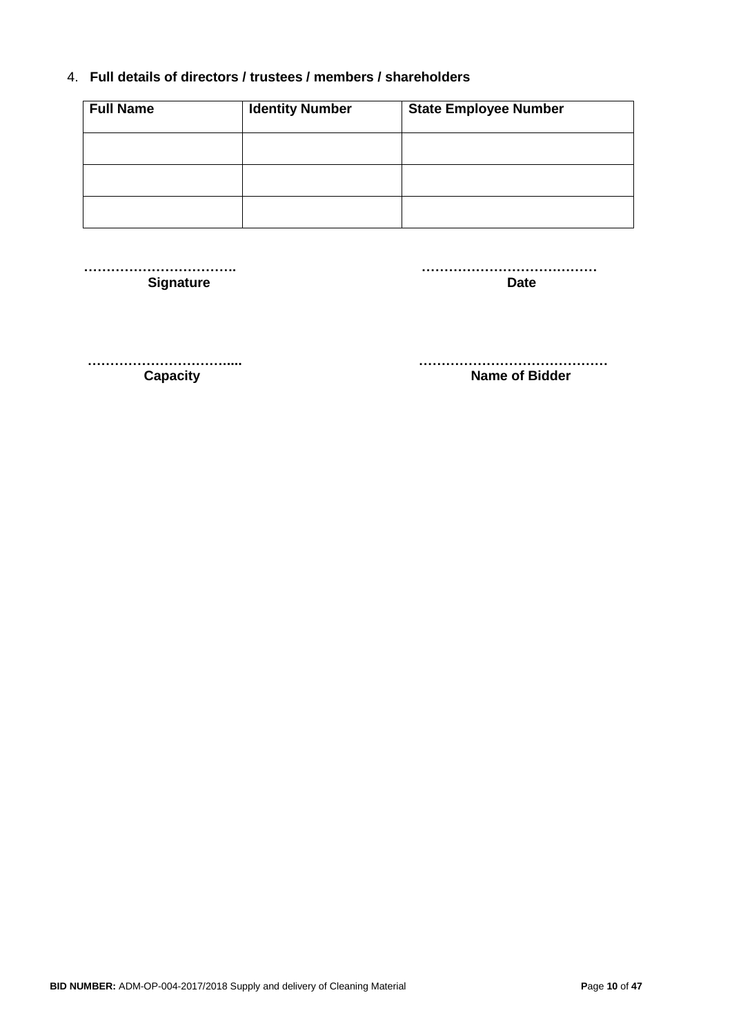4. **Full details of directors / trustees / members / shareholders**

| Full Name | Identity Number | State Employee Number |
|---|---|---|
| | | |
| | | |
| | | |

**…………………………….** **Signature**

**…………………………………** **Date**

**…………………………....** **Capacity**

**……………………………………** **Name of Bidder**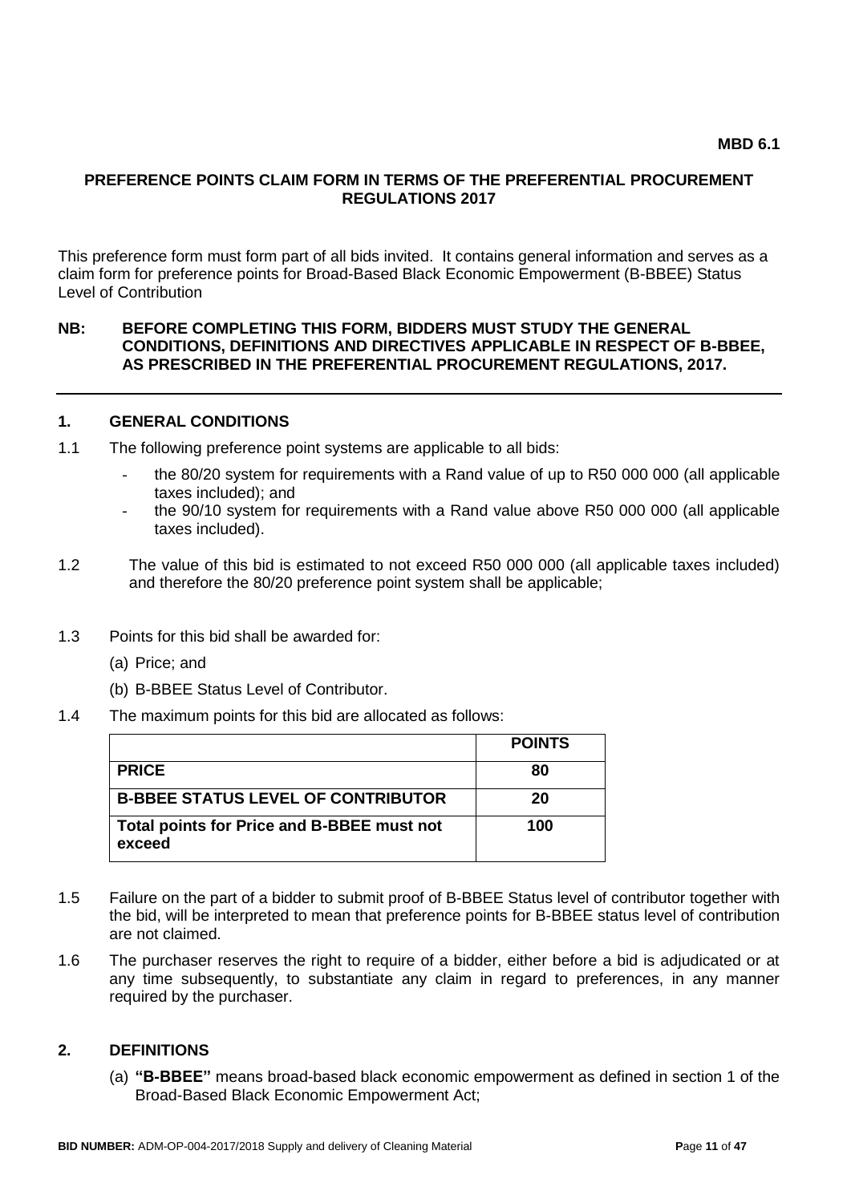**MBD 6.1**

## PREFERENCE POINTS CLAIM FORM IN TERMS OF THE PREFERENTIAL PROCUREMENT REGULATIONS 2017

This preference form must form part of all bids invited. It contains general information and serves as a claim form for preference points for Broad-Based Black Economic Empowerment (B-BBEE) Status Level of Contribution

**NB: BEFORE COMPLETING THIS FORM, BIDDERS MUST STUDY THE GENERAL CONDITIONS, DEFINITIONS AND DIRECTIVES APPLICABLE IN RESPECT OF B-BBEE, AS PRESCRIBED IN THE PREFERENTIAL PROCUREMENT REGULATIONS, 2017.**

---

### 1. GENERAL CONDITIONS

1.1 The following preference point systems are applicable to all bids:

- the 80/20 system for requirements with a Rand value of up to R50 000 000 (all applicable taxes included); and
- the 90/10 system for requirements with a Rand value above R50 000 000 (all applicable taxes included).

1.2 The value of this bid is estimated to not exceed R50 000 000 (all applicable taxes included) and therefore the 80/20 preference point system shall be applicable;

1.3 Points for this bid shall be awarded for:

(a) Price; and

(b) B-BBEE Status Level of Contributor.

1.4 The maximum points for this bid are allocated as follows:

| | **POINTS** |
|---|---|
| **PRICE** | **80** |
| **B-BBEE STATUS LEVEL OF CONTRIBUTOR** | **20** |
| **Total points for Price and B-BBEE must not exceed** | **100** |

1.5 Failure on the part of a bidder to submit proof of B-BBEE Status level of contributor together with the bid, will be interpreted to mean that preference points for B-BBEE status level of contribution are not claimed.

1.6 The purchaser reserves the right to require of a bidder, either before a bid is adjudicated or at any time subsequently, to substantiate any claim in regard to preferences, in any manner required by the purchaser.

### 2. DEFINITIONS

(a) **"B-BBEE"** means broad-based black economic empowerment as defined in section 1 of the Broad-Based Black Economic Empowerment Act;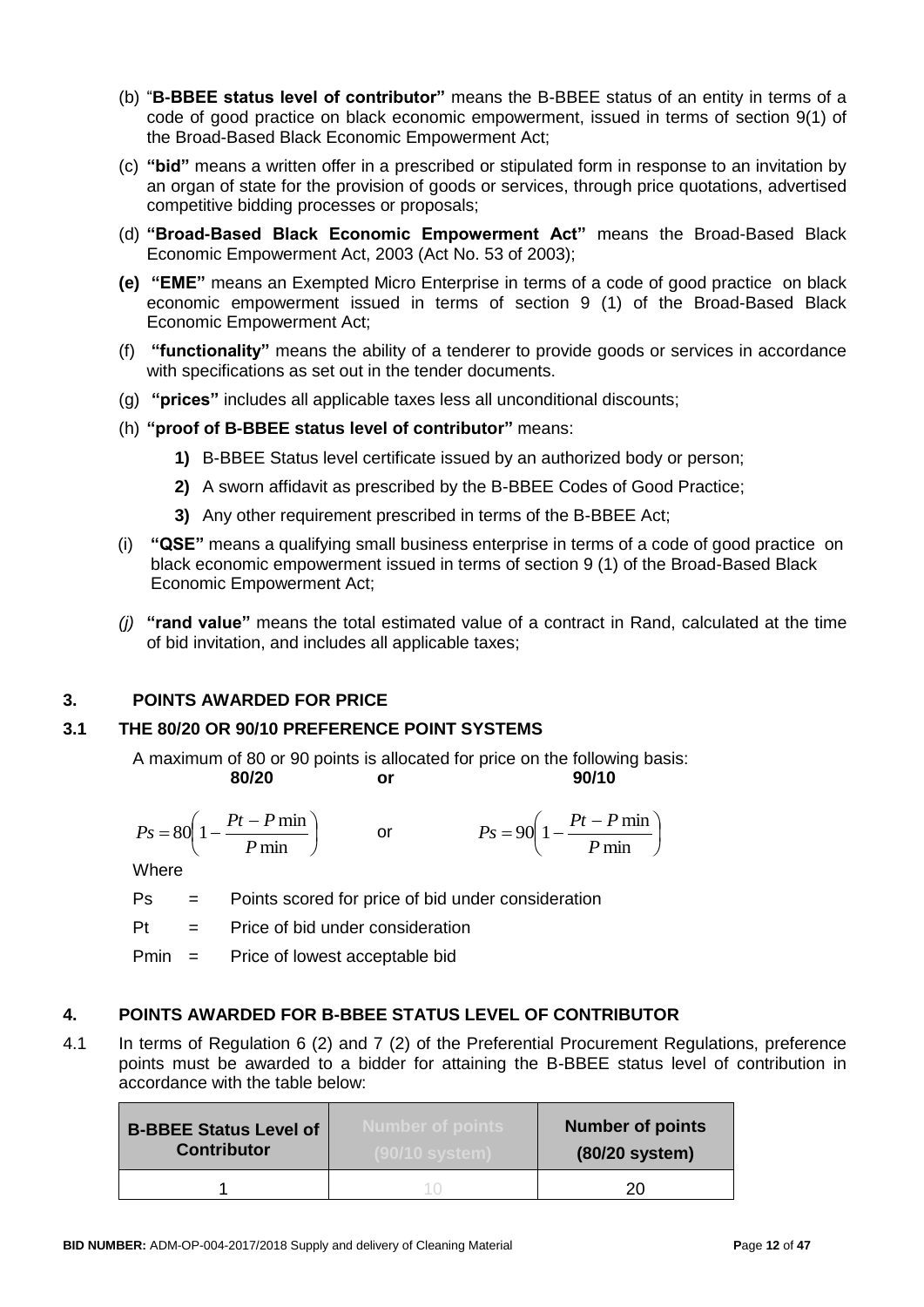(b) "**B-BBEE status level of contributor"** means the B-BBEE status of an entity in terms of a code of good practice on black economic empowerment, issued in terms of section 9(1) of the Broad-Based Black Economic Empowerment Act;

(c) **"bid"** means a written offer in a prescribed or stipulated form in response to an invitation by an organ of state for the provision of goods or services, through price quotations, advertised competitive bidding processes or proposals;

(d) **"Broad-Based Black Economic Empowerment Act"** means the Broad-Based Black Economic Empowerment Act, 2003 (Act No. 53 of 2003);

**(e) "EME"** means an Exempted Micro Enterprise in terms of a code of good practice on black economic empowerment issued in terms of section 9 (1) of the Broad-Based Black Economic Empowerment Act;

(f) **"functionality"** means the ability of a tenderer to provide goods or services in accordance with specifications as set out in the tender documents.

(g) **"prices"** includes all applicable taxes less all unconditional discounts;

(h) **"proof of B-BBEE status level of contributor"** means:

   **1)** B-BBEE Status level certificate issued by an authorized body or person;

   **2)** A sworn affidavit as prescribed by the B-BBEE Codes of Good Practice;

   **3)** Any other requirement prescribed in terms of the B-BBEE Act;

(i) **"QSE"** means a qualifying small business enterprise in terms of a code of good practice on black economic empowerment issued in terms of section 9 (1) of the Broad-Based Black Economic Empowerment Act;

*(j)* **"rand value"** means the total estimated value of a contract in Rand, calculated at the time of bid invitation, and includes all applicable taxes;

## 3. POINTS AWARDED FOR PRICE

### 3.1 THE 80/20 OR 90/10 PREFERENCE POINT SYSTEMS

A maximum of 80 or 90 points is allocated for price on the following basis:

**80/20** **or** **90/10**

$$Ps = 80\left(1 - \frac{Pt - P\min}{P\min}\right) \quad \text{or} \quad Ps = 90\left(1 - \frac{Pt - P\min}{P\min}\right)$$

Where

Ps = Points scored for price of bid under consideration

Pt = Price of bid under consideration

Pmin = Price of lowest acceptable bid

## 4. POINTS AWARDED FOR B-BBEE STATUS LEVEL OF CONTRIBUTOR

4.1 In terms of Regulation 6 (2) and 7 (2) of the Preferential Procurement Regulations, preference points must be awarded to a bidder for attaining the B-BBEE status level of contribution in accordance with the table below:

| B-BBEE Status Level of Contributor | Number of points (90/10 system) | Number of points (80/20 system) |
|---|---|---|
| 1 | 10 | 20 |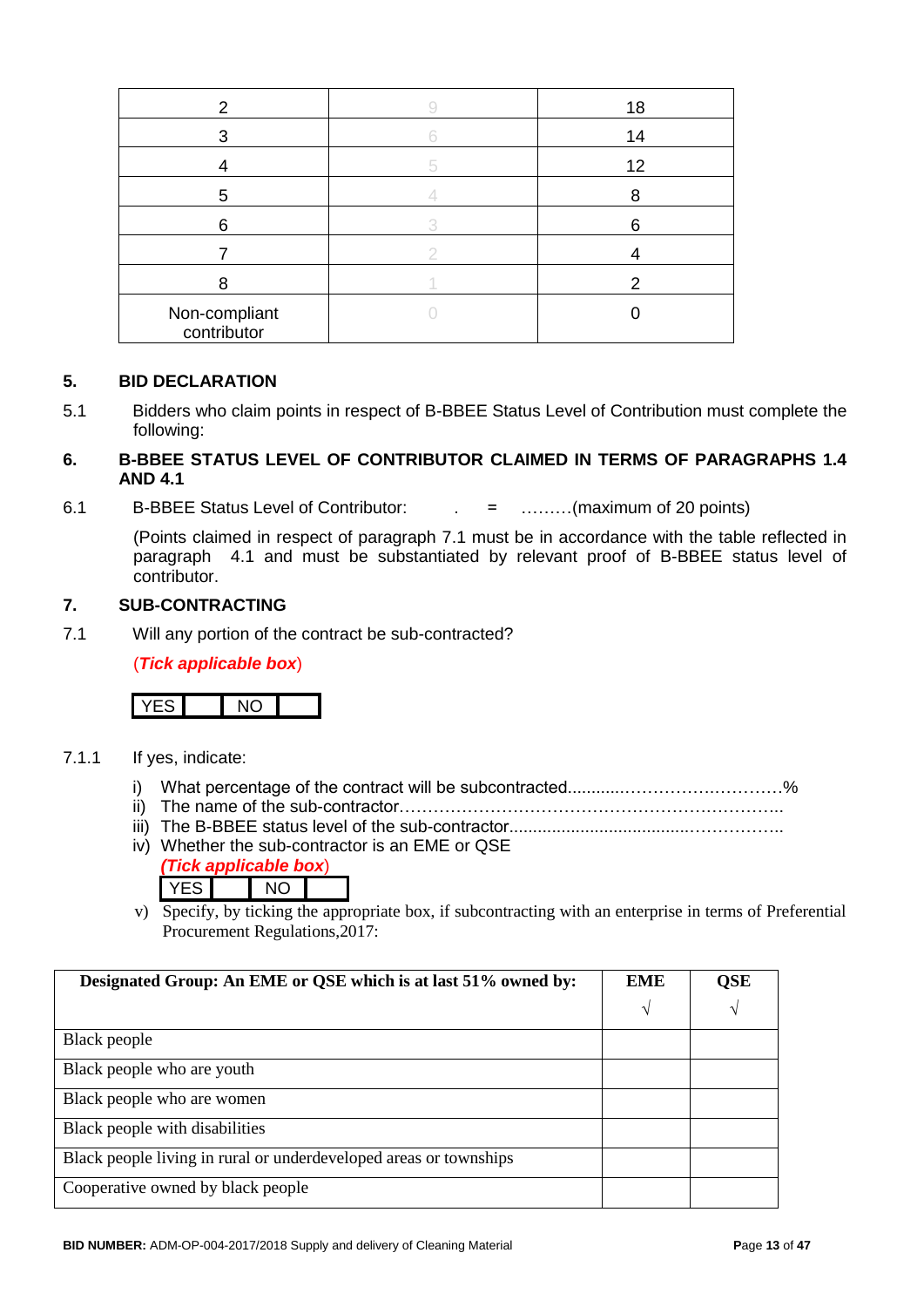| | | |
|---|---|---|
| 2 | 9 | 18 |
| 3 | 6 | 14 |
| 4 | 5 | 12 |
| 5 | 4 | 8 |
| 6 | 3 | 6 |
| 7 | 2 | 4 |
| 8 | 1 | 2 |
| Non-compliant contributor | 0 | 0 |

## 5. BID DECLARATION

5.1 Bidders who claim points in respect of B-BBEE Status Level of Contribution must complete the following:

## 6. B-BBEE STATUS LEVEL OF CONTRIBUTOR CLAIMED IN TERMS OF PARAGRAPHS 1.4 AND 4.1

6.1 B-BBEE Status Level of Contributor: . = ………(maximum of 20 points)

(Points claimed in respect of paragraph 7.1 must be in accordance with the table reflected in paragraph 4.1 and must be substantiated by relevant proof of B-BBEE status level of contributor.

## 7. SUB-CONTRACTING

7.1 Will any portion of the contract be sub-contracted?

(***Tick applicable box***)

| YES | | NO | |
|---|---|---|---|

7.1.1 If yes, indicate:

i) What percentage of the contract will be subcontracted............……………….…………%
ii) The name of the sub-contractor…………………………………………………………..
iii) The B-BBEE status level of the sub-contractor......................................……………..
iv) Whether the sub-contractor is an EME or QSE

(***Tick applicable box***)

| YES | | NO | |
|---|---|---|---|

v) Specify, by ticking the appropriate box, if subcontracting with an enterprise in terms of Preferential Procurement Regulations,2017:

| Designated Group: An EME or QSE which is at last 51% owned by: | EME √ | QSE √ |
|---|---|---|
| Black people | | |
| Black people who are youth | | |
| Black people who are women | | |
| Black people with disabilities | | |
| Black people living in rural or underdeveloped areas or townships | | |
| Cooperative owned by black people | | |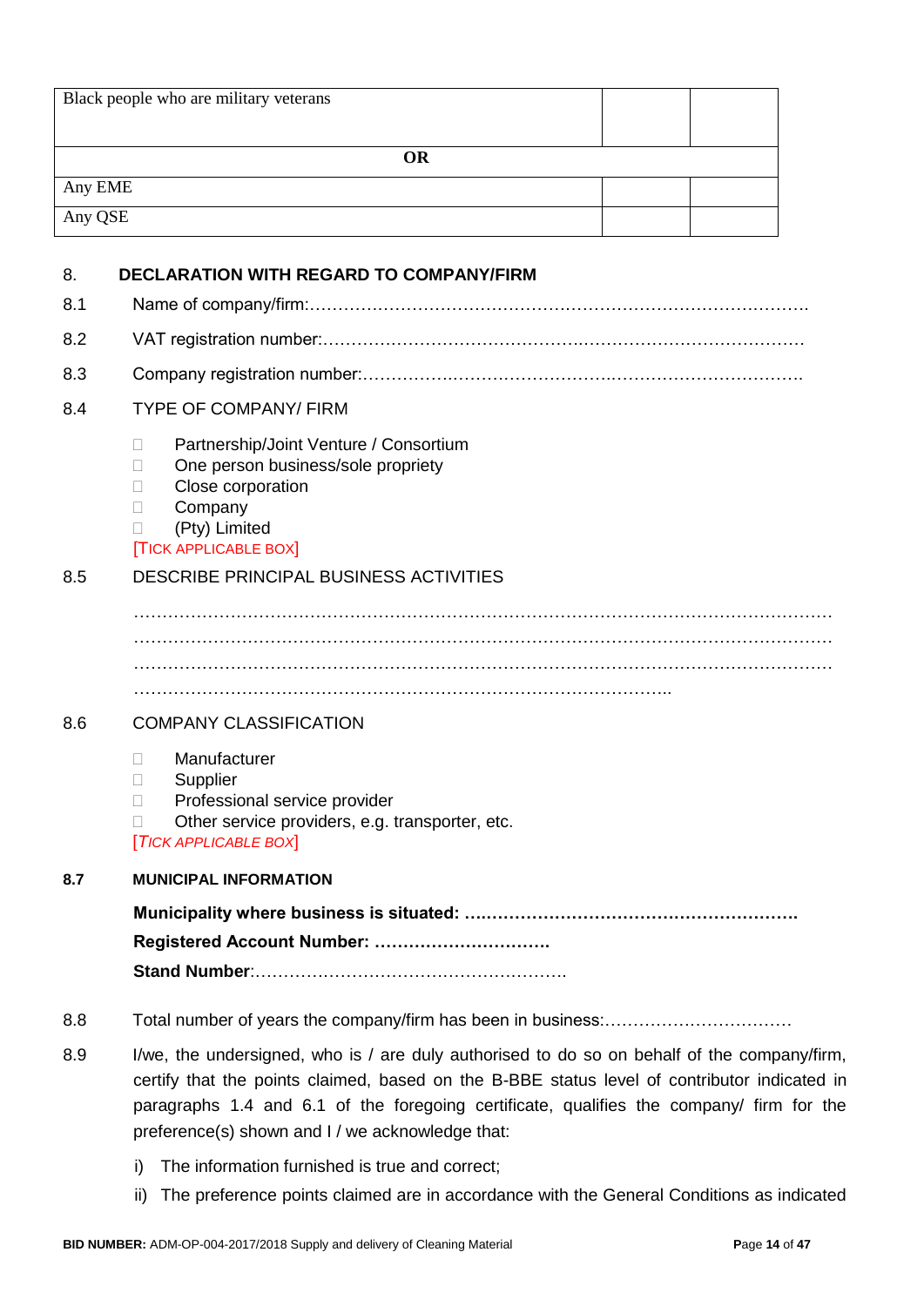| Black people who are military veterans | | |
|---|---|---|
| **OR** | | |
| Any EME | | |
| Any QSE | | |

## 8. DECLARATION WITH REGARD TO COMPANY/FIRM

8.1 Name of company/firm:…………………………………………………………………………….

8.2 VAT registration number:……………………………………….……………………………………

8.3 Company registration number:…………….……………………….…………………………….

8.4 TYPE OF COMPANY/ FIRM

- Partnership/Joint Venture / Consortium
- One person business/sole propriety
- Close corporation
- Company
- (Pty) Limited

[TICK APPLICABLE BOX]

8.5 DESCRIBE PRINCIPAL BUSINESS ACTIVITIES

…………………………………………………………………………………………………………
…………………………………………………………………………………………………………
…………………………………………………………………………………………………………
………………………………………………………………………………………..

8.6 COMPANY CLASSIFICATION

- Manufacturer
- Supplier
- Professional service provider
- Other service providers, e.g. transporter, etc.

[*TICK APPLICABLE BOX*]

**8.7 MUNICIPAL INFORMATION**

**Municipality where business is situated: ….………………………………………………**

**Registered Account Number: ………………………….**

**Stand Number**:……………………………………………….

8.8 Total number of years the company/firm has been in business:……………………………

8.9 I/we, the undersigned, who is / are duly authorised to do so on behalf of the company/firm, certify that the points claimed, based on the B-BBE status level of contributor indicated in paragraphs 1.4 and 6.1 of the foregoing certificate, qualifies the company/ firm for the preference(s) shown and I / we acknowledge that:

i) The information furnished is true and correct;

ii) The preference points claimed are in accordance with the General Conditions as indicated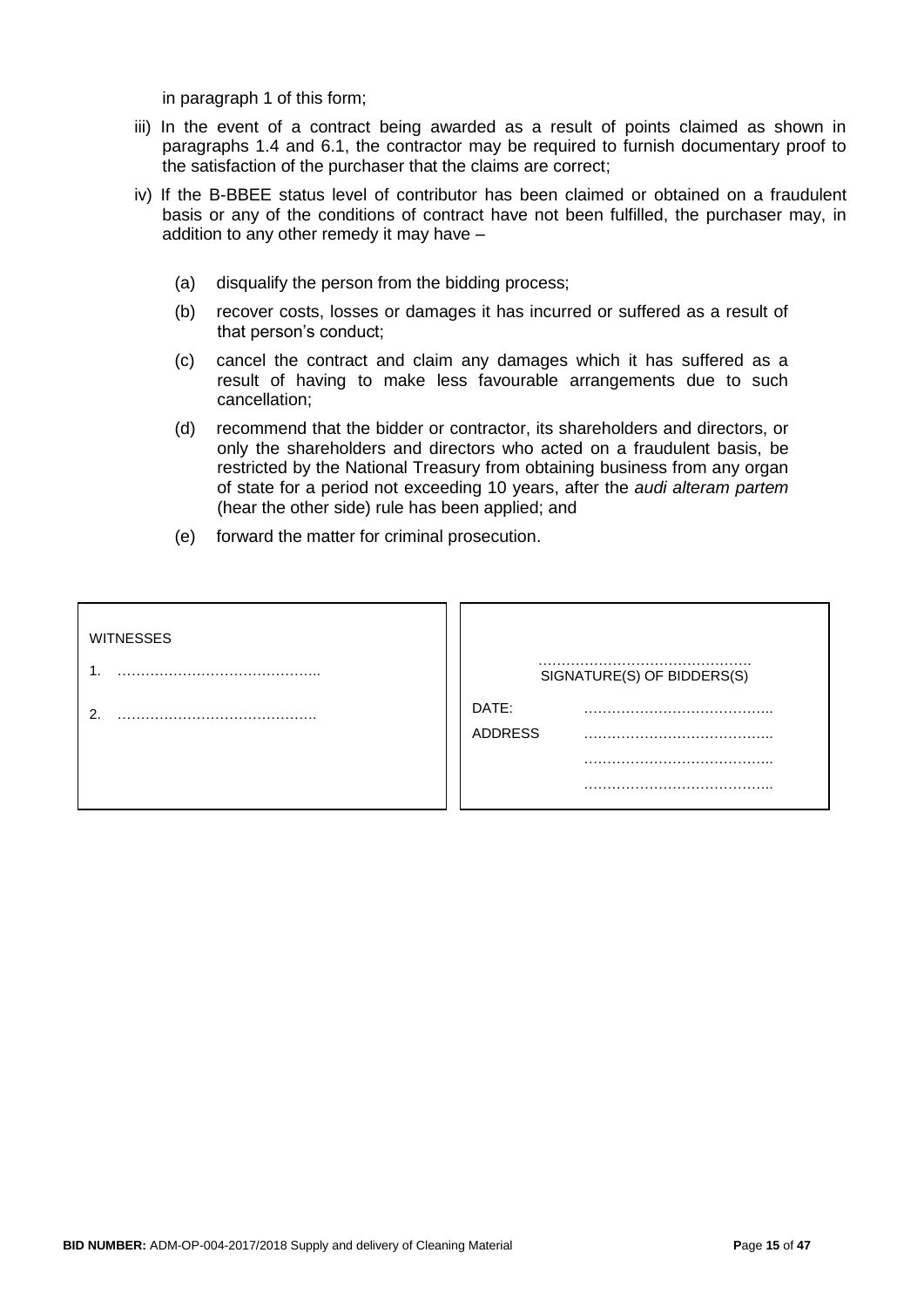in paragraph 1 of this form;

iii) In the event of a contract being awarded as a result of points claimed as shown in paragraphs 1.4 and 6.1, the contractor may be required to furnish documentary proof to the satisfaction of the purchaser that the claims are correct;

iv) If the B-BBEE status level of contributor has been claimed or obtained on a fraudulent basis or any of the conditions of contract have not been fulfilled, the purchaser may, in addition to any other remedy it may have –

   (a) disqualify the person from the bidding process;

   (b) recover costs, losses or damages it has incurred or suffered as a result of that person's conduct;

   (c) cancel the contract and claim any damages which it has suffered as a result of having to make less favourable arrangements due to such cancellation;

   (d) recommend that the bidder or contractor, its shareholders and directors, or only the shareholders and directors who acted on a fraudulent basis, be restricted by the National Treasury from obtaining business from any organ of state for a period not exceeding 10 years, after the *audi alteram partem* (hear the other side) rule has been applied; and

   (e) forward the matter for criminal prosecution.

| WITNESSES | |
|---|---|
| 1. …………………………………….. | ………………………………………. SIGNATURE(S) OF BIDDERS(S) |
| 2. ……………………………………. | DATE: ………………………………….. |
| | ADDRESS ………………………………….. |
| | ………………………………….. |
| | ………………………………….. |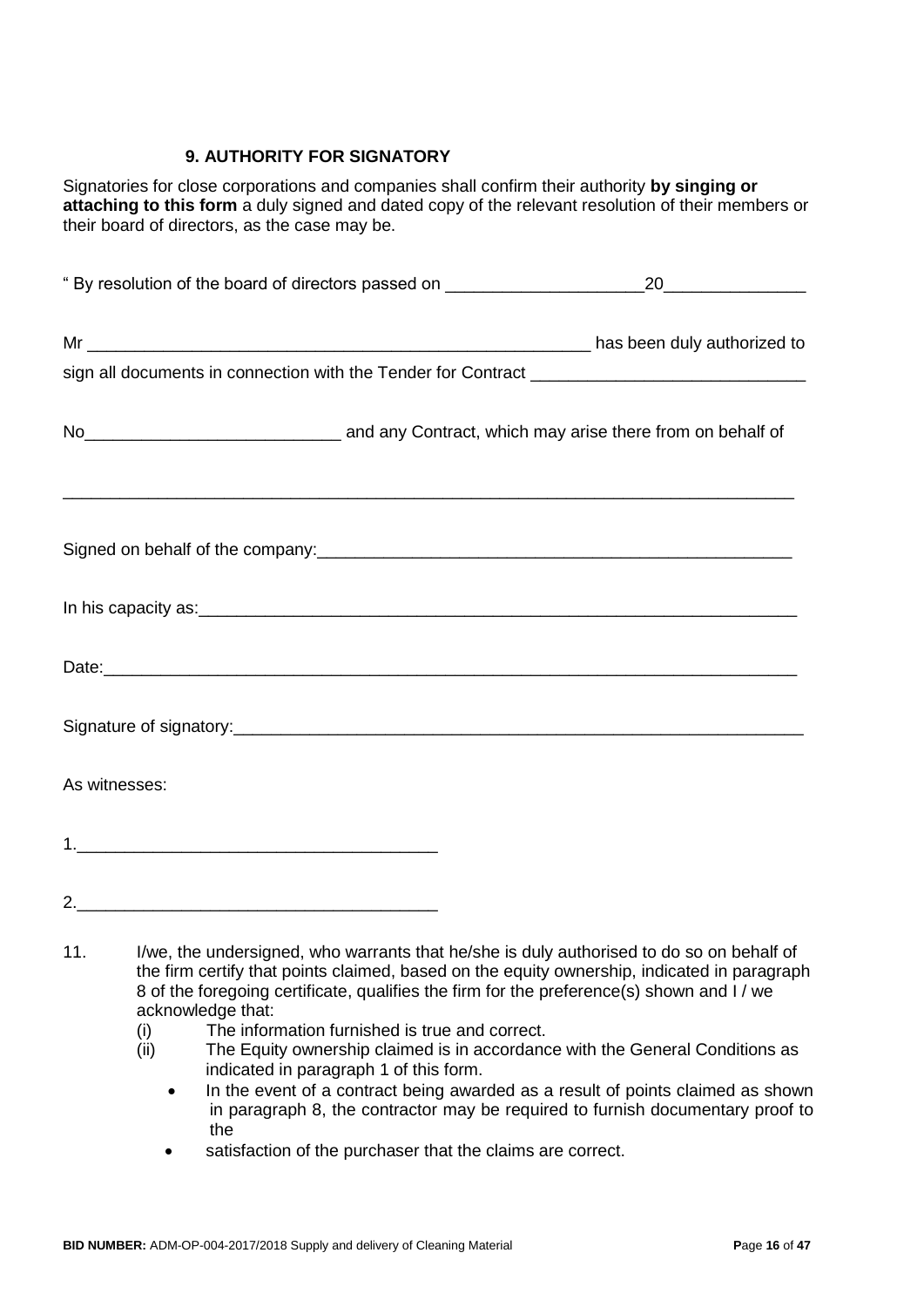### 9. AUTHORITY FOR SIGNATORY

Signatories for close corporations and companies shall confirm their authority **by singing or attaching to this form** a duly signed and dated copy of the relevant resolution of their members or their board of directors, as the case may be.

" By resolution of the board of directors passed on _____________________20_______________

Mr _______________________________________________________ has been duly authorized to sign all documents in connection with the Tender for Contract _____________________________

No___________________________ and any Contract, which may arise there from on behalf of

_______________________________________________________________________________

Signed on behalf of the company:_____________________________________________________

In his capacity as:_________________________________________________________________

Date:____________________________________________________________________________

Signature of signatory:______________________________________________________________

As witnesses:

1.______________________________________

2.______________________________________

11. I/we, the undersigned, who warrants that he/she is duly authorised to do so on behalf of the firm certify that points claimed, based on the equity ownership, indicated in paragraph 8 of the foregoing certificate, qualifies the firm for the preference(s) shown and I / we acknowledge that:
    (i) The information furnished is true and correct.
    (ii) The Equity ownership claimed is in accordance with the General Conditions as indicated in paragraph 1 of this form.
    - In the event of a contract being awarded as a result of points claimed as shown in paragraph 8, the contractor may be required to furnish documentary proof to the
    - satisfaction of the purchaser that the claims are correct.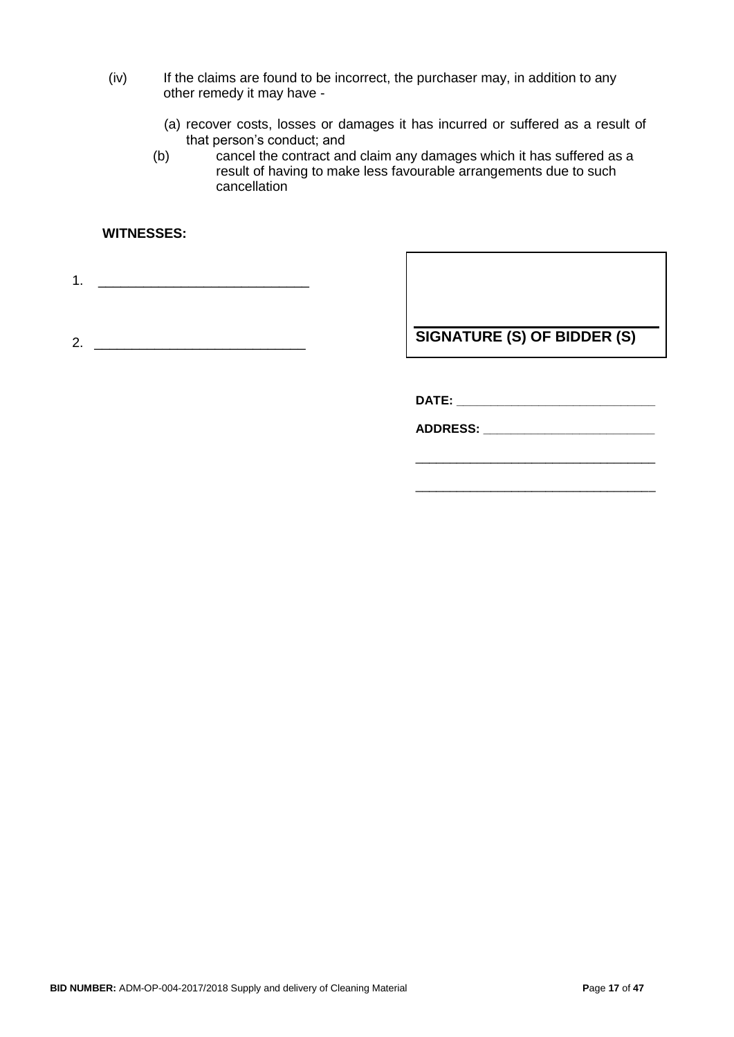(iv) If the claims are found to be incorrect, the purchaser may, in addition to any other remedy it may have -

  (a) recover costs, losses or damages it has incurred or suffered as a result of that person's conduct; and

  (b) cancel the contract and claim any damages which it has suffered as a result of having to make less favourable arrangements due to such cancellation

**WITNESSES:**

1. ____________________________

2. ____________________________

**SIGNATURE (S) OF BIDDER (S)**

**DATE:** ____________________________

**ADDRESS:** ________________________

____________________________________

____________________________________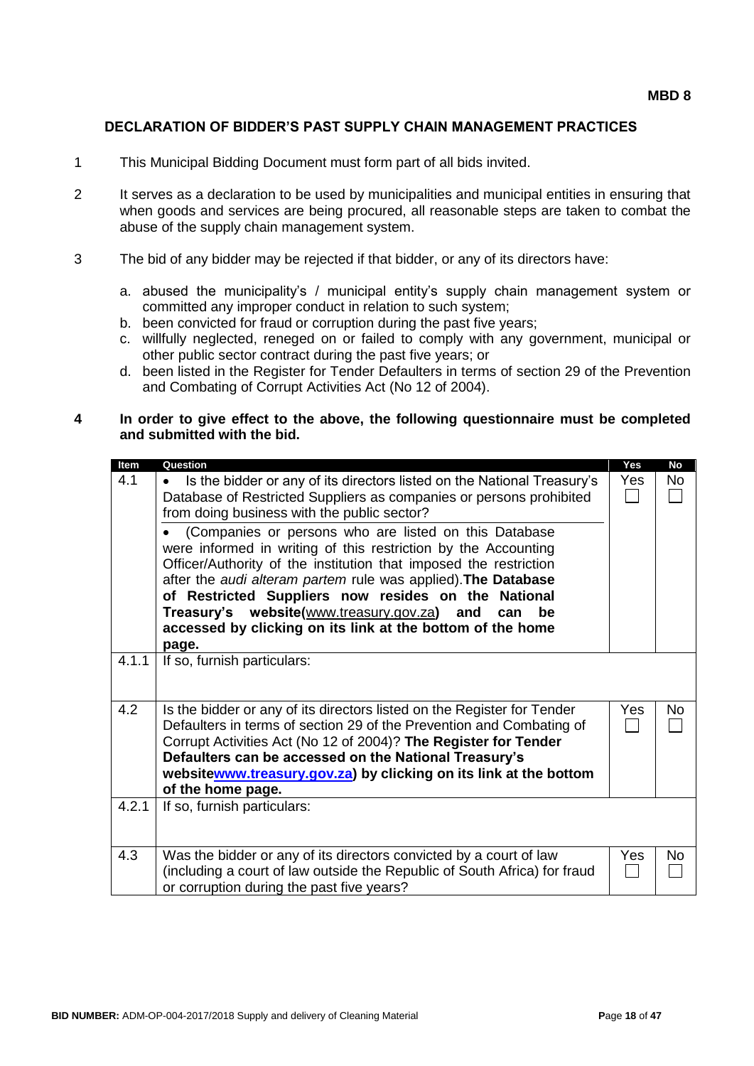**MBD 8**

## DECLARATION OF BIDDER'S PAST SUPPLY CHAIN MANAGEMENT PRACTICES

1. This Municipal Bidding Document must form part of all bids invited.

2. It serves as a declaration to be used by municipalities and municipal entities in ensuring that when goods and services are being procured, all reasonable steps are taken to combat the abuse of the supply chain management system.

3. The bid of any bidder may be rejected if that bidder, or any of its directors have:

   a. abused the municipality's / municipal entity's supply chain management system or committed any improper conduct in relation to such system;
   b. been convicted for fraud or corruption during the past five years;
   c. willfully neglected, reneged on or failed to comply with any government, municipal or other public sector contract during the past five years; or
   d. been listed in the Register for Tender Defaulters in terms of section 29 of the Prevention and Combating of Corrupt Activities Act (No 12 of 2004).

4. **In order to give effect to the above, the following questionnaire must be completed and submitted with the bid.**

| Item | Question | Yes | No |
|---|---|---|---|
| 4.1 | • Is the bidder or any of its directors listed on the National Treasury's Database of Restricted Suppliers as companies or persons prohibited from doing business with the public sector?<br>• (Companies or persons who are listed on this Database were informed in writing of this restriction by the Accounting Officer/Authority of the institution that imposed the restriction after the *audi alteram partem* rule was applied). **The Database of Restricted Suppliers now resides on the National Treasury's website(**www.treasury.gov.za**) and can be accessed by clicking on its link at the bottom of the home page.** | Yes ☐ | No ☐ |
| 4.1.1 | If so, furnish particulars: | | |
| 4.2 | Is the bidder or any of its directors listed on the Register for Tender Defaulters in terms of section 29 of the Prevention and Combating of Corrupt Activities Act (No 12 of 2004)? **The Register for Tender Defaulters can be accessed on the National Treasury's websitewww.treasury.gov.za) by clicking on its link at the bottom of the home page.** | Yes ☐ | No ☐ |
| 4.2.1 | If so, furnish particulars: | | |
| 4.3 | Was the bidder or any of its directors convicted by a court of law (including a court of law outside the Republic of South Africa) for fraud or corruption during the past five years? | Yes ☐ | No ☐ |

**BID NUMBER:** ADM-OP-004-2017/2018 Supply and delivery of Cleaning Material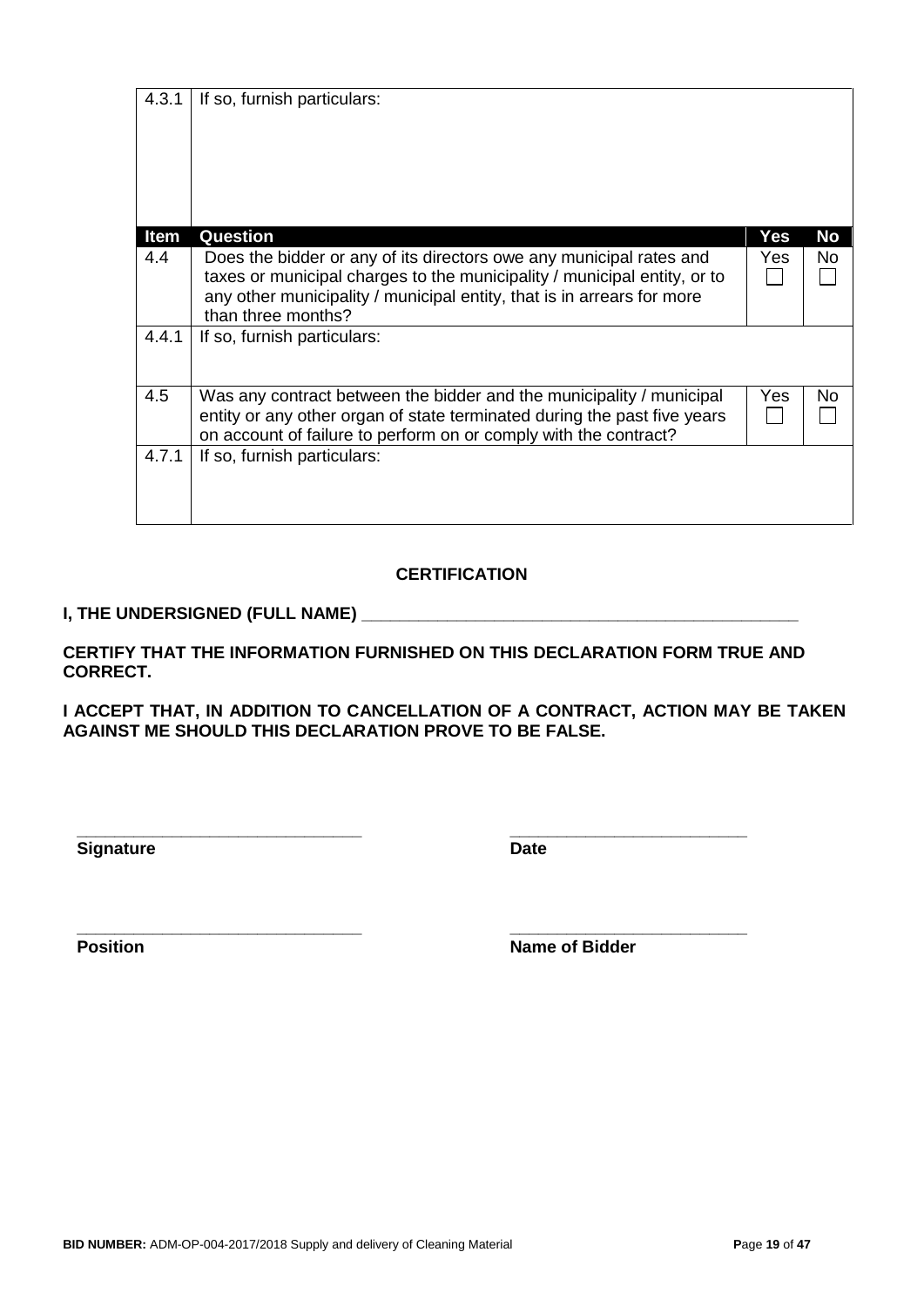| 4.3.1 | If so, furnish particulars: | | |
|---|---|---|---|
| **Item** | **Question** | **Yes** | **No** |
| 4.4 | Does the bidder or any of its directors owe any municipal rates and taxes or municipal charges to the municipality / municipal entity, or to any other municipality / municipal entity, that is in arrears for more than three months? | Yes ☐ | No ☐ |
| 4.4.1 | If so, furnish particulars: | | |
| 4.5 | Was any contract between the bidder and the municipality / municipal entity or any other organ of state terminated during the past five years on account of failure to perform on or comply with the contract? | Yes ☐ | No ☐ |
| 4.7.1 | If so, furnish particulars: | | |

**CERTIFICATION**

**I, THE UNDERSIGNED (FULL NAME) _______________________________________________**

**CERTIFY THAT THE INFORMATION FURNISHED ON THIS DECLARATION FORM TRUE AND CORRECT.**

**I ACCEPT THAT, IN ADDITION TO CANCELLATION OF A CONTRACT, ACTION MAY BE TAKEN AGAINST ME SHOULD THIS DECLARATION PROVE TO BE FALSE.**

______________________________ ________________________
**Signature** **Date**

______________________________ ________________________
**Position** **Name of Bidder**

**BID NUMBER:** ADM-OP-004-2017/2018 Supply and delivery of Cleaning Material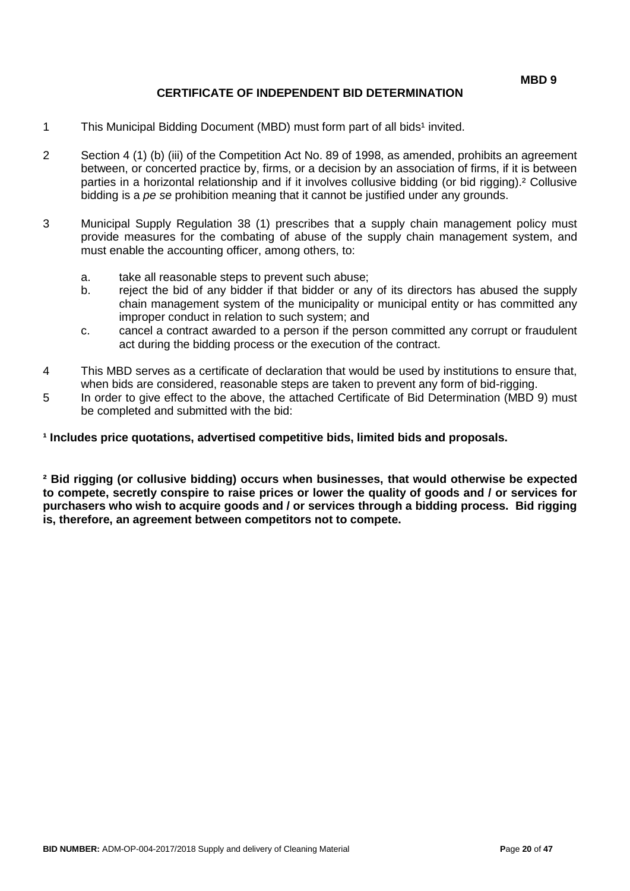**MBD 9**

# CERTIFICATE OF INDEPENDENT BID DETERMINATION

1 This Municipal Bidding Document (MBD) must form part of all bids[1] invited.

2 Section 4 (1) (b) (iii) of the Competition Act No. 89 of 1998, as amended, prohibits an agreement between, or concerted practice by, firms, or a decision by an association of firms, if it is between parties in a horizontal relationship and if it involves collusive bidding (or bid rigging).[2] Collusive bidding is a *pe se* prohibition meaning that it cannot be justified under any grounds.

3 Municipal Supply Regulation 38 (1) prescribes that a supply chain management policy must provide measures for the combating of abuse of the supply chain management system, and must enable the accounting officer, among others, to:

   a. take all reasonable steps to prevent such abuse;
   b. reject the bid of any bidder if that bidder or any of its directors has abused the supply chain management system of the municipality or municipal entity or has committed any improper conduct in relation to such system; and
   c. cancel a contract awarded to a person if the person committed any corrupt or fraudulent act during the bidding process or the execution of the contract.

4 This MBD serves as a certificate of declaration that would be used by institutions to ensure that, when bids are considered, reasonable steps are taken to prevent any form of bid-rigging.

5 In order to give effect to the above, the attached Certificate of Bid Determination (MBD 9) must be completed and submitted with the bid:

**[1] Includes price quotations, advertised competitive bids, limited bids and proposals.**

**[2] Bid rigging (or collusive bidding) occurs when businesses, that would otherwise be expected to compete, secretly conspire to raise prices or lower the quality of goods and / or services for purchasers who wish to acquire goods and / or services through a bidding process. Bid rigging is, therefore, an agreement between competitors not to compete.**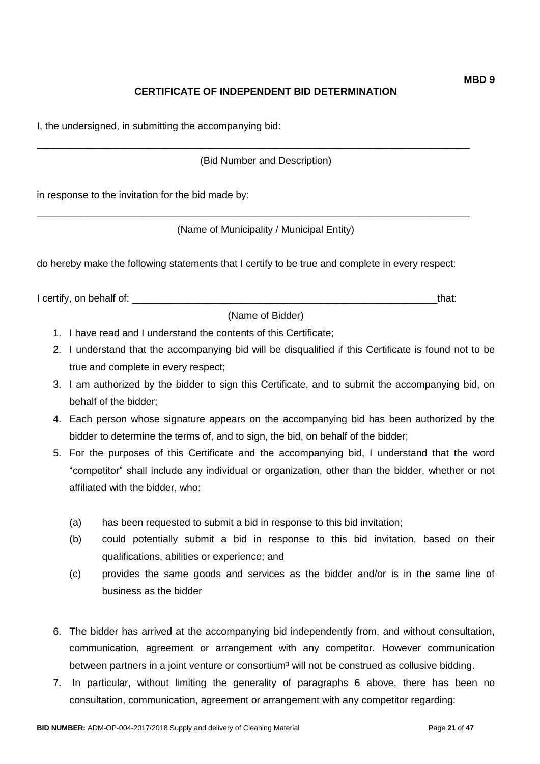**MBD 9**

## CERTIFICATE OF INDEPENDENT BID DETERMINATION

I, the undersigned, in submitting the accompanying bid:

\_\_\_\_\_\_\_\_\_\_\_\_\_\_\_\_\_\_\_\_\_\_\_\_\_\_\_\_\_\_\_\_\_\_\_\_\_\_\_\_\_\_\_\_\_\_\_\_\_\_\_\_\_\_\_\_\_\_\_\_\_\_\_\_\_\_\_\_\_\_\_\_\_\_\_\_

(Bid Number and Description)

in response to the invitation for the bid made by:

\_\_\_\_\_\_\_\_\_\_\_\_\_\_\_\_\_\_\_\_\_\_\_\_\_\_\_\_\_\_\_\_\_\_\_\_\_\_\_\_\_\_\_\_\_\_\_\_\_\_\_\_\_\_\_\_\_\_\_\_\_\_\_\_\_\_\_\_\_\_\_\_\_\_\_\_

(Name of Municipality / Municipal Entity)

do hereby make the following statements that I certify to be true and complete in every respect:

I certify, on behalf of: \_\_\_\_\_\_\_\_\_\_\_\_\_\_\_\_\_\_\_\_\_\_\_\_\_\_\_\_\_\_\_\_\_\_\_\_\_\_\_\_\_\_\_\_\_\_\_\_\_\_\_\_\_that:

(Name of Bidder)

1. I have read and I understand the contents of this Certificate;
2. I understand that the accompanying bid will be disqualified if this Certificate is found not to be true and complete in every respect;
3. I am authorized by the bidder to sign this Certificate, and to submit the accompanying bid, on behalf of the bidder;
4. Each person whose signature appears on the accompanying bid has been authorized by the bidder to determine the terms of, and to sign, the bid, on behalf of the bidder;
5. For the purposes of this Certificate and the accompanying bid, I understand that the word "competitor" shall include any individual or organization, other than the bidder, whether or not affiliated with the bidder, who:

   (a) has been requested to submit a bid in response to this bid invitation;

   (b) could potentially submit a bid in response to this bid invitation, based on their qualifications, abilities or experience; and

   (c) provides the same goods and services as the bidder and/or is in the same line of business as the bidder

6. The bidder has arrived at the accompanying bid independently from, and without consultation, communication, agreement or arrangement with any competitor. However communication between partners in a joint venture or consortium[3] will not be construed as collusive bidding.
7. In particular, without limiting the generality of paragraphs 6 above, there has been no consultation, communication, agreement or arrangement with any competitor regarding: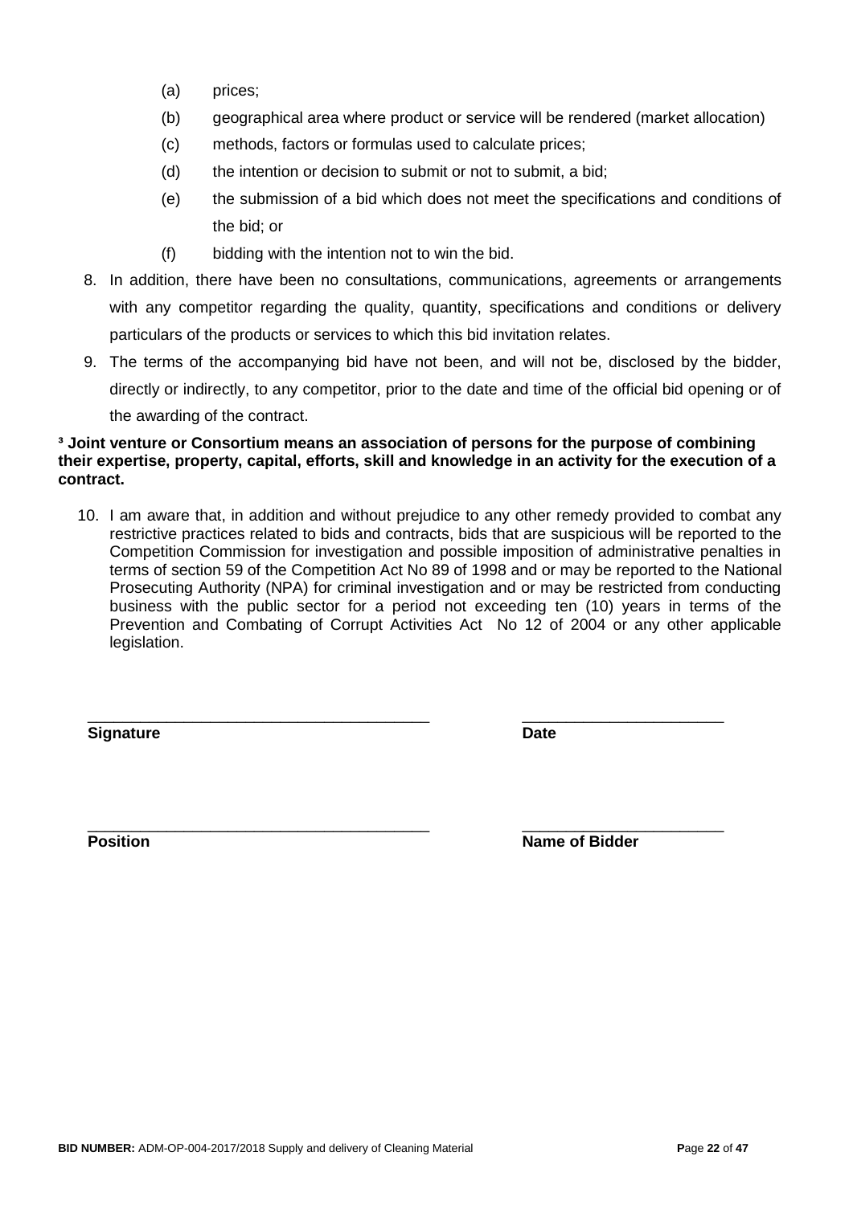(a) prices;

(b) geographical area where product or service will be rendered (market allocation)

(c) methods, factors or formulas used to calculate prices;

(d) the intention or decision to submit or not to submit, a bid;

(e) the submission of a bid which does not meet the specifications and conditions of the bid; or

(f) bidding with the intention not to win the bid.

8. In addition, there have been no consultations, communications, agreements or arrangements with any competitor regarding the quality, quantity, specifications and conditions or delivery particulars of the products or services to which this bid invitation relates.

9. The terms of the accompanying bid have not been, and will not be, disclosed by the bidder, directly or indirectly, to any competitor, prior to the date and time of the official bid opening or of the awarding of the contract.

**[3] Joint venture or Consortium means an association of persons for the purpose of combining their expertise, property, capital, efforts, skill and knowledge in an activity for the execution of a contract.**

10. I am aware that, in addition and without prejudice to any other remedy provided to combat any restrictive practices related to bids and contracts, bids that are suspicious will be reported to the Competition Commission for investigation and possible imposition of administrative penalties in terms of section 59 of the Competition Act No 89 of 1998 and or may be reported to the National Prosecuting Authority (NPA) for criminal investigation and or may be restricted from conducting business with the public sector for a period not exceeding ten (10) years in terms of the Prevention and Combating of Corrupt Activities Act No 12 of 2004 or any other applicable legislation.

| ……………………………………… | ……………………… |
|---|---|
| **Signature** | **Date** |
| ……………………………………… | ……………………… |
| **Position** | **Name of Bidder** |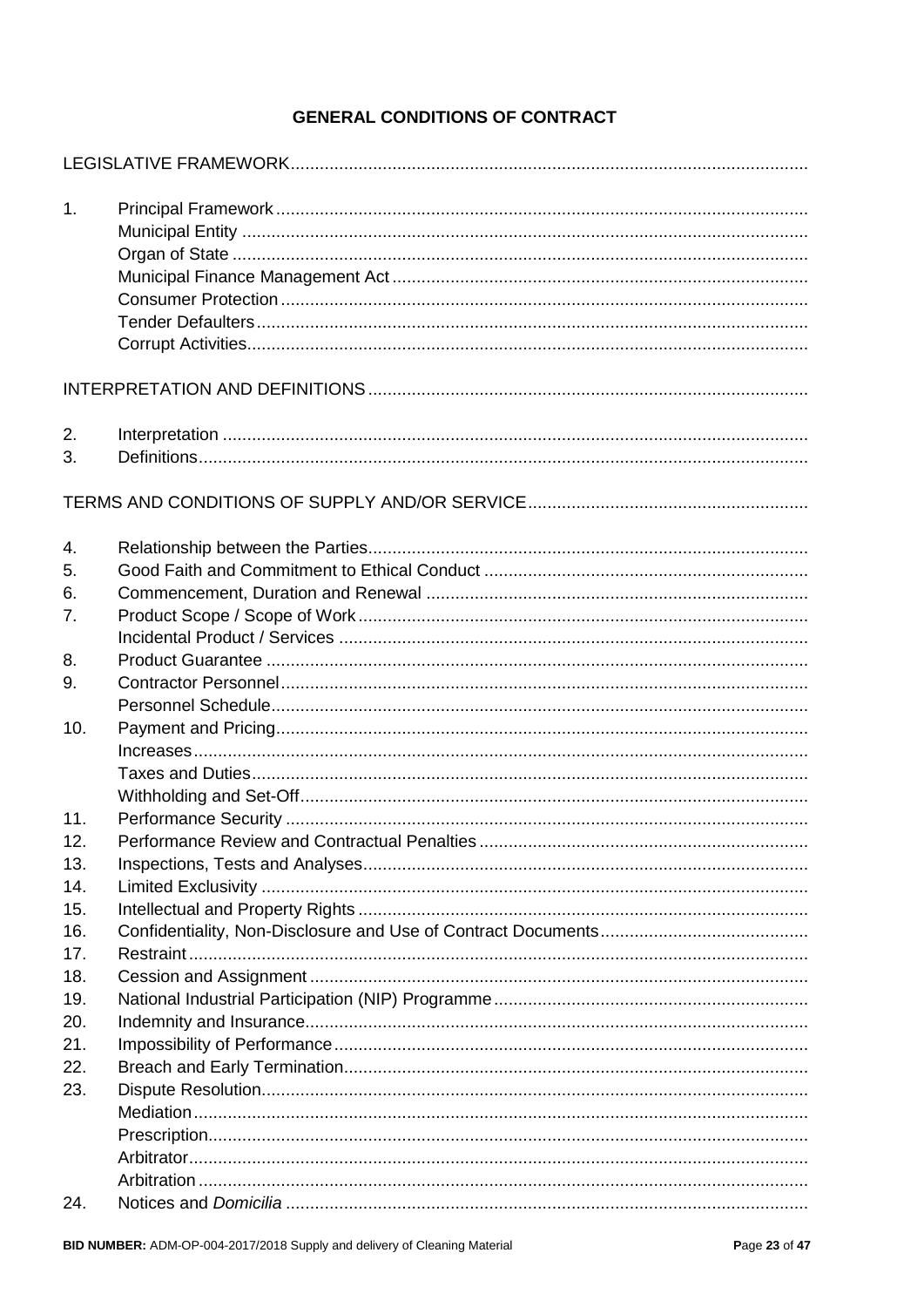# GENERAL CONDITIONS OF CONTRACT

LEGISLATIVE FRAMEWORK

1. Principal Framework
   - Municipal Entity
   - Organ of State
   - Municipal Finance Management Act
   - Consumer Protection
   - Tender Defaulters
   - Corrupt Activities

INTERPRETATION AND DEFINITIONS

2. Interpretation
3. Definitions

TERMS AND CONDITIONS OF SUPPLY AND/OR SERVICE

4. Relationship between the Parties
5. Good Faith and Commitment to Ethical Conduct
6. Commencement, Duration and Renewal
7. Product Scope / Scope of Work
   - Incidental Product / Services
8. Product Guarantee
9. Contractor Personnel
   - Personnel Schedule
10. Payment and Pricing
    - Increases
    - Taxes and Duties
    - Withholding and Set-Off
11. Performance Security
12. Performance Review and Contractual Penalties
13. Inspections, Tests and Analyses
14. Limited Exclusivity
15. Intellectual and Property Rights
16. Confidentiality, Non-Disclosure and Use of Contract Documents
17. Restraint
18. Cession and Assignment
19. National Industrial Participation (NIP) Programme
20. Indemnity and Insurance
21. Impossibility of Performance
22. Breach and Early Termination
23. Dispute Resolution
    - Mediation
    - Prescription
    - Arbitrator
    - Arbitration
24. Notices and *Domicilia*

**BID NUMBER:** ADM-OP-004-2017/2018 Supply and delivery of Cleaning Material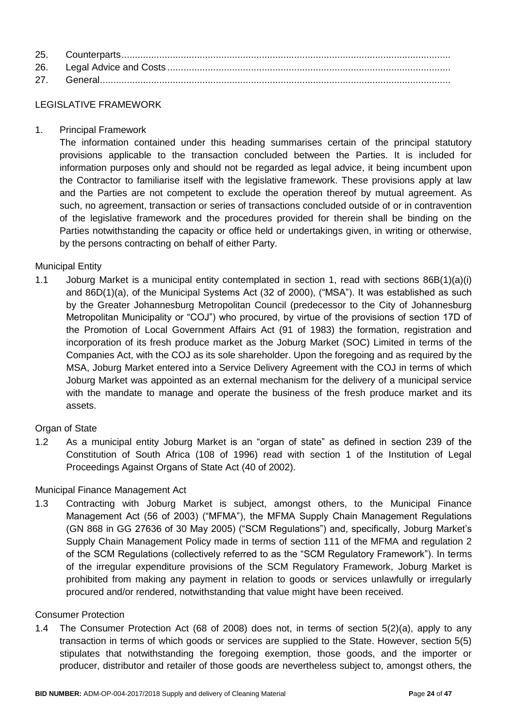25. Counterparts
26. Legal Advice and Costs
27. General

## LEGISLATIVE FRAMEWORK

### 1. Principal Framework

The information contained under this heading summarises certain of the principal statutory provisions applicable to the transaction concluded between the Parties. It is included for information purposes only and should not be regarded as legal advice, it being incumbent upon the Contractor to familiarise itself with the legislative framework. These provisions apply at law and the Parties are not competent to exclude the operation thereof by mutual agreement. As such, no agreement, transaction or series of transactions concluded outside of or in contravention of the legislative framework and the procedures provided for therein shall be binding on the Parties notwithstanding the capacity or office held or undertakings given, in writing or otherwise, by the persons contracting on behalf of either Party.

#### Municipal Entity

1.1 Joburg Market is a municipal entity contemplated in section 1, read with sections 86B(1)(a)(i) and 86D(1)(a), of the Municipal Systems Act (32 of 2000), ("MSA"). It was established as such by the Greater Johannesburg Metropolitan Council (predecessor to the City of Johannesburg Metropolitan Municipality or "COJ") who procured, by virtue of the provisions of section 17D of the Promotion of Local Government Affairs Act (91 of 1983) the formation, registration and incorporation of its fresh produce market as the Joburg Market (SOC) Limited in terms of the Companies Act, with the COJ as its sole shareholder. Upon the foregoing and as required by the MSA, Joburg Market entered into a Service Delivery Agreement with the COJ in terms of which Joburg Market was appointed as an external mechanism for the delivery of a municipal service with the mandate to manage and operate the business of the fresh produce market and its assets.

#### Organ of State

1.2 As a municipal entity Joburg Market is an "organ of state" as defined in section 239 of the Constitution of South Africa (108 of 1996) read with section 1 of the Institution of Legal Proceedings Against Organs of State Act (40 of 2002).

#### Municipal Finance Management Act

1.3 Contracting with Joburg Market is subject, amongst others, to the Municipal Finance Management Act (56 of 2003) ("MFMA"), the MFMA Supply Chain Management Regulations (GN 868 in GG 27636 of 30 May 2005) ("SCM Regulations") and, specifically, Joburg Market's Supply Chain Management Policy made in terms of section 111 of the MFMA and regulation 2 of the SCM Regulations (collectively referred to as the "SCM Regulatory Framework"). In terms of the irregular expenditure provisions of the SCM Regulatory Framework, Joburg Market is prohibited from making any payment in relation to goods or services unlawfully or irregularly procured and/or rendered, notwithstanding that value might have been received.

#### Consumer Protection

1.4 The Consumer Protection Act (68 of 2008) does not, in terms of section 5(2)(a), apply to any transaction in terms of which goods or services are supplied to the State. However, section 5(5) stipulates that notwithstanding the foregoing exemption, those goods, and the importer or producer, distributor and retailer of those goods are nevertheless subject to, amongst others, the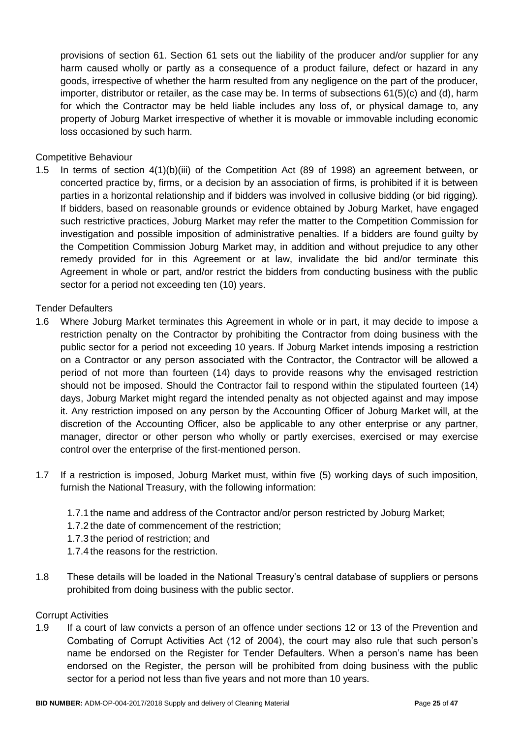provisions of section 61. Section 61 sets out the liability of the producer and/or supplier for any harm caused wholly or partly as a consequence of a product failure, defect or hazard in any goods, irrespective of whether the harm resulted from any negligence on the part of the producer, importer, distributor or retailer, as the case may be. In terms of subsections 61(5)(c) and (d), harm for which the Contractor may be held liable includes any loss of, or physical damage to, any property of Joburg Market irrespective of whether it is movable or immovable including economic loss occasioned by such harm.

Competitive Behaviour

1.5 In terms of section 4(1)(b)(iii) of the Competition Act (89 of 1998) an agreement between, or concerted practice by, firms, or a decision by an association of firms, is prohibited if it is between parties in a horizontal relationship and if bidders was involved in collusive bidding (or bid rigging). If bidders, based on reasonable grounds or evidence obtained by Joburg Market, have engaged such restrictive practices, Joburg Market may refer the matter to the Competition Commission for investigation and possible imposition of administrative penalties. If a bidders are found guilty by the Competition Commission Joburg Market may, in addition and without prejudice to any other remedy provided for in this Agreement or at law, invalidate the bid and/or terminate this Agreement in whole or part, and/or restrict the bidders from conducting business with the public sector for a period not exceeding ten (10) years.

Tender Defaulters

1.6 Where Joburg Market terminates this Agreement in whole or in part, it may decide to impose a restriction penalty on the Contractor by prohibiting the Contractor from doing business with the public sector for a period not exceeding 10 years. If Joburg Market intends imposing a restriction on a Contractor or any person associated with the Contractor, the Contractor will be allowed a period of not more than fourteen (14) days to provide reasons why the envisaged restriction should not be imposed. Should the Contractor fail to respond within the stipulated fourteen (14) days, Joburg Market might regard the intended penalty as not objected against and may impose it. Any restriction imposed on any person by the Accounting Officer of Joburg Market will, at the discretion of the Accounting Officer, also be applicable to any other enterprise or any partner, manager, director or other person who wholly or partly exercises, exercised or may exercise control over the enterprise of the first-mentioned person.

1.7 If a restriction is imposed, Joburg Market must, within five (5) working days of such imposition, furnish the National Treasury, with the following information:

   1.7.1 the name and address of the Contractor and/or person restricted by Joburg Market;
   1.7.2 the date of commencement of the restriction;
   1.7.3 the period of restriction; and
   1.7.4 the reasons for the restriction.

1.8 These details will be loaded in the National Treasury's central database of suppliers or persons prohibited from doing business with the public sector.

Corrupt Activities

1.9 If a court of law convicts a person of an offence under sections 12 or 13 of the Prevention and Combating of Corrupt Activities Act (12 of 2004), the court may also rule that such person's name be endorsed on the Register for Tender Defaulters. When a person's name has been endorsed on the Register, the person will be prohibited from doing business with the public sector for a period not less than five years and not more than 10 years.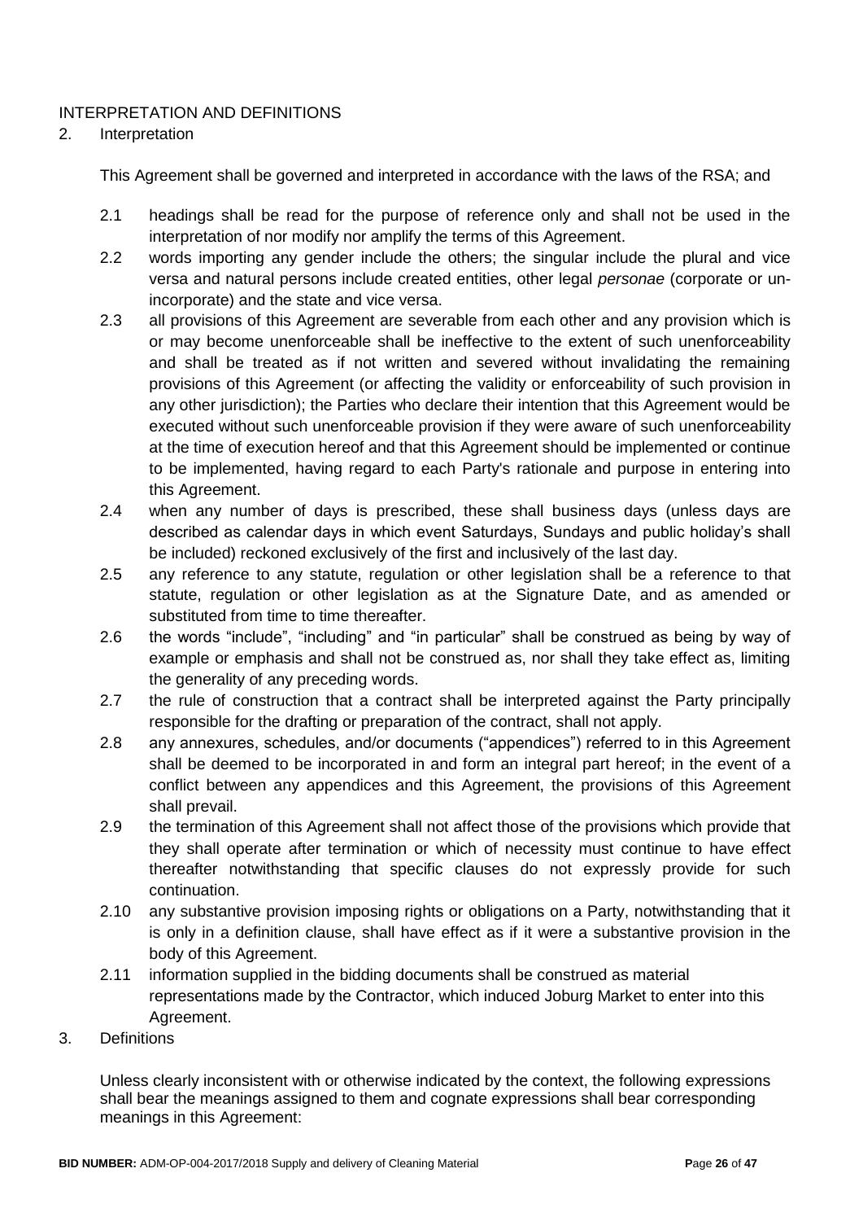INTERPRETATION AND DEFINITIONS

2. Interpretation

This Agreement shall be governed and interpreted in accordance with the laws of the RSA; and

2.1 headings shall be read for the purpose of reference only and shall not be used in the interpretation of nor modify nor amplify the terms of this Agreement.

2.2 words importing any gender include the others; the singular include the plural and vice versa and natural persons include created entities, other legal *personae* (corporate or un-incorporate) and the state and vice versa.

2.3 all provisions of this Agreement are severable from each other and any provision which is or may become unenforceable shall be ineffective to the extent of such unenforceability and shall be treated as if not written and severed without invalidating the remaining provisions of this Agreement (or affecting the validity or enforceability of such provision in any other jurisdiction); the Parties who declare their intention that this Agreement would be executed without such unenforceable provision if they were aware of such unenforceability at the time of execution hereof and that this Agreement should be implemented or continue to be implemented, having regard to each Party's rationale and purpose in entering into this Agreement.

2.4 when any number of days is prescribed, these shall business days (unless days are described as calendar days in which event Saturdays, Sundays and public holiday's shall be included) reckoned exclusively of the first and inclusively of the last day.

2.5 any reference to any statute, regulation or other legislation shall be a reference to that statute, regulation or other legislation as at the Signature Date, and as amended or substituted from time to time thereafter.

2.6 the words "include", "including" and "in particular" shall be construed as being by way of example or emphasis and shall not be construed as, nor shall they take effect as, limiting the generality of any preceding words.

2.7 the rule of construction that a contract shall be interpreted against the Party principally responsible for the drafting or preparation of the contract, shall not apply.

2.8 any annexures, schedules, and/or documents ("appendices") referred to in this Agreement shall be deemed to be incorporated in and form an integral part hereof; in the event of a conflict between any appendices and this Agreement, the provisions of this Agreement shall prevail.

2.9 the termination of this Agreement shall not affect those of the provisions which provide that they shall operate after termination or which of necessity must continue to have effect thereafter notwithstanding that specific clauses do not expressly provide for such continuation.

2.10 any substantive provision imposing rights or obligations on a Party, notwithstanding that it is only in a definition clause, shall have effect as if it were a substantive provision in the body of this Agreement.

2.11 information supplied in the bidding documents shall be construed as material representations made by the Contractor, which induced Joburg Market to enter into this Agreement.

3. Definitions

Unless clearly inconsistent with or otherwise indicated by the context, the following expressions shall bear the meanings assigned to them and cognate expressions shall bear corresponding meanings in this Agreement: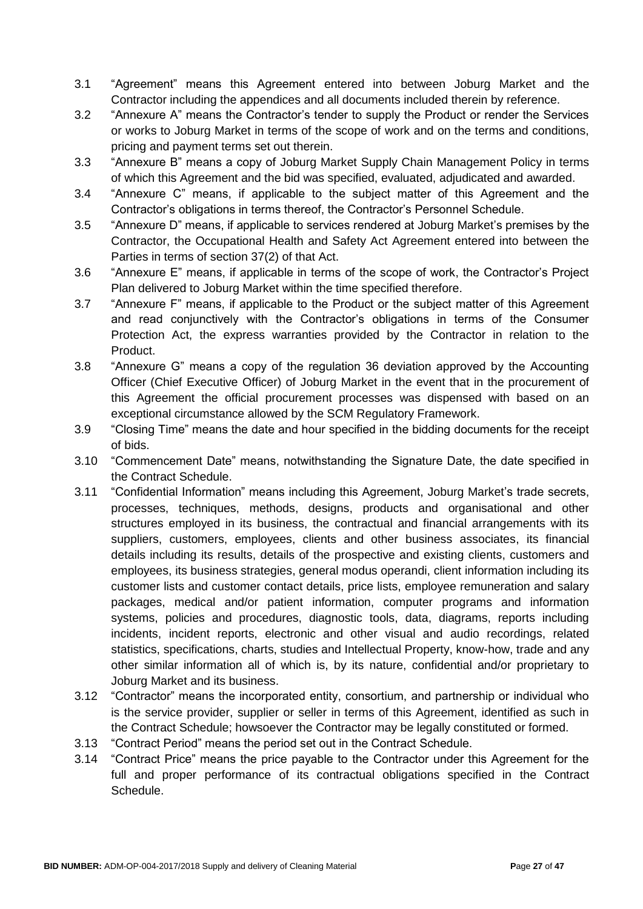3.1 "Agreement" means this Agreement entered into between Joburg Market and the Contractor including the appendices and all documents included therein by reference.

3.2 "Annexure A" means the Contractor's tender to supply the Product or render the Services or works to Joburg Market in terms of the scope of work and on the terms and conditions, pricing and payment terms set out therein.

3.3 "Annexure B" means a copy of Joburg Market Supply Chain Management Policy in terms of which this Agreement and the bid was specified, evaluated, adjudicated and awarded.

3.4 "Annexure C" means, if applicable to the subject matter of this Agreement and the Contractor's obligations in terms thereof, the Contractor's Personnel Schedule.

3.5 "Annexure D" means, if applicable to services rendered at Joburg Market's premises by the Contractor, the Occupational Health and Safety Act Agreement entered into between the Parties in terms of section 37(2) of that Act.

3.6 "Annexure E" means, if applicable in terms of the scope of work, the Contractor's Project Plan delivered to Joburg Market within the time specified therefore.

3.7 "Annexure F" means, if applicable to the Product or the subject matter of this Agreement and read conjunctively with the Contractor's obligations in terms of the Consumer Protection Act, the express warranties provided by the Contractor in relation to the Product.

3.8 "Annexure G" means a copy of the regulation 36 deviation approved by the Accounting Officer (Chief Executive Officer) of Joburg Market in the event that in the procurement of this Agreement the official procurement processes was dispensed with based on an exceptional circumstance allowed by the SCM Regulatory Framework.

3.9 "Closing Time" means the date and hour specified in the bidding documents for the receipt of bids.

3.10 "Commencement Date" means, notwithstanding the Signature Date, the date specified in the Contract Schedule.

3.11 "Confidential Information" means including this Agreement, Joburg Market's trade secrets, processes, techniques, methods, designs, products and organisational and other structures employed in its business, the contractual and financial arrangements with its suppliers, customers, employees, clients and other business associates, its financial details including its results, details of the prospective and existing clients, customers and employees, its business strategies, general modus operandi, client information including its customer lists and customer contact details, price lists, employee remuneration and salary packages, medical and/or patient information, computer programs and information systems, policies and procedures, diagnostic tools, data, diagrams, reports including incidents, incident reports, electronic and other visual and audio recordings, related statistics, specifications, charts, studies and Intellectual Property, know-how, trade and any other similar information all of which is, by its nature, confidential and/or proprietary to Joburg Market and its business.

3.12 "Contractor" means the incorporated entity, consortium, and partnership or individual who is the service provider, supplier or seller in terms of this Agreement, identified as such in the Contract Schedule; howsoever the Contractor may be legally constituted or formed.

3.13 "Contract Period" means the period set out in the Contract Schedule.

3.14 "Contract Price" means the price payable to the Contractor under this Agreement for the full and proper performance of its contractual obligations specified in the Contract Schedule.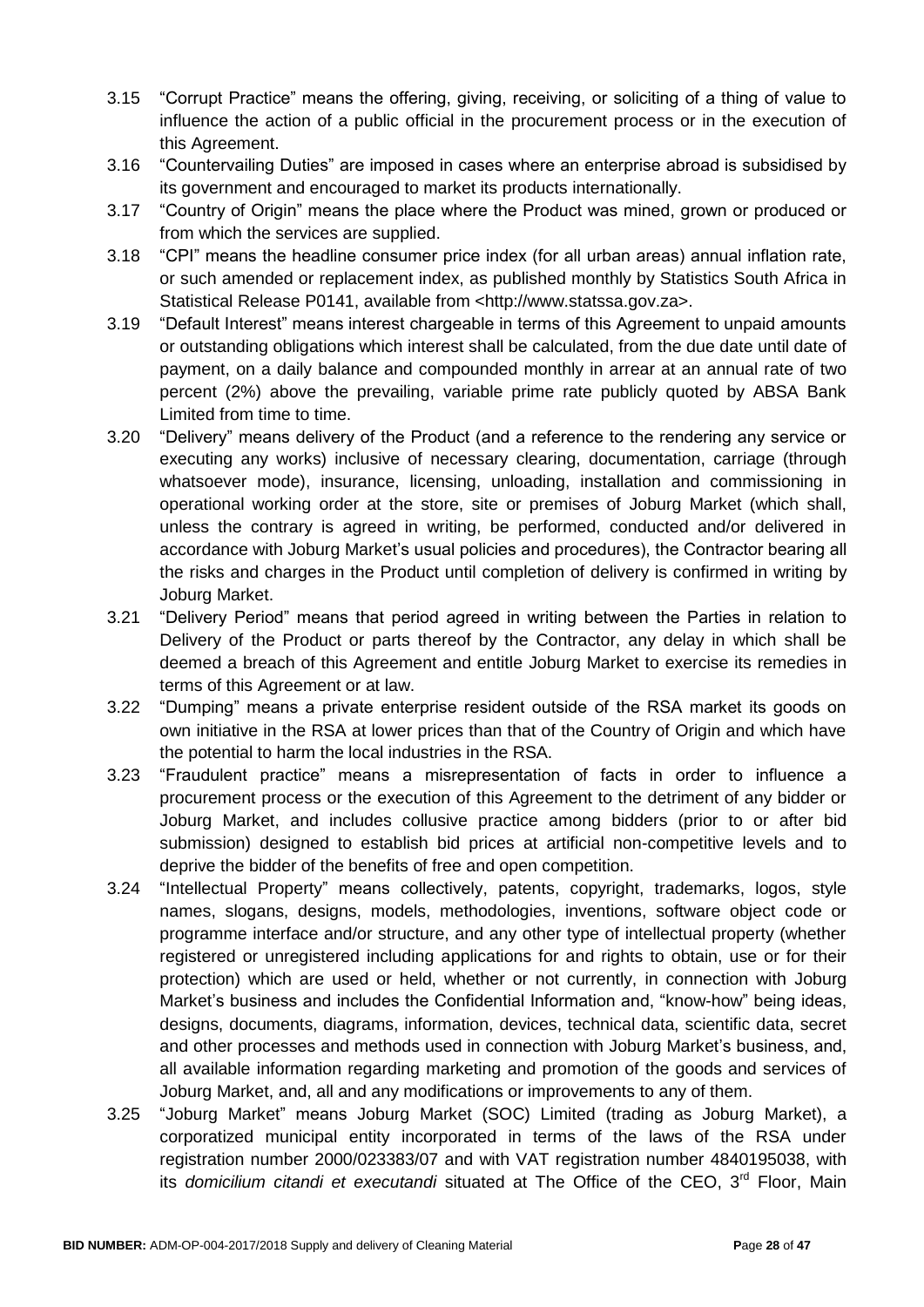3.15 "Corrupt Practice" means the offering, giving, receiving, or soliciting of a thing of value to influence the action of a public official in the procurement process or in the execution of this Agreement.

3.16 "Countervailing Duties" are imposed in cases where an enterprise abroad is subsidised by its government and encouraged to market its products internationally.

3.17 "Country of Origin" means the place where the Product was mined, grown or produced or from which the services are supplied.

3.18 "CPI" means the headline consumer price index (for all urban areas) annual inflation rate, or such amended or replacement index, as published monthly by Statistics South Africa in Statistical Release P0141, available from <http://www.statssa.gov.za>.

3.19 "Default Interest" means interest chargeable in terms of this Agreement to unpaid amounts or outstanding obligations which interest shall be calculated, from the due date until date of payment, on a daily balance and compounded monthly in arrear at an annual rate of two percent (2%) above the prevailing, variable prime rate publicly quoted by ABSA Bank Limited from time to time.

3.20 "Delivery" means delivery of the Product (and a reference to the rendering any service or executing any works) inclusive of necessary clearing, documentation, carriage (through whatsoever mode), insurance, licensing, unloading, installation and commissioning in operational working order at the store, site or premises of Joburg Market (which shall, unless the contrary is agreed in writing, be performed, conducted and/or delivered in accordance with Joburg Market's usual policies and procedures), the Contractor bearing all the risks and charges in the Product until completion of delivery is confirmed in writing by Joburg Market.

3.21 "Delivery Period" means that period agreed in writing between the Parties in relation to Delivery of the Product or parts thereof by the Contractor, any delay in which shall be deemed a breach of this Agreement and entitle Joburg Market to exercise its remedies in terms of this Agreement or at law.

3.22 "Dumping" means a private enterprise resident outside of the RSA market its goods on own initiative in the RSA at lower prices than that of the Country of Origin and which have the potential to harm the local industries in the RSA.

3.23 "Fraudulent practice" means a misrepresentation of facts in order to influence a procurement process or the execution of this Agreement to the detriment of any bidder or Joburg Market, and includes collusive practice among bidders (prior to or after bid submission) designed to establish bid prices at artificial non-competitive levels and to deprive the bidder of the benefits of free and open competition.

3.24 "Intellectual Property" means collectively, patents, copyright, trademarks, logos, style names, slogans, designs, models, methodologies, inventions, software object code or programme interface and/or structure, and any other type of intellectual property (whether registered or unregistered including applications for and rights to obtain, use or for their protection) which are used or held, whether or not currently, in connection with Joburg Market's business and includes the Confidential Information and, "know-how" being ideas, designs, documents, diagrams, information, devices, technical data, scientific data, secret and other processes and methods used in connection with Joburg Market's business, and, all available information regarding marketing and promotion of the goods and services of Joburg Market, and, all and any modifications or improvements to any of them.

3.25 "Joburg Market" means Joburg Market (SOC) Limited (trading as Joburg Market), a corporatized municipal entity incorporated in terms of the laws of the RSA under registration number 2000/023383/07 and with VAT registration number 4840195038, with its *domicilium citandi et executandi* situated at The Office of the CEO, 3rd Floor, Main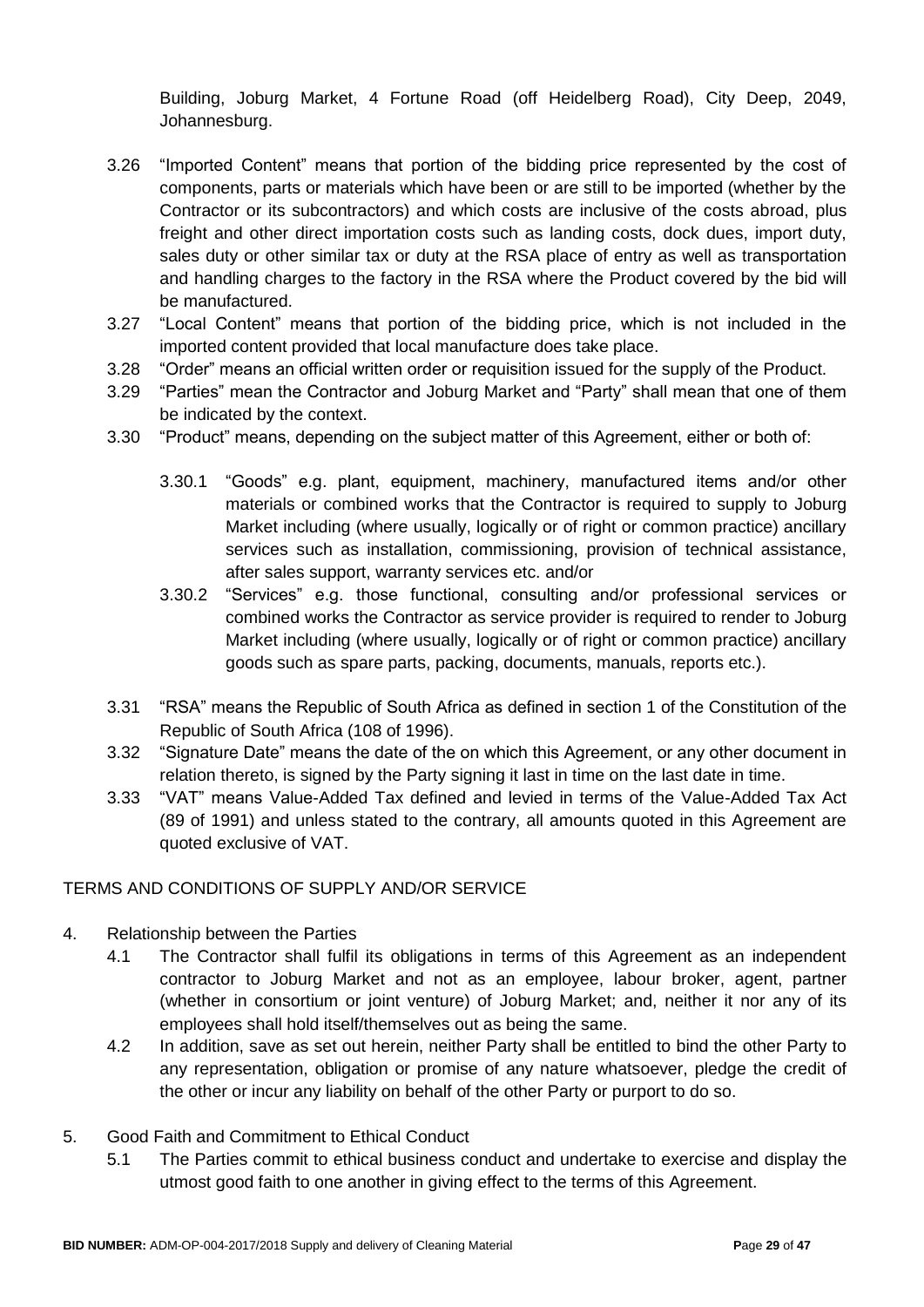Building, Joburg Market, 4 Fortune Road (off Heidelberg Road), City Deep, 2049, Johannesburg.

3.26 "Imported Content" means that portion of the bidding price represented by the cost of components, parts or materials which have been or are still to be imported (whether by the Contractor or its subcontractors) and which costs are inclusive of the costs abroad, plus freight and other direct importation costs such as landing costs, dock dues, import duty, sales duty or other similar tax or duty at the RSA place of entry as well as transportation and handling charges to the factory in the RSA where the Product covered by the bid will be manufactured.

3.27 "Local Content" means that portion of the bidding price, which is not included in the imported content provided that local manufacture does take place.

3.28 "Order" means an official written order or requisition issued for the supply of the Product.

3.29 "Parties" mean the Contractor and Joburg Market and "Party" shall mean that one of them be indicated by the context.

3.30 "Product" means, depending on the subject matter of this Agreement, either or both of:

3.30.1 "Goods" e.g. plant, equipment, machinery, manufactured items and/or other materials or combined works that the Contractor is required to supply to Joburg Market including (where usually, logically or of right or common practice) ancillary services such as installation, commissioning, provision of technical assistance, after sales support, warranty services etc. and/or

3.30.2 "Services" e.g. those functional, consulting and/or professional services or combined works the Contractor as service provider is required to render to Joburg Market including (where usually, logically or of right or common practice) ancillary goods such as spare parts, packing, documents, manuals, reports etc.).

3.31 "RSA" means the Republic of South Africa as defined in section 1 of the Constitution of the Republic of South Africa (108 of 1996).

3.32 "Signature Date" means the date of the on which this Agreement, or any other document in relation thereto, is signed by the Party signing it last in time on the last date in time.

3.33 "VAT" means Value-Added Tax defined and levied in terms of the Value-Added Tax Act (89 of 1991) and unless stated to the contrary, all amounts quoted in this Agreement are quoted exclusive of VAT.

TERMS AND CONDITIONS OF SUPPLY AND/OR SERVICE

4. Relationship between the Parties

4.1 The Contractor shall fulfil its obligations in terms of this Agreement as an independent contractor to Joburg Market and not as an employee, labour broker, agent, partner (whether in consortium or joint venture) of Joburg Market; and, neither it nor any of its employees shall hold itself/themselves out as being the same.

4.2 In addition, save as set out herein, neither Party shall be entitled to bind the other Party to any representation, obligation or promise of any nature whatsoever, pledge the credit of the other or incur any liability on behalf of the other Party or purport to do so.

5. Good Faith and Commitment to Ethical Conduct

5.1 The Parties commit to ethical business conduct and undertake to exercise and display the utmost good faith to one another in giving effect to the terms of this Agreement.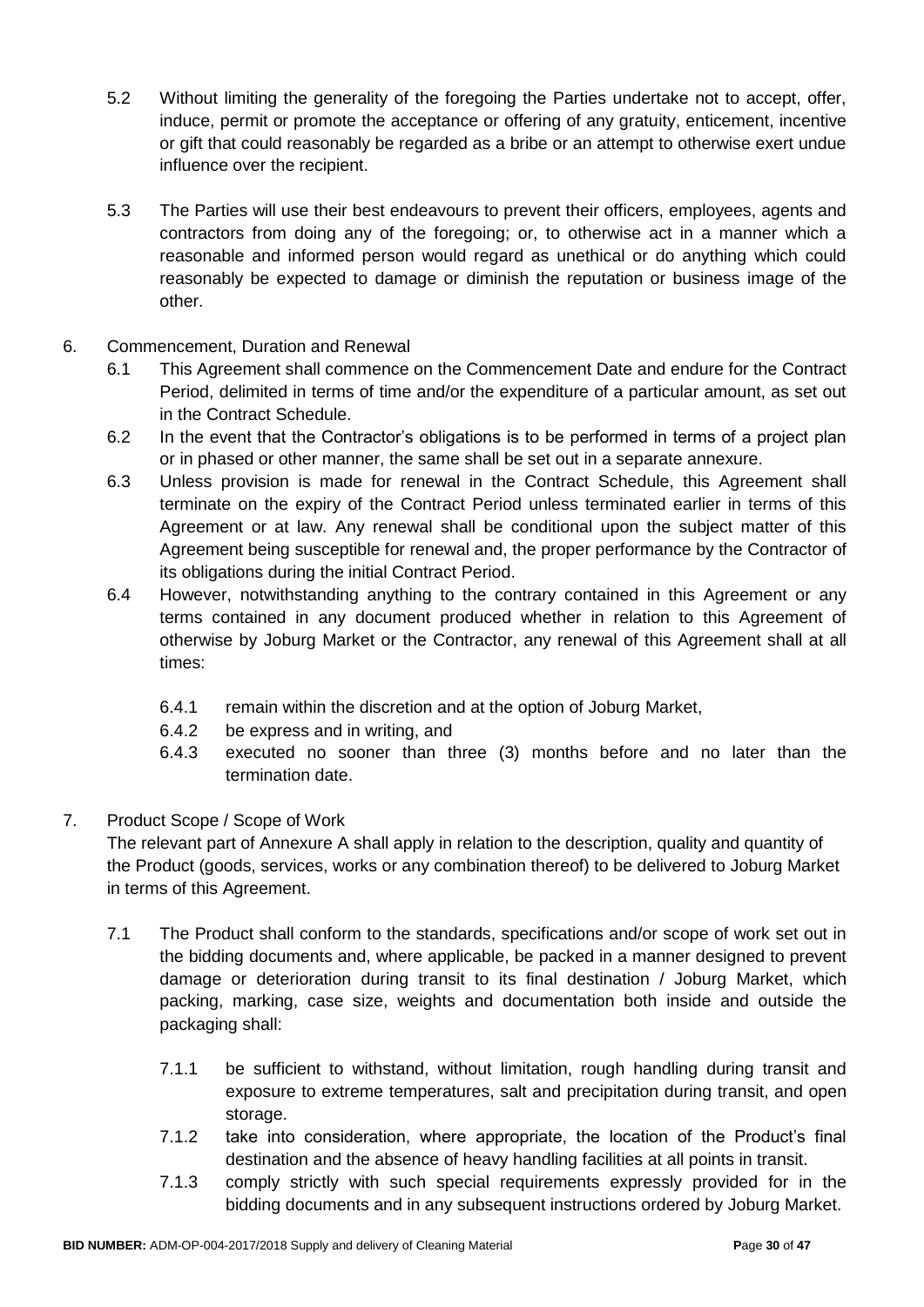5.2 Without limiting the generality of the foregoing the Parties undertake not to accept, offer, induce, permit or promote the acceptance or offering of any gratuity, enticement, incentive or gift that could reasonably be regarded as a bribe or an attempt to otherwise exert undue influence over the recipient.

5.3 The Parties will use their best endeavours to prevent their officers, employees, agents and contractors from doing any of the foregoing; or, to otherwise act in a manner which a reasonable and informed person would regard as unethical or do anything which could reasonably be expected to damage or diminish the reputation or business image of the other.

6. Commencement, Duration and Renewal

6.1 This Agreement shall commence on the Commencement Date and endure for the Contract Period, delimited in terms of time and/or the expenditure of a particular amount, as set out in the Contract Schedule.

6.2 In the event that the Contractor's obligations is to be performed in terms of a project plan or in phased or other manner, the same shall be set out in a separate annexure.

6.3 Unless provision is made for renewal in the Contract Schedule, this Agreement shall terminate on the expiry of the Contract Period unless terminated earlier in terms of this Agreement or at law. Any renewal shall be conditional upon the subject matter of this Agreement being susceptible for renewal and, the proper performance by the Contractor of its obligations during the initial Contract Period.

6.4 However, notwithstanding anything to the contrary contained in this Agreement or any terms contained in any document produced whether in relation to this Agreement of otherwise by Joburg Market or the Contractor, any renewal of this Agreement shall at all times:

6.4.1 remain within the discretion and at the option of Joburg Market,

6.4.2 be express and in writing, and

6.4.3 executed no sooner than three (3) months before and no later than the termination date.

7. Product Scope / Scope of Work

The relevant part of Annexure A shall apply in relation to the description, quality and quantity of the Product (goods, services, works or any combination thereof) to be delivered to Joburg Market in terms of this Agreement.

7.1 The Product shall conform to the standards, specifications and/or scope of work set out in the bidding documents and, where applicable, be packed in a manner designed to prevent damage or deterioration during transit to its final destination / Joburg Market, which packing, marking, case size, weights and documentation both inside and outside the packaging shall:

7.1.1 be sufficient to withstand, without limitation, rough handling during transit and exposure to extreme temperatures, salt and precipitation during transit, and open storage.

7.1.2 take into consideration, where appropriate, the location of the Product's final destination and the absence of heavy handling facilities at all points in transit.

7.1.3 comply strictly with such special requirements expressly provided for in the bidding documents and in any subsequent instructions ordered by Joburg Market.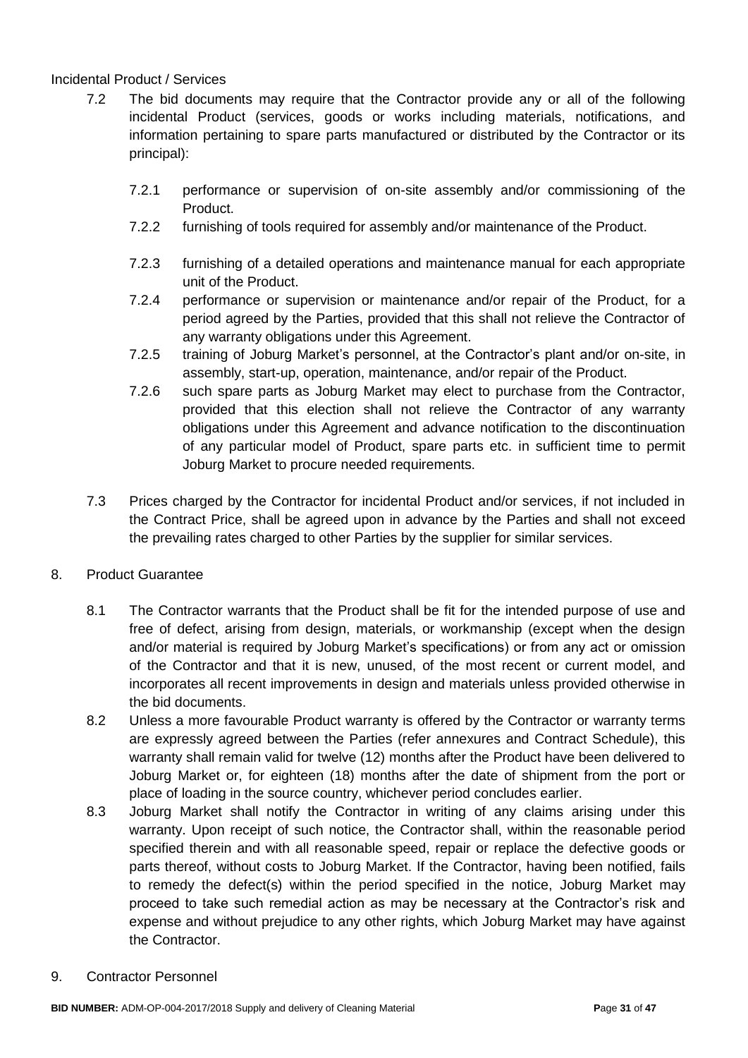Incidental Product / Services

7.2 The bid documents may require that the Contractor provide any or all of the following incidental Product (services, goods or works including materials, notifications, and information pertaining to spare parts manufactured or distributed by the Contractor or its principal):

7.2.1 performance or supervision of on-site assembly and/or commissioning of the Product.

7.2.2 furnishing of tools required for assembly and/or maintenance of the Product.

7.2.3 furnishing of a detailed operations and maintenance manual for each appropriate unit of the Product.

7.2.4 performance or supervision or maintenance and/or repair of the Product, for a period agreed by the Parties, provided that this shall not relieve the Contractor of any warranty obligations under this Agreement.

7.2.5 training of Joburg Market's personnel, at the Contractor's plant and/or on-site, in assembly, start-up, operation, maintenance, and/or repair of the Product.

7.2.6 such spare parts as Joburg Market may elect to purchase from the Contractor, provided that this election shall not relieve the Contractor of any warranty obligations under this Agreement and advance notification to the discontinuation of any particular model of Product, spare parts etc. in sufficient time to permit Joburg Market to procure needed requirements.

7.3 Prices charged by the Contractor for incidental Product and/or services, if not included in the Contract Price, shall be agreed upon in advance by the Parties and shall not exceed the prevailing rates charged to other Parties by the supplier for similar services.

8. Product Guarantee

8.1 The Contractor warrants that the Product shall be fit for the intended purpose of use and free of defect, arising from design, materials, or workmanship (except when the design and/or material is required by Joburg Market's specifications) or from any act or omission of the Contractor and that it is new, unused, of the most recent or current model, and incorporates all recent improvements in design and materials unless provided otherwise in the bid documents.

8.2 Unless a more favourable Product warranty is offered by the Contractor or warranty terms are expressly agreed between the Parties (refer annexures and Contract Schedule), this warranty shall remain valid for twelve (12) months after the Product have been delivered to Joburg Market or, for eighteen (18) months after the date of shipment from the port or place of loading in the source country, whichever period concludes earlier.

8.3 Joburg Market shall notify the Contractor in writing of any claims arising under this warranty. Upon receipt of such notice, the Contractor shall, within the reasonable period specified therein and with all reasonable speed, repair or replace the defective goods or parts thereof, without costs to Joburg Market. If the Contractor, having been notified, fails to remedy the defect(s) within the period specified in the notice, Joburg Market may proceed to take such remedial action as may be necessary at the Contractor's risk and expense and without prejudice to any other rights, which Joburg Market may have against the Contractor.

9. Contractor Personnel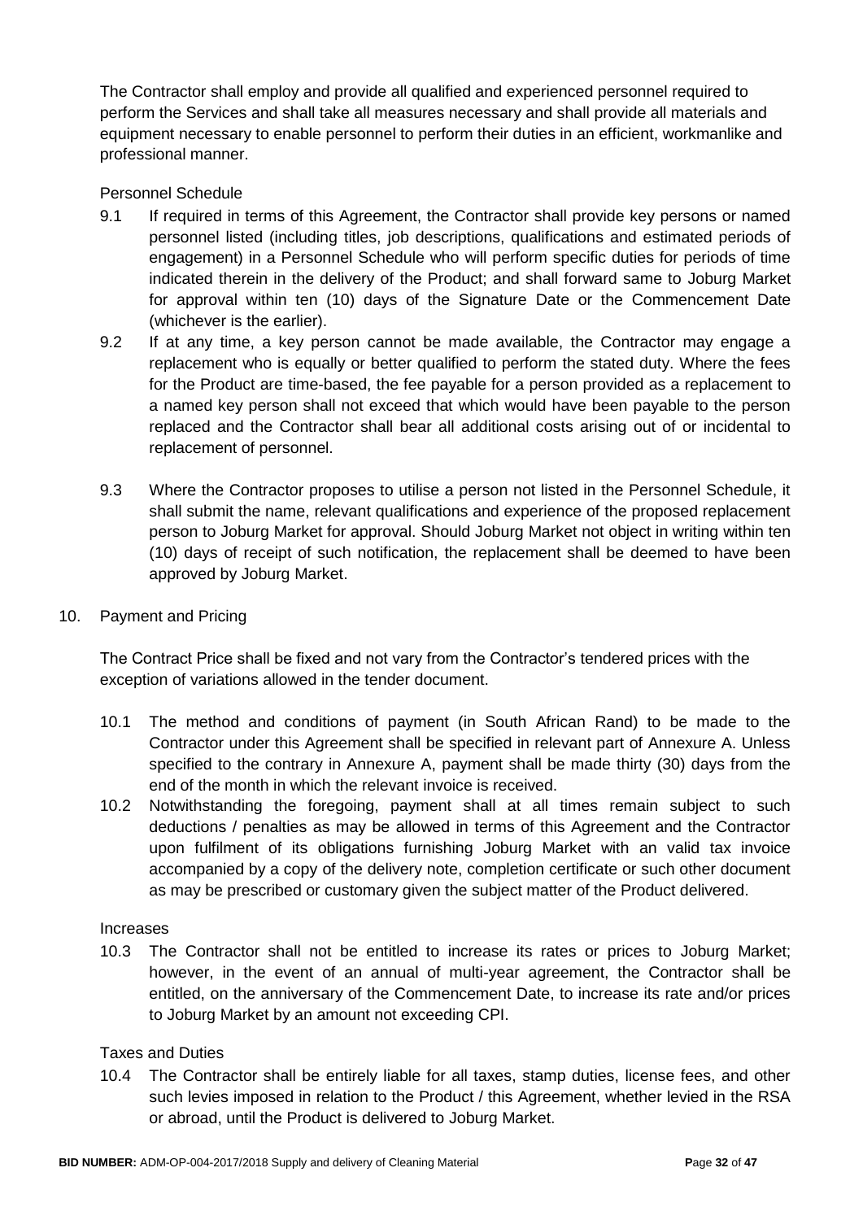The Contractor shall employ and provide all qualified and experienced personnel required to perform the Services and shall take all measures necessary and shall provide all materials and equipment necessary to enable personnel to perform their duties in an efficient, workmanlike and professional manner.

Personnel Schedule

9.1 If required in terms of this Agreement, the Contractor shall provide key persons or named personnel listed (including titles, job descriptions, qualifications and estimated periods of engagement) in a Personnel Schedule who will perform specific duties for periods of time indicated therein in the delivery of the Product; and shall forward same to Joburg Market for approval within ten (10) days of the Signature Date or the Commencement Date (whichever is the earlier).

9.2 If at any time, a key person cannot be made available, the Contractor may engage a replacement who is equally or better qualified to perform the stated duty. Where the fees for the Product are time-based, the fee payable for a person provided as a replacement to a named key person shall not exceed that which would have been payable to the person replaced and the Contractor shall bear all additional costs arising out of or incidental to replacement of personnel.

9.3 Where the Contractor proposes to utilise a person not listed in the Personnel Schedule, it shall submit the name, relevant qualifications and experience of the proposed replacement person to Joburg Market for approval. Should Joburg Market not object in writing within ten (10) days of receipt of such notification, the replacement shall be deemed to have been approved by Joburg Market.

10. Payment and Pricing

The Contract Price shall be fixed and not vary from the Contractor's tendered prices with the exception of variations allowed in the tender document.

10.1 The method and conditions of payment (in South African Rand) to be made to the Contractor under this Agreement shall be specified in relevant part of Annexure A. Unless specified to the contrary in Annexure A, payment shall be made thirty (30) days from the end of the month in which the relevant invoice is received.

10.2 Notwithstanding the foregoing, payment shall at all times remain subject to such deductions / penalties as may be allowed in terms of this Agreement and the Contractor upon fulfilment of its obligations furnishing Joburg Market with an valid tax invoice accompanied by a copy of the delivery note, completion certificate or such other document as may be prescribed or customary given the subject matter of the Product delivered.

Increases

10.3 The Contractor shall not be entitled to increase its rates or prices to Joburg Market; however, in the event of an annual of multi-year agreement, the Contractor shall be entitled, on the anniversary of the Commencement Date, to increase its rate and/or prices to Joburg Market by an amount not exceeding CPI.

Taxes and Duties

10.4 The Contractor shall be entirely liable for all taxes, stamp duties, license fees, and other such levies imposed in relation to the Product / this Agreement, whether levied in the RSA or abroad, until the Product is delivered to Joburg Market.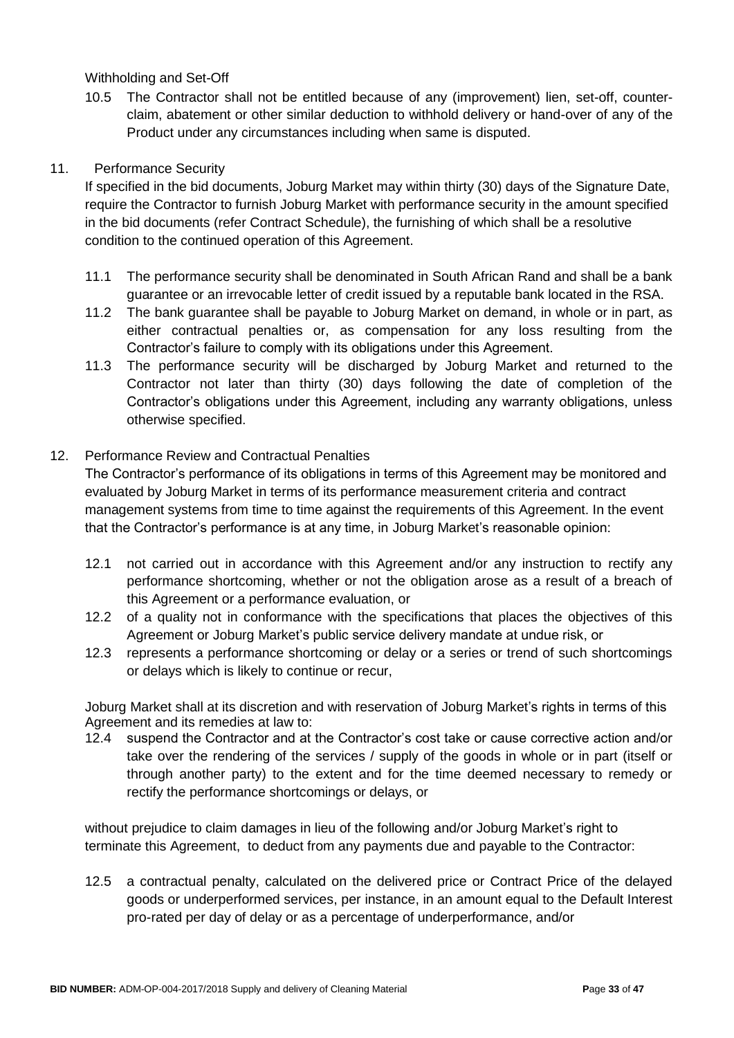Withholding and Set-Off

10.5 The Contractor shall not be entitled because of any (improvement) lien, set-off, counter-claim, abatement or other similar deduction to withhold delivery or hand-over of any of the Product under any circumstances including when same is disputed.

11. Performance Security

If specified in the bid documents, Joburg Market may within thirty (30) days of the Signature Date, require the Contractor to furnish Joburg Market with performance security in the amount specified in the bid documents (refer Contract Schedule), the furnishing of which shall be a resolutive condition to the continued operation of this Agreement.

11.1 The performance security shall be denominated in South African Rand and shall be a bank guarantee or an irrevocable letter of credit issued by a reputable bank located in the RSA.

11.2 The bank guarantee shall be payable to Joburg Market on demand, in whole or in part, as either contractual penalties or, as compensation for any loss resulting from the Contractor's failure to comply with its obligations under this Agreement.

11.3 The performance security will be discharged by Joburg Market and returned to the Contractor not later than thirty (30) days following the date of completion of the Contractor's obligations under this Agreement, including any warranty obligations, unless otherwise specified.

12. Performance Review and Contractual Penalties

The Contractor's performance of its obligations in terms of this Agreement may be monitored and evaluated by Joburg Market in terms of its performance measurement criteria and contract management systems from time to time against the requirements of this Agreement. In the event that the Contractor's performance is at any time, in Joburg Market's reasonable opinion:

12.1 not carried out in accordance with this Agreement and/or any instruction to rectify any performance shortcoming, whether or not the obligation arose as a result of a breach of this Agreement or a performance evaluation, or

12.2 of a quality not in conformance with the specifications that places the objectives of this Agreement or Joburg Market's public service delivery mandate at undue risk, or

12.3 represents a performance shortcoming or delay or a series or trend of such shortcomings or delays which is likely to continue or recur,

Joburg Market shall at its discretion and with reservation of Joburg Market's rights in terms of this Agreement and its remedies at law to:

12.4 suspend the Contractor and at the Contractor's cost take or cause corrective action and/or take over the rendering of the services / supply of the goods in whole or in part (itself or through another party) to the extent and for the time deemed necessary to remedy or rectify the performance shortcomings or delays, or

without prejudice to claim damages in lieu of the following and/or Joburg Market's right to terminate this Agreement, to deduct from any payments due and payable to the Contractor:

12.5 a contractual penalty, calculated on the delivered price or Contract Price of the delayed goods or underperformed services, per instance, in an amount equal to the Default Interest pro-rated per day of delay or as a percentage of underperformance, and/or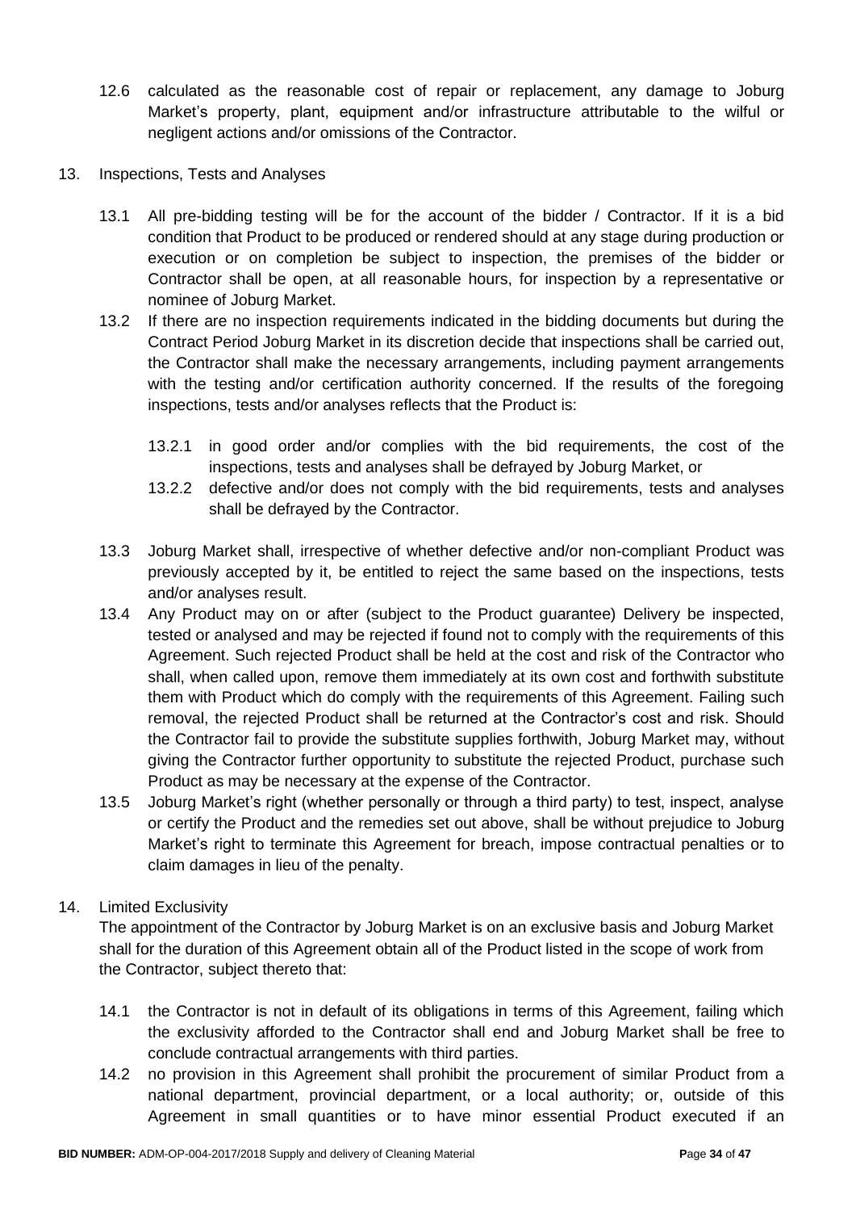12.6 calculated as the reasonable cost of repair or replacement, any damage to Joburg Market's property, plant, equipment and/or infrastructure attributable to the wilful or negligent actions and/or omissions of the Contractor.

13. Inspections, Tests and Analyses

13.1 All pre-bidding testing will be for the account of the bidder / Contractor. If it is a bid condition that Product to be produced or rendered should at any stage during production or execution or on completion be subject to inspection, the premises of the bidder or Contractor shall be open, at all reasonable hours, for inspection by a representative or nominee of Joburg Market.

13.2 If there are no inspection requirements indicated in the bidding documents but during the Contract Period Joburg Market in its discretion decide that inspections shall be carried out, the Contractor shall make the necessary arrangements, including payment arrangements with the testing and/or certification authority concerned. If the results of the foregoing inspections, tests and/or analyses reflects that the Product is:

13.2.1 in good order and/or complies with the bid requirements, the cost of the inspections, tests and analyses shall be defrayed by Joburg Market, or

13.2.2 defective and/or does not comply with the bid requirements, tests and analyses shall be defrayed by the Contractor.

13.3 Joburg Market shall, irrespective of whether defective and/or non-compliant Product was previously accepted by it, be entitled to reject the same based on the inspections, tests and/or analyses result.

13.4 Any Product may on or after (subject to the Product guarantee) Delivery be inspected, tested or analysed and may be rejected if found not to comply with the requirements of this Agreement. Such rejected Product shall be held at the cost and risk of the Contractor who shall, when called upon, remove them immediately at its own cost and forthwith substitute them with Product which do comply with the requirements of this Agreement. Failing such removal, the rejected Product shall be returned at the Contractor's cost and risk. Should the Contractor fail to provide the substitute supplies forthwith, Joburg Market may, without giving the Contractor further opportunity to substitute the rejected Product, purchase such Product as may be necessary at the expense of the Contractor.

13.5 Joburg Market's right (whether personally or through a third party) to test, inspect, analyse or certify the Product and the remedies set out above, shall be without prejudice to Joburg Market's right to terminate this Agreement for breach, impose contractual penalties or to claim damages in lieu of the penalty.

14. Limited Exclusivity

The appointment of the Contractor by Joburg Market is on an exclusive basis and Joburg Market shall for the duration of this Agreement obtain all of the Product listed in the scope of work from the Contractor, subject thereto that:

14.1 the Contractor is not in default of its obligations in terms of this Agreement, failing which the exclusivity afforded to the Contractor shall end and Joburg Market shall be free to conclude contractual arrangements with third parties.

14.2 no provision in this Agreement shall prohibit the procurement of similar Product from a national department, provincial department, or a local authority; or, outside of this Agreement in small quantities or to have minor essential Product executed if an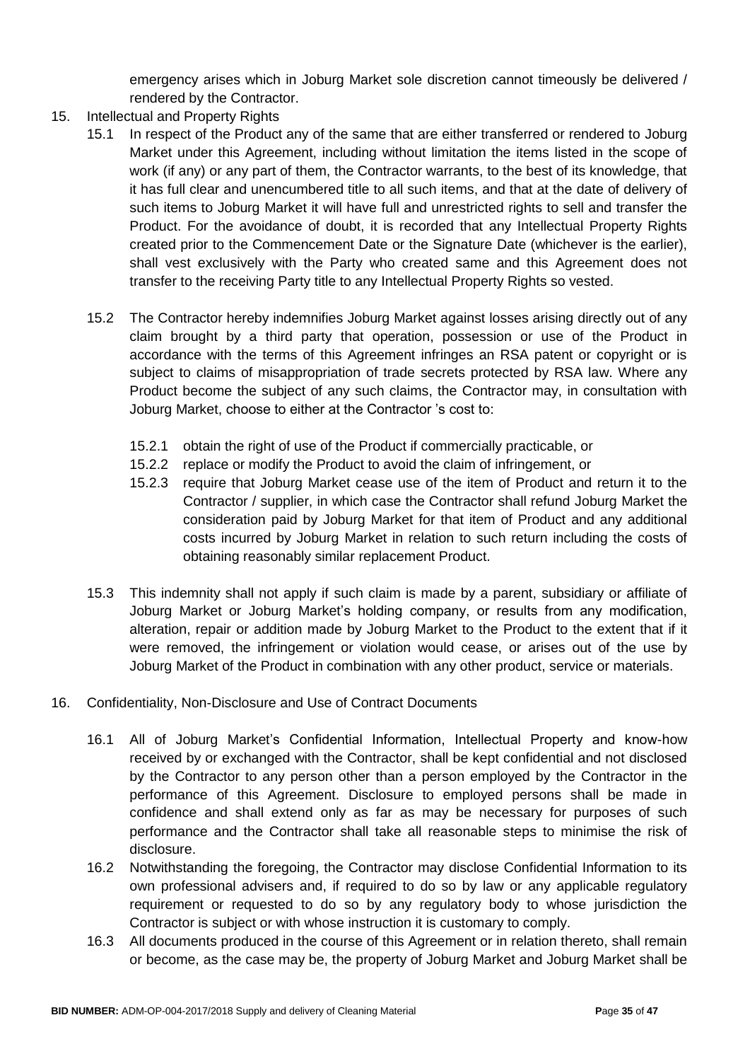emergency arises which in Joburg Market sole discretion cannot timeously be delivered / rendered by the Contractor.

15. Intellectual and Property Rights

15.1 In respect of the Product any of the same that are either transferred or rendered to Joburg Market under this Agreement, including without limitation the items listed in the scope of work (if any) or any part of them, the Contractor warrants, to the best of its knowledge, that it has full clear and unencumbered title to all such items, and that at the date of delivery of such items to Joburg Market it will have full and unrestricted rights to sell and transfer the Product. For the avoidance of doubt, it is recorded that any Intellectual Property Rights created prior to the Commencement Date or the Signature Date (whichever is the earlier), shall vest exclusively with the Party who created same and this Agreement does not transfer to the receiving Party title to any Intellectual Property Rights so vested.

15.2 The Contractor hereby indemnifies Joburg Market against losses arising directly out of any claim brought by a third party that operation, possession or use of the Product in accordance with the terms of this Agreement infringes an RSA patent or copyright or is subject to claims of misappropriation of trade secrets protected by RSA law. Where any Product become the subject of any such claims, the Contractor may, in consultation with Joburg Market, choose to either at the Contractor 's cost to:

15.2.1 obtain the right of use of the Product if commercially practicable, or

15.2.2 replace or modify the Product to avoid the claim of infringement, or

15.2.3 require that Joburg Market cease use of the item of Product and return it to the Contractor / supplier, in which case the Contractor shall refund Joburg Market the consideration paid by Joburg Market for that item of Product and any additional costs incurred by Joburg Market in relation to such return including the costs of obtaining reasonably similar replacement Product.

15.3 This indemnity shall not apply if such claim is made by a parent, subsidiary or affiliate of Joburg Market or Joburg Market's holding company, or results from any modification, alteration, repair or addition made by Joburg Market to the Product to the extent that if it were removed, the infringement or violation would cease, or arises out of the use by Joburg Market of the Product in combination with any other product, service or materials.

16. Confidentiality, Non-Disclosure and Use of Contract Documents

16.1 All of Joburg Market's Confidential Information, Intellectual Property and know-how received by or exchanged with the Contractor, shall be kept confidential and not disclosed by the Contractor to any person other than a person employed by the Contractor in the performance of this Agreement. Disclosure to employed persons shall be made in confidence and shall extend only as far as may be necessary for purposes of such performance and the Contractor shall take all reasonable steps to minimise the risk of disclosure.

16.2 Notwithstanding the foregoing, the Contractor may disclose Confidential Information to its own professional advisers and, if required to do so by law or any applicable regulatory requirement or requested to do so by any regulatory body to whose jurisdiction the Contractor is subject or with whose instruction it is customary to comply.

16.3 All documents produced in the course of this Agreement or in relation thereto, shall remain or become, as the case may be, the property of Joburg Market and Joburg Market shall be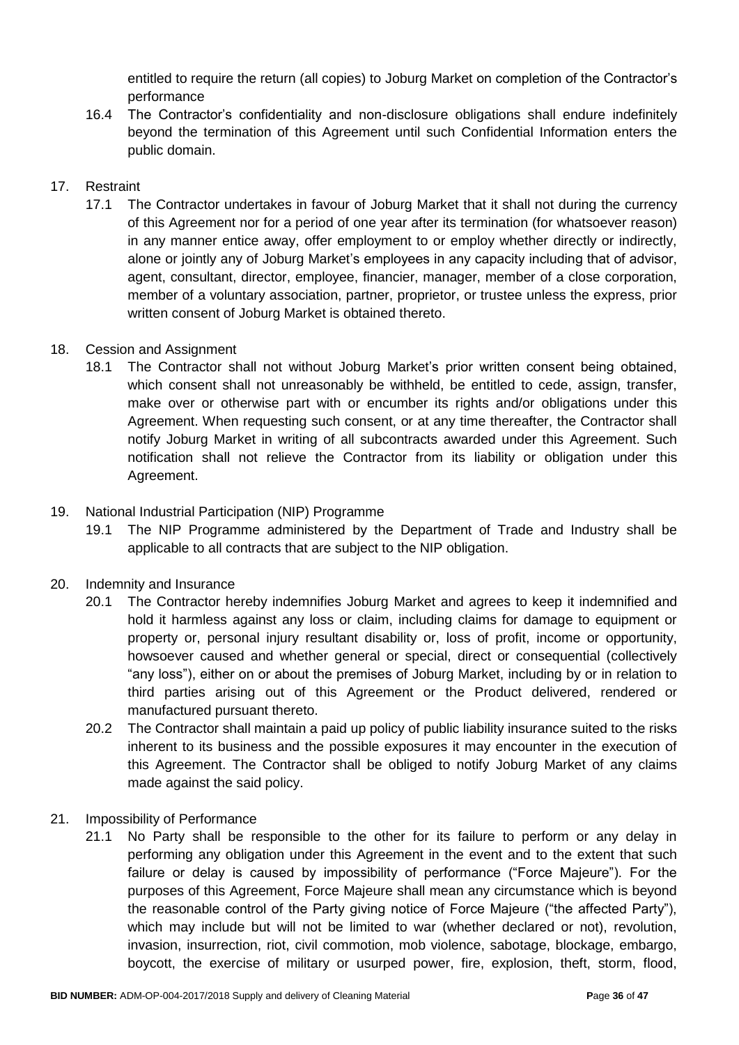entitled to require the return (all copies) to Joburg Market on completion of the Contractor's performance

16.4 The Contractor's confidentiality and non-disclosure obligations shall endure indefinitely beyond the termination of this Agreement until such Confidential Information enters the public domain.

17. Restraint

17.1 The Contractor undertakes in favour of Joburg Market that it shall not during the currency of this Agreement nor for a period of one year after its termination (for whatsoever reason) in any manner entice away, offer employment to or employ whether directly or indirectly, alone or jointly any of Joburg Market's employees in any capacity including that of advisor, agent, consultant, director, employee, financier, manager, member of a close corporation, member of a voluntary association, partner, proprietor, or trustee unless the express, prior written consent of Joburg Market is obtained thereto.

18. Cession and Assignment

18.1 The Contractor shall not without Joburg Market's prior written consent being obtained, which consent shall not unreasonably be withheld, be entitled to cede, assign, transfer, make over or otherwise part with or encumber its rights and/or obligations under this Agreement. When requesting such consent, or at any time thereafter, the Contractor shall notify Joburg Market in writing of all subcontracts awarded under this Agreement. Such notification shall not relieve the Contractor from its liability or obligation under this Agreement.

19. National Industrial Participation (NIP) Programme

19.1 The NIP Programme administered by the Department of Trade and Industry shall be applicable to all contracts that are subject to the NIP obligation.

20. Indemnity and Insurance

20.1 The Contractor hereby indemnifies Joburg Market and agrees to keep it indemnified and hold it harmless against any loss or claim, including claims for damage to equipment or property or, personal injury resultant disability or, loss of profit, income or opportunity, howsoever caused and whether general or special, direct or consequential (collectively "any loss"), either on or about the premises of Joburg Market, including by or in relation to third parties arising out of this Agreement or the Product delivered, rendered or manufactured pursuant thereto.

20.2 The Contractor shall maintain a paid up policy of public liability insurance suited to the risks inherent to its business and the possible exposures it may encounter in the execution of this Agreement. The Contractor shall be obliged to notify Joburg Market of any claims made against the said policy.

21. Impossibility of Performance

21.1 No Party shall be responsible to the other for its failure to perform or any delay in performing any obligation under this Agreement in the event and to the extent that such failure or delay is caused by impossibility of performance ("Force Majeure"). For the purposes of this Agreement, Force Majeure shall mean any circumstance which is beyond the reasonable control of the Party giving notice of Force Majeure ("the affected Party"), which may include but will not be limited to war (whether declared or not), revolution, invasion, insurrection, riot, civil commotion, mob violence, sabotage, blockage, embargo, boycott, the exercise of military or usurped power, fire, explosion, theft, storm, flood,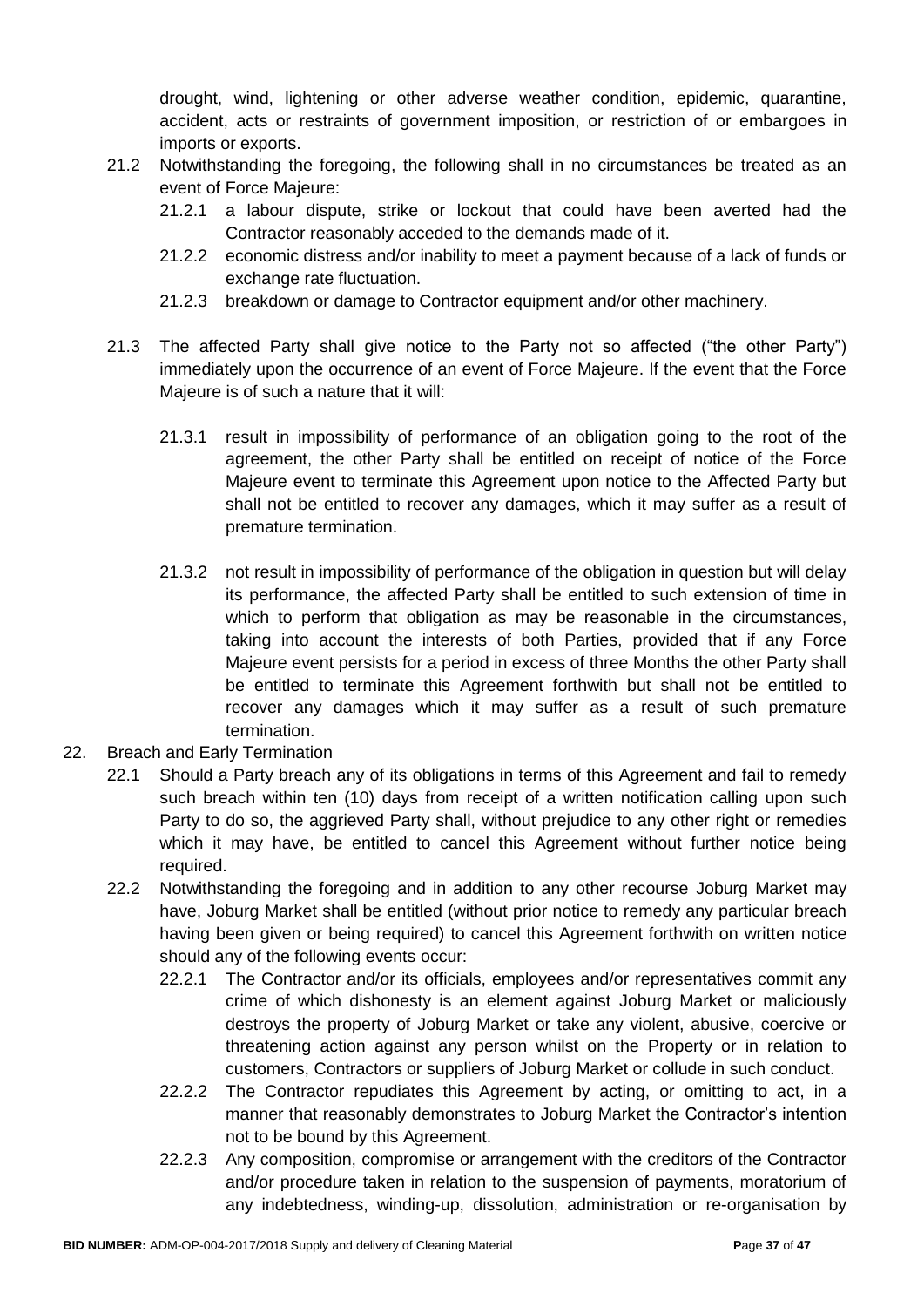drought, wind, lightening or other adverse weather condition, epidemic, quarantine, accident, acts or restraints of government imposition, or restriction of or embargoes in imports or exports.

21.2 Notwithstanding the foregoing, the following shall in no circumstances be treated as an event of Force Majeure:

21.2.1 a labour dispute, strike or lockout that could have been averted had the Contractor reasonably acceded to the demands made of it.

21.2.2 economic distress and/or inability to meet a payment because of a lack of funds or exchange rate fluctuation.

21.2.3 breakdown or damage to Contractor equipment and/or other machinery.

21.3 The affected Party shall give notice to the Party not so affected ("the other Party") immediately upon the occurrence of an event of Force Majeure. If the event that the Force Majeure is of such a nature that it will:

21.3.1 result in impossibility of performance of an obligation going to the root of the agreement, the other Party shall be entitled on receipt of notice of the Force Majeure event to terminate this Agreement upon notice to the Affected Party but shall not be entitled to recover any damages, which it may suffer as a result of premature termination.

21.3.2 not result in impossibility of performance of the obligation in question but will delay its performance, the affected Party shall be entitled to such extension of time in which to perform that obligation as may be reasonable in the circumstances, taking into account the interests of both Parties, provided that if any Force Majeure event persists for a period in excess of three Months the other Party shall be entitled to terminate this Agreement forthwith but shall not be entitled to recover any damages which it may suffer as a result of such premature termination.

22. Breach and Early Termination

22.1 Should a Party breach any of its obligations in terms of this Agreement and fail to remedy such breach within ten (10) days from receipt of a written notification calling upon such Party to do so, the aggrieved Party shall, without prejudice to any other right or remedies which it may have, be entitled to cancel this Agreement without further notice being required.

22.2 Notwithstanding the foregoing and in addition to any other recourse Joburg Market may have, Joburg Market shall be entitled (without prior notice to remedy any particular breach having been given or being required) to cancel this Agreement forthwith on written notice should any of the following events occur:

22.2.1 The Contractor and/or its officials, employees and/or representatives commit any crime of which dishonesty is an element against Joburg Market or maliciously destroys the property of Joburg Market or take any violent, abusive, coercive or threatening action against any person whilst on the Property or in relation to customers, Contractors or suppliers of Joburg Market or collude in such conduct.

22.2.2 The Contractor repudiates this Agreement by acting, or omitting to act, in a manner that reasonably demonstrates to Joburg Market the Contractor's intention not to be bound by this Agreement.

22.2.3 Any composition, compromise or arrangement with the creditors of the Contractor and/or procedure taken in relation to the suspension of payments, moratorium of any indebtedness, winding-up, dissolution, administration or re-organisation by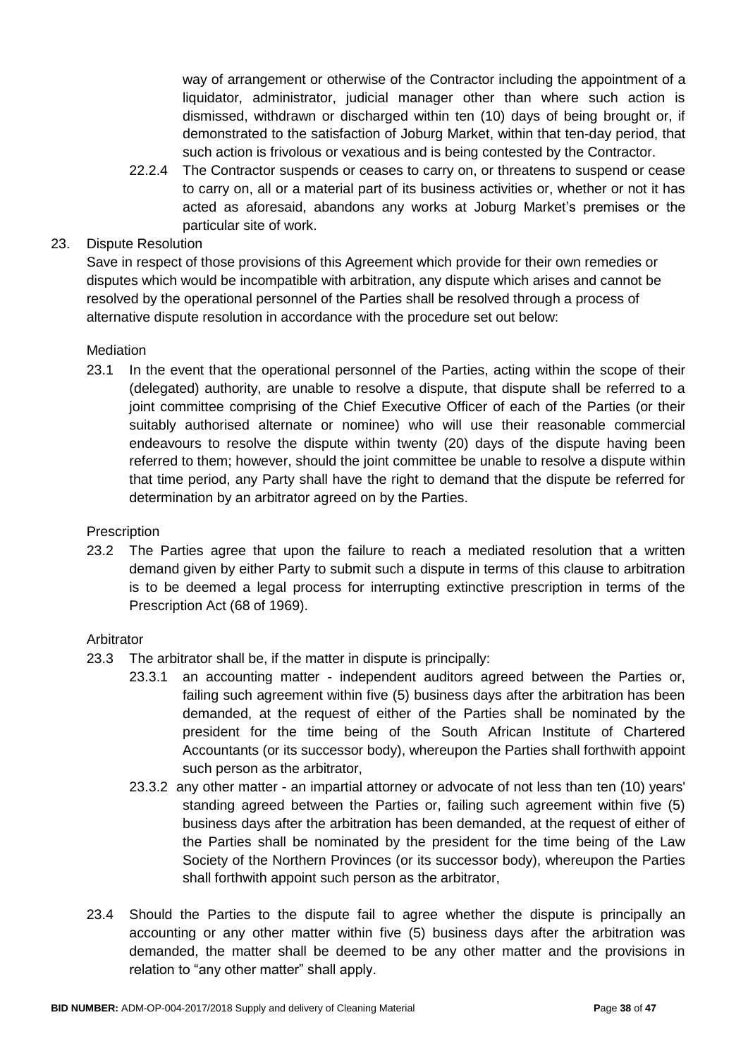way of arrangement or otherwise of the Contractor including the appointment of a liquidator, administrator, judicial manager other than where such action is dismissed, withdrawn or discharged within ten (10) days of being brought or, if demonstrated to the satisfaction of Joburg Market, within that ten-day period, that such action is frivolous or vexatious and is being contested by the Contractor.

22.2.4 The Contractor suspends or ceases to carry on, or threatens to suspend or cease to carry on, all or a material part of its business activities or, whether or not it has acted as aforesaid, abandons any works at Joburg Market's premises or the particular site of work.

23. Dispute Resolution

Save in respect of those provisions of this Agreement which provide for their own remedies or disputes which would be incompatible with arbitration, any dispute which arises and cannot be resolved by the operational personnel of the Parties shall be resolved through a process of alternative dispute resolution in accordance with the procedure set out below:

Mediation

23.1 In the event that the operational personnel of the Parties, acting within the scope of their (delegated) authority, are unable to resolve a dispute, that dispute shall be referred to a joint committee comprising of the Chief Executive Officer of each of the Parties (or their suitably authorised alternate or nominee) who will use their reasonable commercial endeavours to resolve the dispute within twenty (20) days of the dispute having been referred to them; however, should the joint committee be unable to resolve a dispute within that time period, any Party shall have the right to demand that the dispute be referred for determination by an arbitrator agreed on by the Parties.

Prescription

23.2 The Parties agree that upon the failure to reach a mediated resolution that a written demand given by either Party to submit such a dispute in terms of this clause to arbitration is to be deemed a legal process for interrupting extinctive prescription in terms of the Prescription Act (68 of 1969).

Arbitrator

23.3 The arbitrator shall be, if the matter in dispute is principally:

23.3.1 an accounting matter - independent auditors agreed between the Parties or, failing such agreement within five (5) business days after the arbitration has been demanded, at the request of either of the Parties shall be nominated by the president for the time being of the South African Institute of Chartered Accountants (or its successor body), whereupon the Parties shall forthwith appoint such person as the arbitrator,

23.3.2 any other matter - an impartial attorney or advocate of not less than ten (10) years' standing agreed between the Parties or, failing such agreement within five (5) business days after the arbitration has been demanded, at the request of either of the Parties shall be nominated by the president for the time being of the Law Society of the Northern Provinces (or its successor body), whereupon the Parties shall forthwith appoint such person as the arbitrator,

23.4 Should the Parties to the dispute fail to agree whether the dispute is principally an accounting or any other matter within five (5) business days after the arbitration was demanded, the matter shall be deemed to be any other matter and the provisions in relation to "any other matter" shall apply.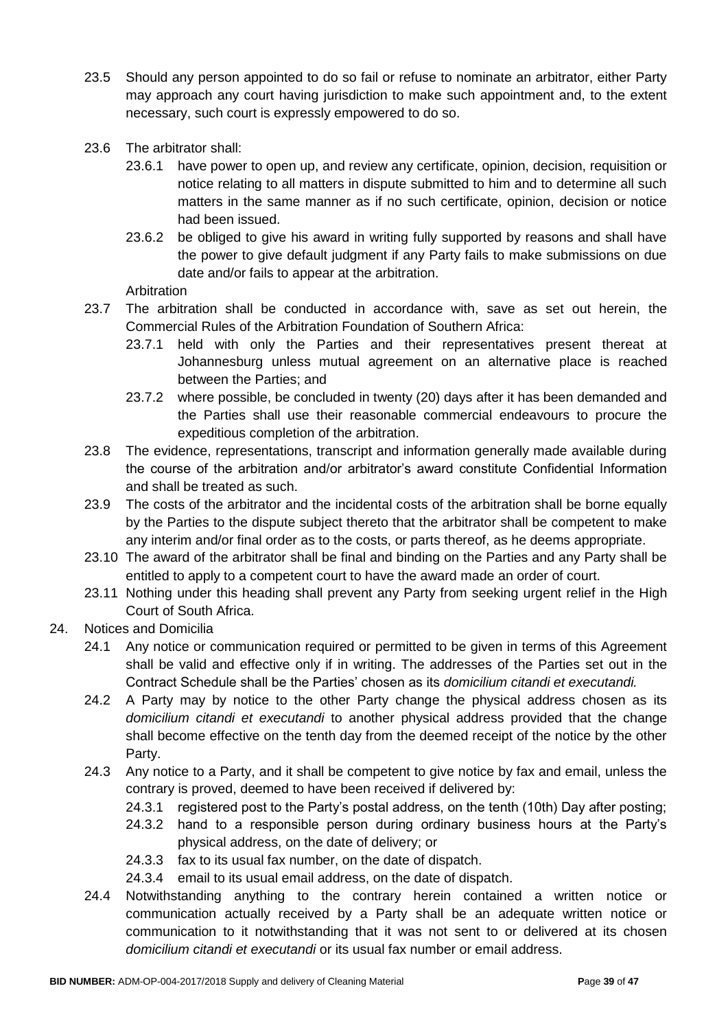23.5 Should any person appointed to do so fail or refuse to nominate an arbitrator, either Party may approach any court having jurisdiction to make such appointment and, to the extent necessary, such court is expressly empowered to do so.

23.6 The arbitrator shall:

23.6.1 have power to open up, and review any certificate, opinion, decision, requisition or notice relating to all matters in dispute submitted to him and to determine all such matters in the same manner as if no such certificate, opinion, decision or notice had been issued.

23.6.2 be obliged to give his award in writing fully supported by reasons and shall have the power to give default judgment if any Party fails to make submissions on due date and/or fails to appear at the arbitration.

Arbitration

23.7 The arbitration shall be conducted in accordance with, save as set out herein, the Commercial Rules of the Arbitration Foundation of Southern Africa:

23.7.1 held with only the Parties and their representatives present thereat at Johannesburg unless mutual agreement on an alternative place is reached between the Parties; and

23.7.2 where possible, be concluded in twenty (20) days after it has been demanded and the Parties shall use their reasonable commercial endeavours to procure the expeditious completion of the arbitration.

23.8 The evidence, representations, transcript and information generally made available during the course of the arbitration and/or arbitrator's award constitute Confidential Information and shall be treated as such.

23.9 The costs of the arbitrator and the incidental costs of the arbitration shall be borne equally by the Parties to the dispute subject thereto that the arbitrator shall be competent to make any interim and/or final order as to the costs, or parts thereof, as he deems appropriate.

23.10 The award of the arbitrator shall be final and binding on the Parties and any Party shall be entitled to apply to a competent court to have the award made an order of court.

23.11 Nothing under this heading shall prevent any Party from seeking urgent relief in the High Court of South Africa.

24. Notices and Domicilia

24.1 Any notice or communication required or permitted to be given in terms of this Agreement shall be valid and effective only if in writing. The addresses of the Parties set out in the Contract Schedule shall be the Parties' chosen as its *domicilium citandi et executandi.*

24.2 A Party may by notice to the other Party change the physical address chosen as its *domicilium citandi et executandi* to another physical address provided that the change shall become effective on the tenth day from the deemed receipt of the notice by the other Party.

24.3 Any notice to a Party, and it shall be competent to give notice by fax and email, unless the contrary is proved, deemed to have been received if delivered by:

24.3.1 registered post to the Party's postal address, on the tenth (10th) Day after posting;

24.3.2 hand to a responsible person during ordinary business hours at the Party's physical address, on the date of delivery; or

24.3.3 fax to its usual fax number, on the date of dispatch.

24.3.4 email to its usual email address, on the date of dispatch.

24.4 Notwithstanding anything to the contrary herein contained a written notice or communication actually received by a Party shall be an adequate written notice or communication to it notwithstanding that it was not sent to or delivered at its chosen *domicilium citandi et executandi* or its usual fax number or email address.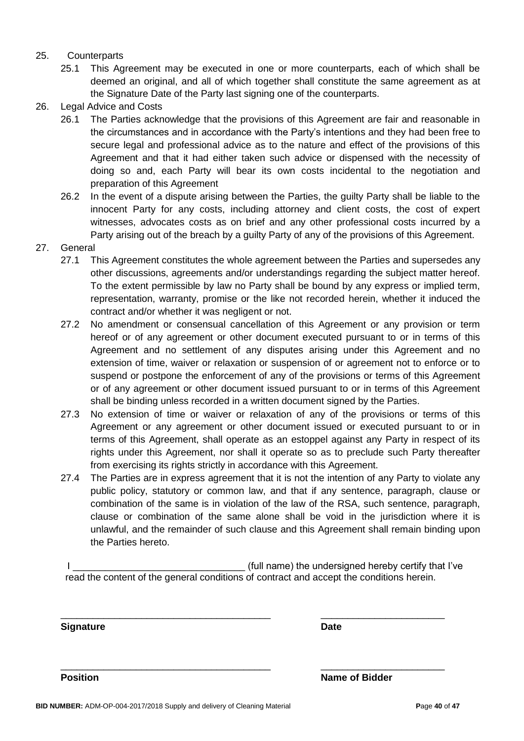25. Counterparts
    25.1 This Agreement may be executed in one or more counterparts, each of which shall be deemed an original, and all of which together shall constitute the same agreement as at the Signature Date of the Party last signing one of the counterparts.

26. Legal Advice and Costs
    26.1 The Parties acknowledge that the provisions of this Agreement are fair and reasonable in the circumstances and in accordance with the Party's intentions and they had been free to secure legal and professional advice as to the nature and effect of the provisions of this Agreement and that it had either taken such advice or dispensed with the necessity of doing so and, each Party will bear its own costs incidental to the negotiation and preparation of this Agreement
    26.2 In the event of a dispute arising between the Parties, the guilty Party shall be liable to the innocent Party for any costs, including attorney and client costs, the cost of expert witnesses, advocates costs as on brief and any other professional costs incurred by a Party arising out of the breach by a guilty Party of any of the provisions of this Agreement.

27. General
    27.1 This Agreement constitutes the whole agreement between the Parties and supersedes any other discussions, agreements and/or understandings regarding the subject matter hereof. To the extent permissible by law no Party shall be bound by any express or implied term, representation, warranty, promise or the like not recorded herein, whether it induced the contract and/or whether it was negligent or not.
    27.2 No amendment or consensual cancellation of this Agreement or any provision or term hereof or of any agreement or other document executed pursuant to or in terms of this Agreement and no settlement of any disputes arising under this Agreement and no extension of time, waiver or relaxation or suspension of or agreement not to enforce or to suspend or postpone the enforcement of any of the provisions or terms of this Agreement or of any agreement or other document issued pursuant to or in terms of this Agreement shall be binding unless recorded in a written document signed by the Parties.
    27.3 No extension of time or waiver or relaxation of any of the provisions or terms of this Agreement or any agreement or other document issued or executed pursuant to or in terms of this Agreement, shall operate as an estoppel against any Party in respect of its rights under this Agreement, nor shall it operate so as to preclude such Party thereafter from exercising its rights strictly in accordance with this Agreement.
    27.4 The Parties are in express agreement that it is not the intention of any Party to violate any public policy, statutory or common law, and that if any sentence, paragraph, clause or combination of the same is in violation of the law of the RSA, such sentence, paragraph, clause or combination of the same alone shall be void in the jurisdiction where it is unlawful, and the remainder of such clause and this Agreement shall remain binding upon the Parties hereto.

I ________________________________ (full name) the undersigned hereby certify that I've read the content of the general conditions of contract and accept the conditions herein.

________________________________________ ________________________

**Signature** **Date**

________________________________________ ________________________

**Position** **Name of Bidder**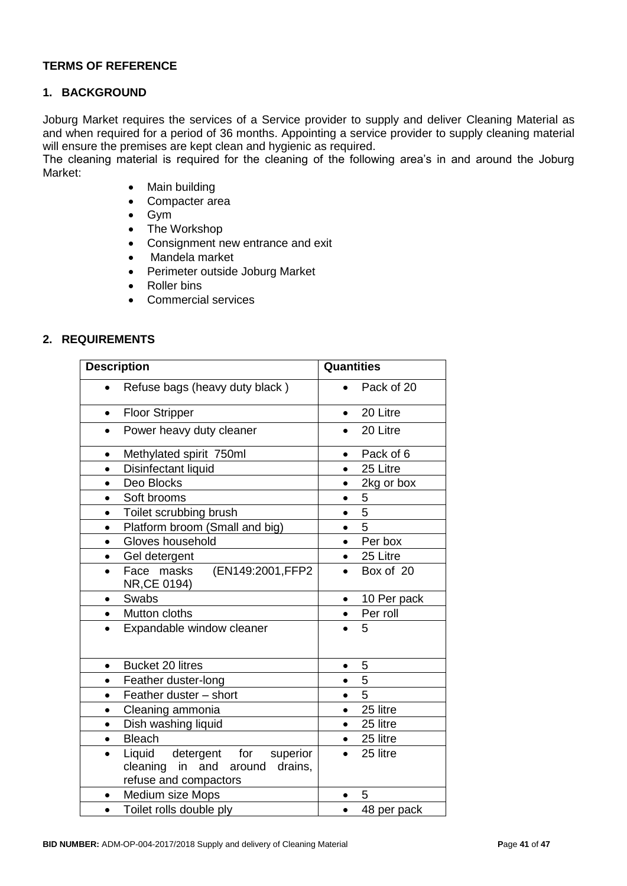**TERMS OF REFERENCE**

## 1. BACKGROUND

Joburg Market requires the services of a Service provider to supply and deliver Cleaning Material as and when required for a period of 36 months. Appointing a service provider to supply cleaning material will ensure the premises are kept clean and hygienic as required.
The cleaning material is required for the cleaning of the following area's in and around the Joburg Market:

- Main building
- Compacter area
- Gym
- The Workshop
- Consignment new entrance and exit
- Mandela market
- Perimeter outside Joburg Market
- Roller bins
- Commercial services

## 2. REQUIREMENTS

| Description | Quantities |
|---|---|
| • Refuse bags (heavy duty black ) | • Pack of 20 |
| • Floor Stripper | • 20 Litre |
| • Power heavy duty cleaner | • 20 Litre |
| • Methylated spirit 750ml | • Pack of 6 |
| • Disinfectant liquid | • 25 Litre |
| • Deo Blocks | • 2kg or box |
| • Soft brooms | • 5 |
| • Toilet scrubbing brush | • 5 |
| • Platform broom (Small and big) | • 5 |
| • Gloves household | • Per box |
| • Gel detergent | • 25 Litre |
| • Face masks (EN149:2001,FFP2 NR,CE 0194) | • Box of 20 |
| • Swabs | • 10 Per pack |
| • Mutton cloths | • Per roll |
| • Expandable window cleaner | • 5 |
| • Bucket 20 litres | • 5 |
| • Feather duster-long | • 5 |
| • Feather duster – short | • 5 |
| • Cleaning ammonia | • 25 litre |
| • Dish washing liquid | • 25 litre |
| • Bleach | • 25 litre |
| • Liquid detergent for superior cleaning in and around drains, refuse and compactors | • 25 litre |
| • Medium size Mops | • 5 |
| • Toilet rolls double ply | • 48 per pack |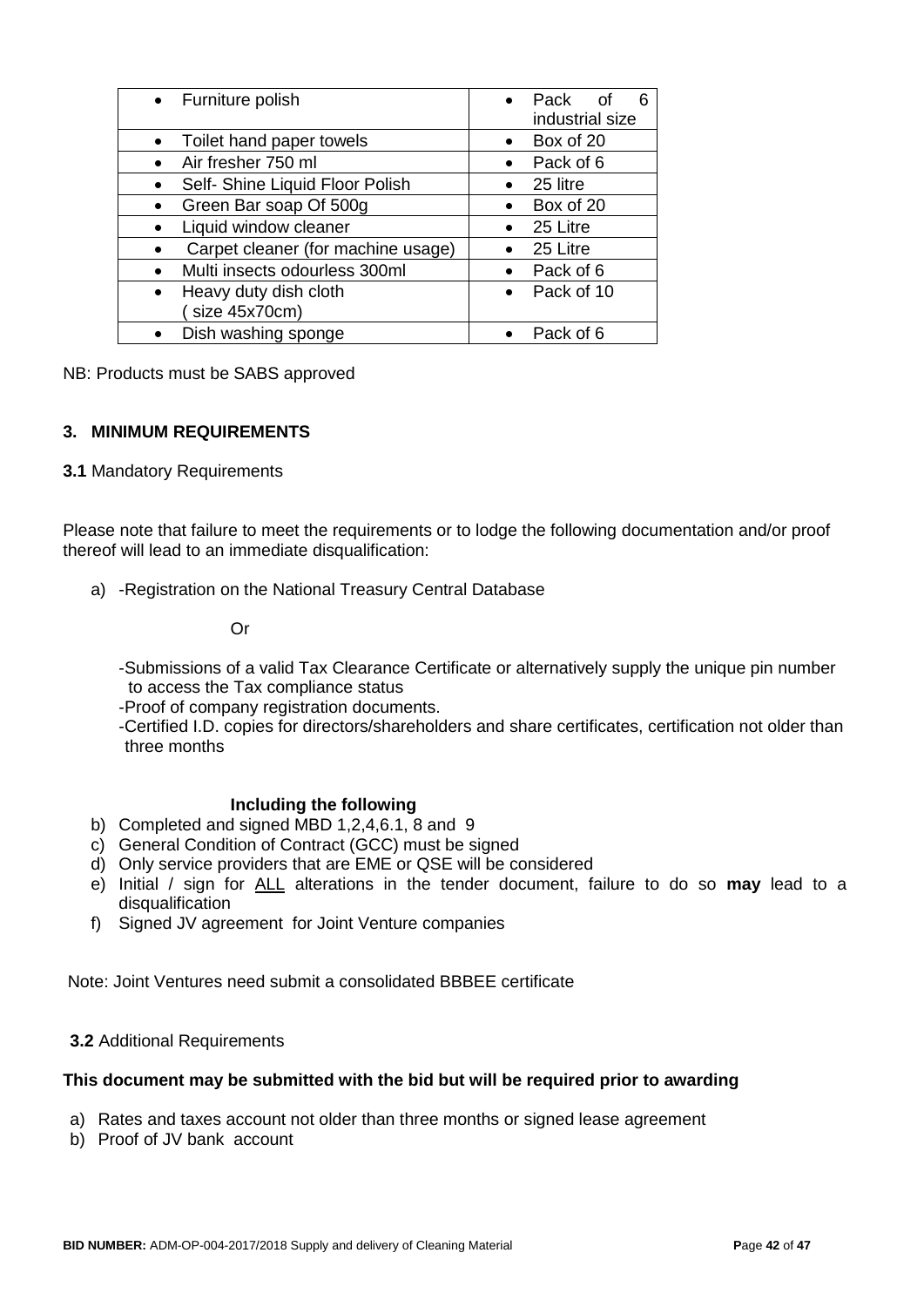| Item | Quantity |
| --- | --- |
| • Furniture polish | • Pack of 6 industrial size |
| • Toilet hand paper towels | • Box of 20 |
| • Air fresher 750 ml | • Pack of 6 |
| • Self- Shine Liquid Floor Polish | • 25 litre |
| • Green Bar soap Of 500g | • Box of 20 |
| • Liquid window cleaner | • 25 Litre |
| • Carpet cleaner (for machine usage) | • 25 Litre |
| • Multi insects odourless 300ml | • Pack of 6 |
| • Heavy duty dish cloth ( size 45x70cm) | • Pack of 10 |
| • Dish washing sponge | • Pack of 6 |

NB: Products must be SABS approved

## 3. MINIMUM REQUIREMENTS

**3.1** Mandatory Requirements

Please note that failure to meet the requirements or to lodge the following documentation and/or proof thereof will lead to an immediate disqualification:

a) -Registration on the National Treasury Central Database

Or

-Submissions of a valid Tax Clearance Certificate or alternatively supply the unique pin number to access the Tax compliance status

-Proof of company registration documents.

-Certified I.D. copies for directors/shareholders and share certificates, certification not older than three months

**Including the following**

b) Completed and signed MBD 1,2,4,6.1, 8 and 9
c) General Condition of Contract (GCC) must be signed
d) Only service providers that are EME or QSE will be considered
e) Initial / sign for ALL alterations in the tender document, failure to do so **may** lead to a disqualification
f) Signed JV agreement for Joint Venture companies

Note: Joint Ventures need submit a consolidated BBBEE certificate

**3.2** Additional Requirements

**This document may be submitted with the bid but will be required prior to awarding**

a) Rates and taxes account not older than three months or signed lease agreement
b) Proof of JV bank account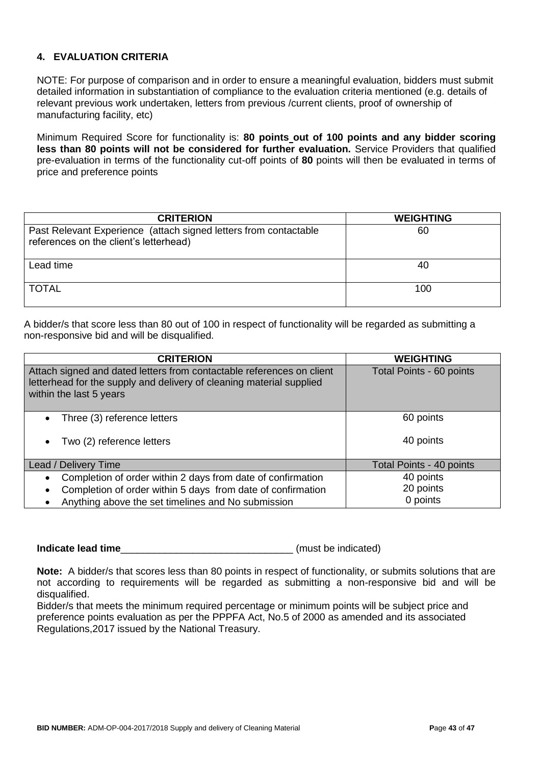## 4. EVALUATION CRITERIA

NOTE: For purpose of comparison and in order to ensure a meaningful evaluation, bidders must submit detailed information in substantiation of compliance to the evaluation criteria mentioned (e.g. details of relevant previous work undertaken, letters from previous /current clients, proof of ownership of manufacturing facility, etc)

Minimum Required Score for functionality is: **80 points out of 100 points and any bidder scoring less than 80 points will not be considered for further evaluation.** Service Providers that qualified pre-evaluation in terms of the functionality cut-off points of **80** points will then be evaluated in terms of price and preference points

| CRITERION | WEIGHTING |
|---|---|
| Past Relevant Experience (attach signed letters from contactable references on the client's letterhead) | 60 |
| Lead time | 40 |
| TOTAL | 100 |

A bidder/s that score less than 80 out of 100 in respect of functionality will be regarded as submitting a non-responsive bid and will be disqualified.

| CRITERION | WEIGHTING |
|---|---|
| Attach signed and dated letters from contactable references on client letterhead for the supply and delivery of cleaning material supplied within the last 5 years | Total Points - 60 points |
| • Three (3) reference letters<br>• Two (2) reference letters | 60 points<br>40 points |
| Lead / Delivery Time | Total Points - 40 points |
| • Completion of order within 2 days from date of confirmation<br>• Completion of order within 5 days from date of confirmation<br>• Anything above the set timelines and No submission | 40 points<br>20 points<br>0 points |

**Indicate lead time**_______________________________ (must be indicated)

**Note:** A bidder/s that scores less than 80 points in respect of functionality, or submits solutions that are not according to requirements will be regarded as submitting a non-responsive bid and will be disqualified.

Bidder/s that meets the minimum required percentage or minimum points will be subject price and preference points evaluation as per the PPPFA Act, No.5 of 2000 as amended and its associated Regulations,2017 issued by the National Treasury.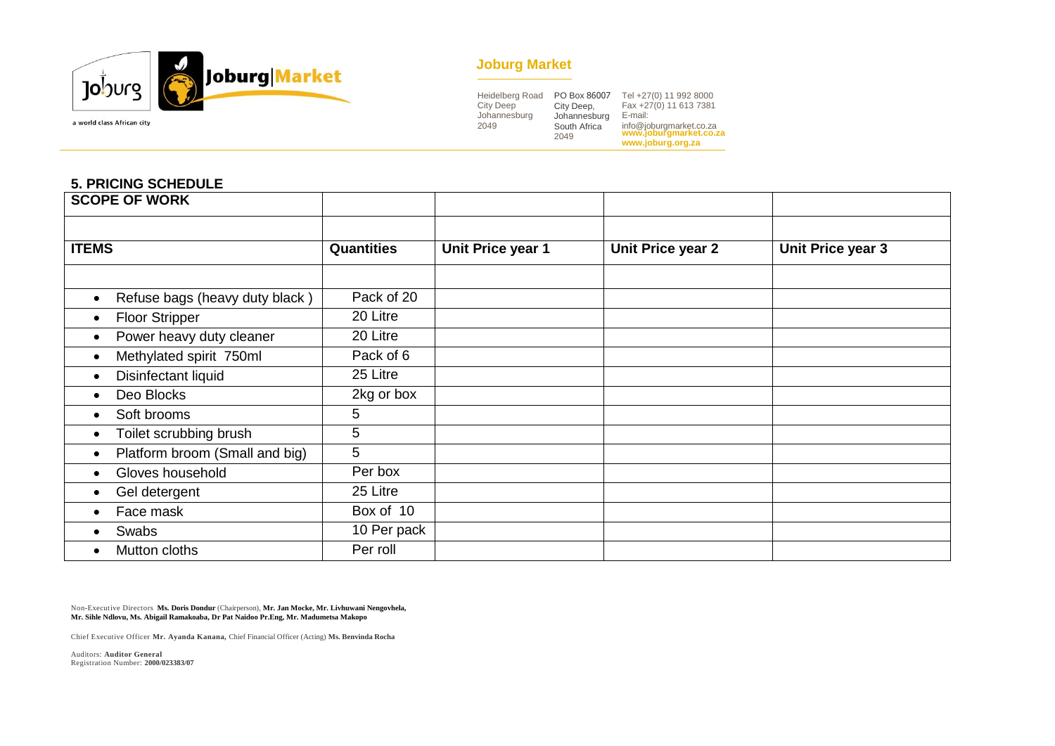**Joburg Market**

Heidelberg Road
City Deep
Johannesburg
2049

PO Box 86007
City Deep,
Johannesburg
South Africa
2049

Tel +27(0) 11 992 8000
Fax +27(0) 11 613 7381
E-mail:
info@joburgmarket.co.za
www.joburgmarket.co.za
www.joburg.org.za

### 5. PRICING SCHEDULE

| SCOPE OF WORK | | | | |
|---|---|---|---|---|
| | | | | |
| **ITEMS** | **Quantities** | **Unit Price year 1** | **Unit Price year 2** | **Unit Price year 3** |
| | | | | |
| • Refuse bags (heavy duty black ) | Pack of 20 | | | |
| • Floor Stripper | 20 Litre | | | |
| • Power heavy duty cleaner | 20 Litre | | | |
| • Methylated spirit 750ml | Pack of 6 | | | |
| • Disinfectant liquid | 25 Litre | | | |
| • Deo Blocks | 2kg or box | | | |
| • Soft brooms | 5 | | | |
| • Toilet scrubbing brush | 5 | | | |
| • Platform broom (Small and big) | 5 | | | |
| • Gloves household | Per box | | | |
| • Gel detergent | 25 Litre | | | |
| • Face mask | Box of 10 | | | |
| • Swabs | 10 Per pack | | | |
| • Mutton cloths | Per roll | | | |

Non-Executive Directors **Ms. Doris Dondur** (Chairperson), **Mr. Jan Mocke, Mr. Livhuwani Nengovhela, Mr. Sihle Ndlovu, Ms. Abigail Ramakoaba, Dr Pat Naidoo Pr.Eng, Mr. Madumetsa Makopo**

Chief Executive Officer **Mr. Ayanda Kanana,** Chief Financial Officer (Acting) **Ms. Benvinda Rocha**

Auditors: **Auditor General**
Registration Number: **2000/023383/07**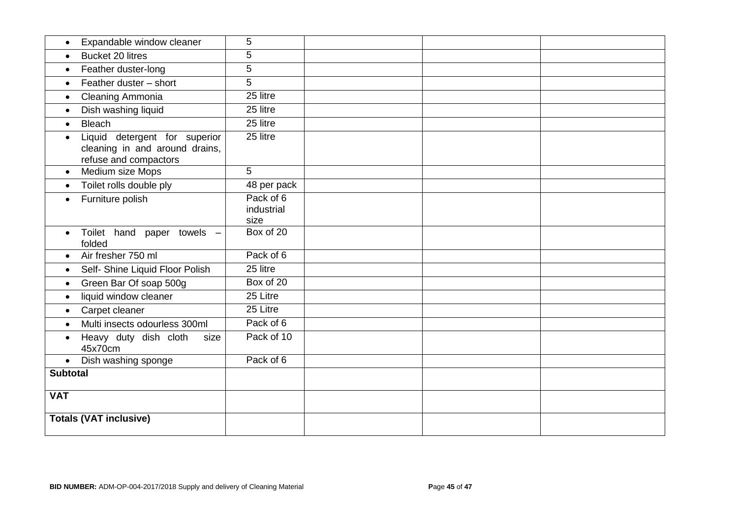| | | | | |
|---|---|---|---|---|
| • Expandable window cleaner | 5 | | | |
| • Bucket 20 litres | 5 | | | |
| • Feather duster-long | 5 | | | |
| • Feather duster – short | 5 | | | |
| • Cleaning Ammonia | 25 litre | | | |
| • Dish washing liquid | 25 litre | | | |
| • Bleach | 25 litre | | | |
| • Liquid detergent for superior cleaning in and around drains, refuse and compactors | 25 litre | | | |
| • Medium size Mops | 5 | | | |
| • Toilet rolls double ply | 48 per pack | | | |
| • Furniture polish | Pack of 6 industrial size | | | |
| • Toilet hand paper towels – folded | Box of 20 | | | |
| • Air fresher 750 ml | Pack of 6 | | | |
| • Self- Shine Liquid Floor Polish | 25 litre | | | |
| • Green Bar Of soap 500g | Box of 20 | | | |
| • liquid window cleaner | 25 Litre | | | |
| • Carpet cleaner | 25 Litre | | | |
| • Multi insects odourless 300ml | Pack of 6 | | | |
| • Heavy duty dish cloth size 45x70cm | Pack of 10 | | | |
| • Dish washing sponge | Pack of 6 | | | |
| **Subtotal** | | | | |
| **VAT** | | | | |
| **Totals (VAT inclusive)** | | | | |

**BID NUMBER:** ADM-OP-004-2017/2018 Supply and delivery of Cleaning Material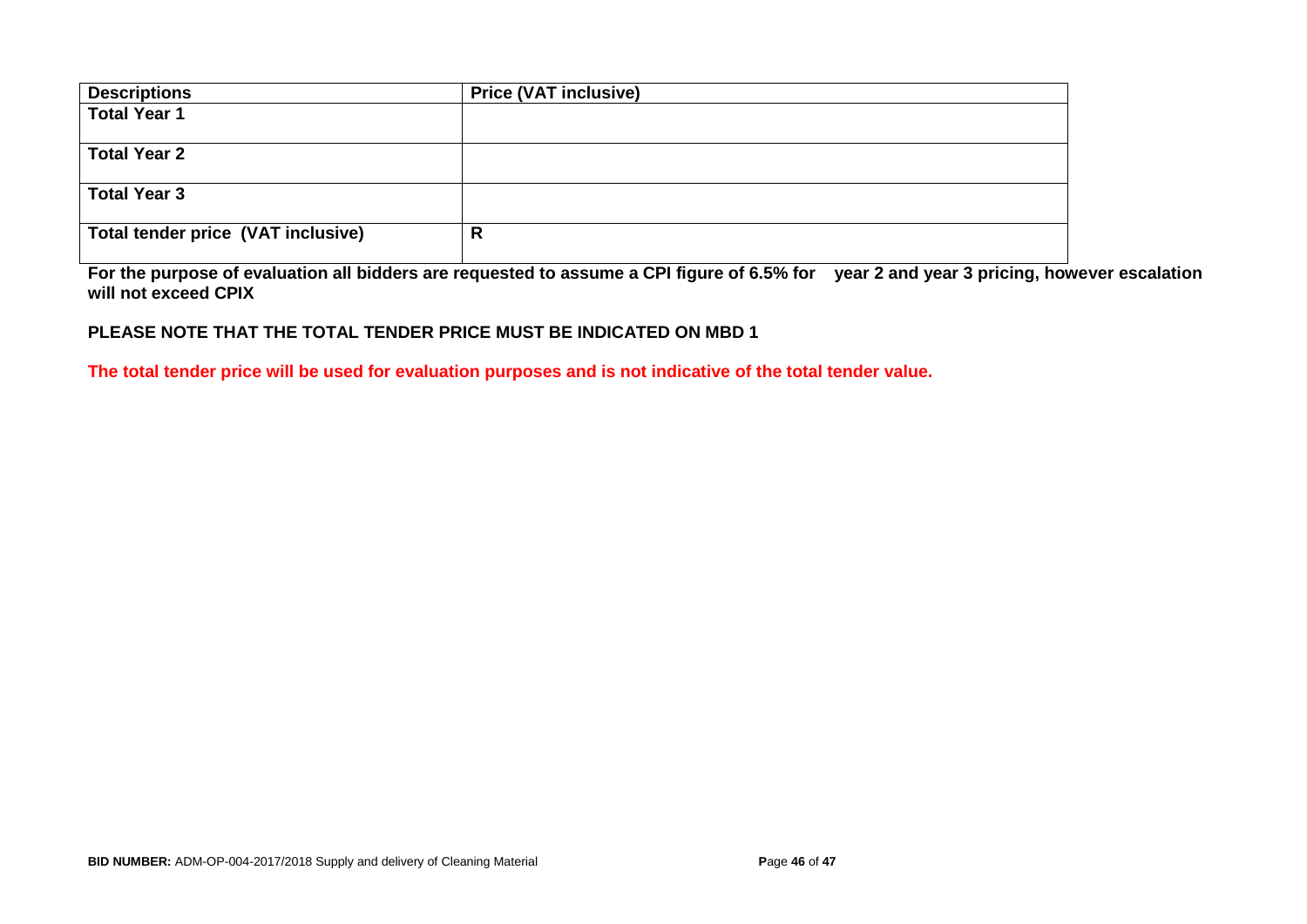| **Descriptions** | **Price (VAT inclusive)** |
|---|---|
| **Total Year 1** | |
| **Total Year 2** | |
| **Total Year 3** | |
| **Total tender price (VAT inclusive)** | **R** |

**For the purpose of evaluation all bidders are requested to assume a CPI figure of 6.5% for year 2 and year 3 pricing, however escalation will not exceed CPIX**

**PLEASE NOTE THAT THE TOTAL TENDER PRICE MUST BE INDICATED ON MBD 1**

**The total tender price will be used for evaluation purposes and is not indicative of the total tender value.**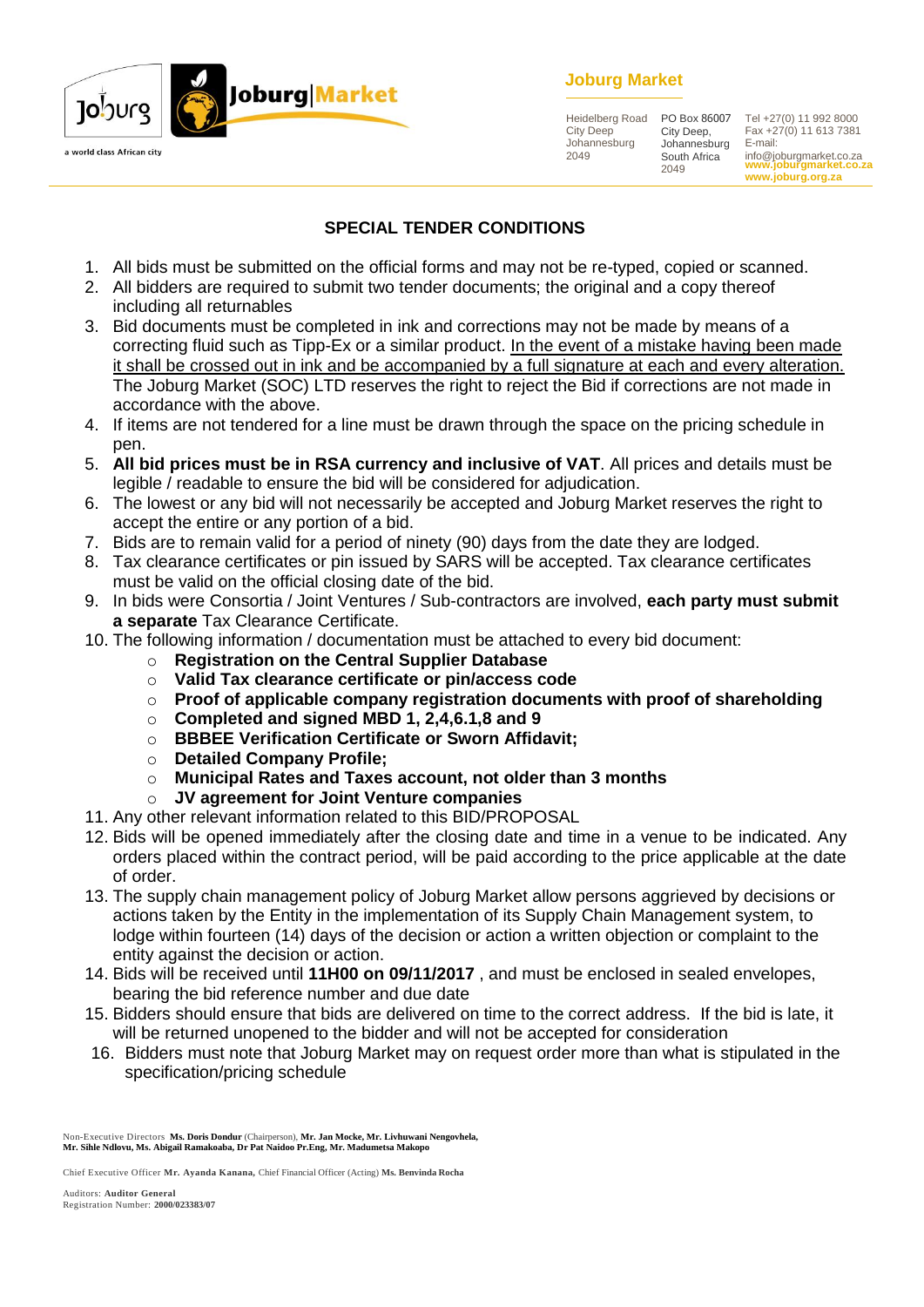Joburg Market

Heidelberg Road
City Deep
Johannesburg
2049

PO Box 86007
City Deep,
Johannesburg
South Africa
2049

Tel +27(0) 11 992 8000
Fax +27(0) 11 613 7381
E-mail:
info@joburgmarket.co.za
www.joburgmarket.co.za
www.joburg.org.za

## SPECIAL TENDER CONDITIONS

1. All bids must be submitted on the official forms and may not be re-typed, copied or scanned.
2. All bidders are required to submit two tender documents; the original and a copy thereof including all returnables
3. Bid documents must be completed in ink and corrections may not be made by means of a correcting fluid such as Tipp-Ex or a similar product. In the event of a mistake having been made it shall be crossed out in ink and be accompanied by a full signature at each and every alteration. The Joburg Market (SOC) LTD reserves the right to reject the Bid if corrections are not made in accordance with the above.
4. If items are not tendered for a line must be drawn through the space on the pricing schedule in pen.
5. **All bid prices must be in RSA currency and inclusive of VAT**. All prices and details must be legible / readable to ensure the bid will be considered for adjudication.
6. The lowest or any bid will not necessarily be accepted and Joburg Market reserves the right to accept the entire or any portion of a bid.
7. Bids are to remain valid for a period of ninety (90) days from the date they are lodged.
8. Tax clearance certificates or pin issued by SARS will be accepted. Tax clearance certificates must be valid on the official closing date of the bid.
9. In bids were Consortia / Joint Ventures / Sub-contractors are involved, **each party must submit a separate** Tax Clearance Certificate.
10. The following information / documentation must be attached to every bid document:
    - **Registration on the Central Supplier Database**
    - **Valid Tax clearance certificate or pin/access code**
    - **Proof of applicable company registration documents with proof of shareholding**
    - **Completed and signed MBD 1, 2,4,6.1,8 and 9**
    - **BBBEE Verification Certificate or Sworn Affidavit;**
    - **Detailed Company Profile;**
    - **Municipal Rates and Taxes account, not older than 3 months**
    - **JV agreement for Joint Venture companies**
11. Any other relevant information related to this BID/PROPOSAL
12. Bids will be opened immediately after the closing date and time in a venue to be indicated. Any orders placed within the contract period, will be paid according to the price applicable at the date of order.
13. The supply chain management policy of Joburg Market allow persons aggrieved by decisions or actions taken by the Entity in the implementation of its Supply Chain Management system, to lodge within fourteen (14) days of the decision or action a written objection or complaint to the entity against the decision or action.
14. Bids will be received until **11H00 on 09/11/2017** , and must be enclosed in sealed envelopes, bearing the bid reference number and due date
15. Bidders should ensure that bids are delivered on time to the correct address. If the bid is late, it will be returned unopened to the bidder and will not be accepted for consideration
16. Bidders must note that Joburg Market may on request order more than what is stipulated in the specification/pricing schedule

Non-Executive Directors **Ms. Doris Dondur** (Chairperson), **Mr. Jan Mocke, Mr. Livhuwani Nengovhela, Mr. Sihle Ndlovu, Ms. Abigail Ramakoaba, Dr Pat Naidoo Pr.Eng, Mr. Madumetsa Makopo**

Chief Executive Officer **Mr. Ayanda Kanana,** Chief Financial Officer (Acting) **Ms. Benvinda Rocha**

Auditors: **Auditor General**
Registration Number: **2000/023383/07**